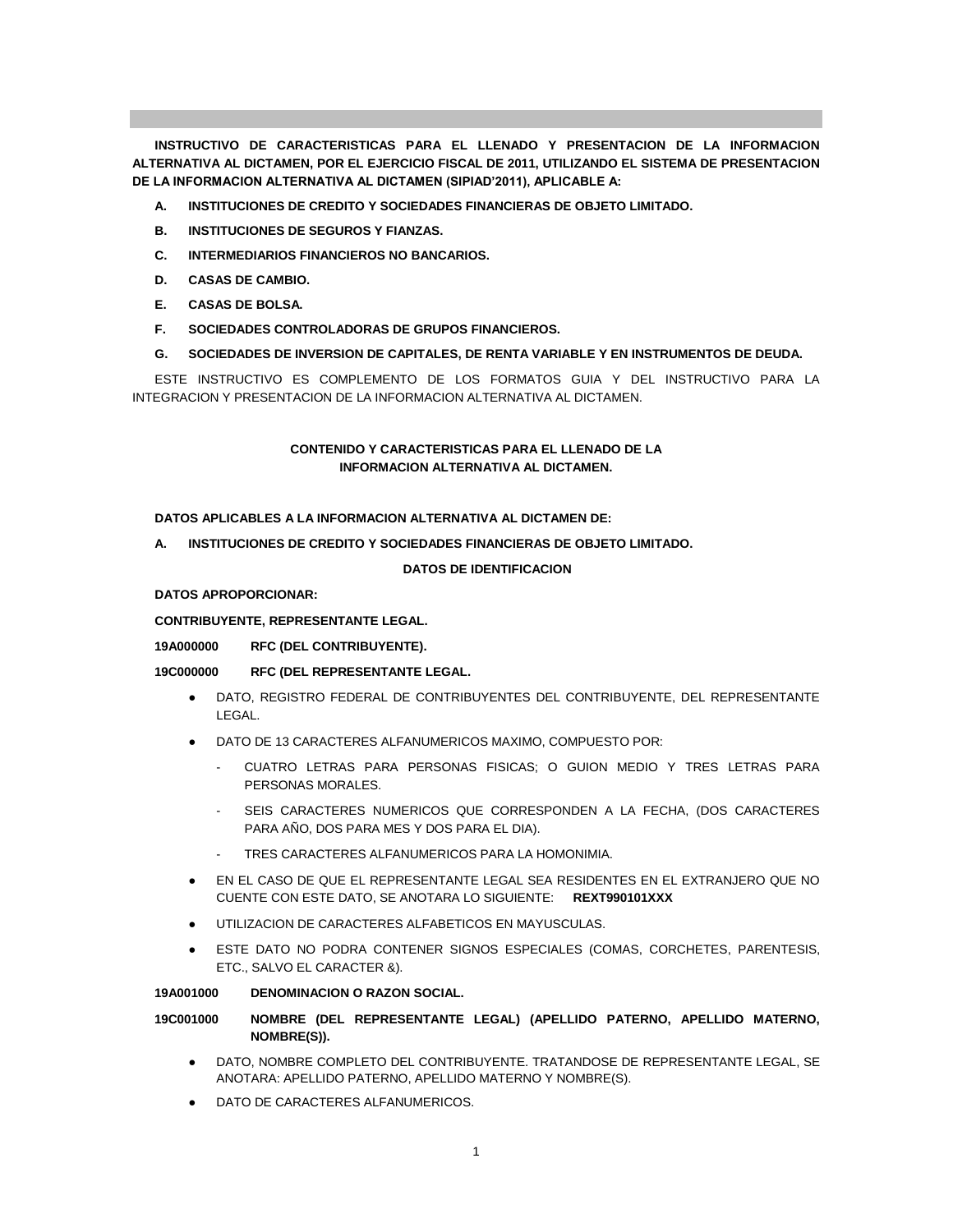**INSTRUCTIVO DE CARACTERISTICAS PARA EL LLENADO Y PRESENTACION DE LA INFORMACION ALTERNATIVA AL DICTAMEN, POR EL EJERCICIO FISCAL DE 2011, UTILIZANDO EL SISTEMA DE PRESENTACION DE LA INFORMACION ALTERNATIVA AL DICTAMEN (SIPIAD'2011), APLICABLE A:**

**A. INSTITUCIONES DE CREDITO Y SOCIEDADES FINANCIERAS DE OBJETO LIMITADO.**

**B. INSTITUCIONES DE SEGUROS Y FIANZAS.**

**C. INTERMEDIARIOS FINANCIEROS NO BANCARIOS.**

**D. CASAS DE CAMBIO.**

**E. CASAS DE BOLSA.**

**F. SOCIEDADES CONTROLADORAS DE GRUPOS FINANCIEROS.**

**G. SOCIEDADES DE INVERSION DE CAPITALES, DE RENTA VARIABLE Y EN INSTRUMENTOS DE DEUDA.**

ESTE INSTRUCTIVO ES COMPLEMENTO DE LOS FORMATOS GUIA Y DEL INSTRUCTIVO PARA LA INTEGRACION Y PRESENTACION DE LA INFORMACION ALTERNATIVA AL DICTAMEN.

## CONTENIDO Y CARACTERISTICAS PARA EL LLENADO DE LA INFORMACION ALTERNATIVA AL DICTAMEN.

**DATOS APLICABLES A LA INFORMACION ALTERNATIVA AL DICTAMEN DE:**

**A. INSTITUCIONES DE CREDITO Y SOCIEDADES FINANCIERAS DE OBJETO LIMITADO.**

### DATOS DE IDENTIFICACION

**DATOS APROPORCIONAR:**

**CONTRIBUYENTE, REPRESENTANTE LEGAL.**

**19A000000 RFC (DEL CONTRIBUYENTE).**

**19C000000 RFC (DEL REPRESENTANTE LEGAL.**

- DATO, REGISTRO FEDERAL DE CONTRIBUYENTES DEL CONTRIBUYENTE, DEL REPRESENTANTE LEGAL.
- DATO DE 13 CARACTERES ALFANUMERICOS MAXIMO, COMPUESTO POR:
  - CUATRO LETRAS PARA PERSONAS FISICAS; O GUION MEDIO Y TRES LETRAS PARA PERSONAS MORALES.
  - SEIS CARACTERES NUMERICOS QUE CORRESPONDEN A LA FECHA, (DOS CARACTERES PARA AÑO, DOS PARA MES Y DOS PARA EL DIA).
  - TRES CARACTERES ALFANUMERICOS PARA LA HOMONIMIA.
- EN EL CASO DE QUE EL REPRESENTANTE LEGAL SEA RESIDENTES EN EL EXTRANJERO QUE NO CUENTE CON ESTE DATO, SE ANOTARA LO SIGUIENTE: **REXT990101XXX**
- UTILIZACION DE CARACTERES ALFABETICOS EN MAYUSCULAS.
- ESTE DATO NO PODRA CONTENER SIGNOS ESPECIALES (COMAS, CORCHETES, PARENTESIS, ETC., SALVO EL CARACTER &).

**19A001000 DENOMINACION O RAZON SOCIAL.**

**19C001000 NOMBRE (DEL REPRESENTANTE LEGAL) (APELLIDO PATERNO, APELLIDO MATERNO, NOMBRE(S)).**

- DATO, NOMBRE COMPLETO DEL CONTRIBUYENTE. TRATANDOSE DE REPRESENTANTE LEGAL, SE ANOTARA: APELLIDO PATERNO, APELLIDO MATERNO Y NOMBRE(S).
- DATO DE CARACTERES ALFANUMERICOS.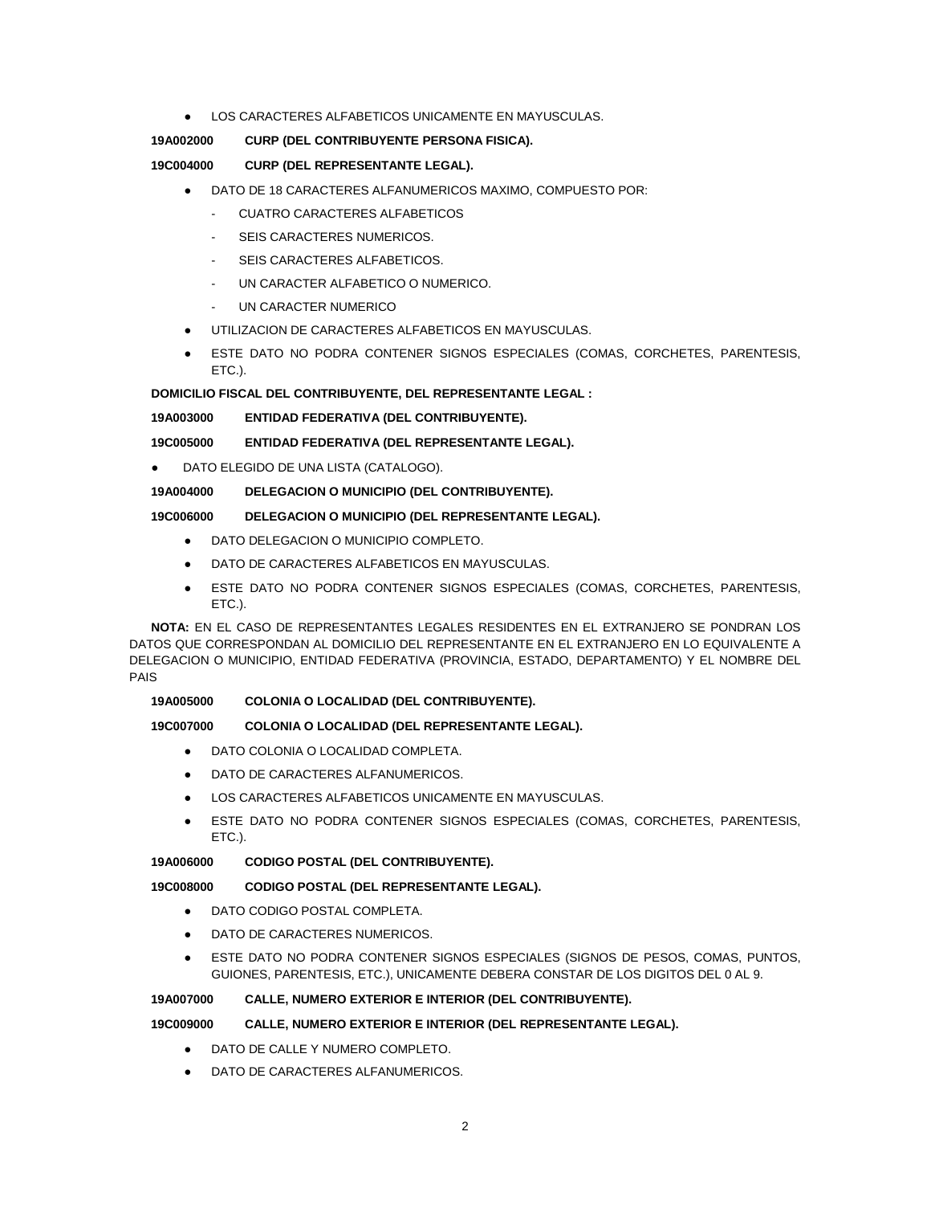- LOS CARACTERES ALFABETICOS UNICAMENTE EN MAYUSCULAS.

**19A002000 CURP (DEL CONTRIBUYENTE PERSONA FISICA).**

**19C004000 CURP (DEL REPRESENTANTE LEGAL).**

- DATO DE 18 CARACTERES ALFANUMERICOS MAXIMO, COMPUESTO POR:
  - CUATRO CARACTERES ALFABETICOS
  - SEIS CARACTERES NUMERICOS.
  - SEIS CARACTERES ALFABETICOS.
  - UN CARACTER ALFABETICO O NUMERICO.
  - UN CARACTER NUMERICO
- UTILIZACION DE CARACTERES ALFABETICOS EN MAYUSCULAS.
- ESTE DATO NO PODRA CONTENER SIGNOS ESPECIALES (COMAS, CORCHETES, PARENTESIS, ETC.).

**DOMICILIO FISCAL DEL CONTRIBUYENTE, DEL REPRESENTANTE LEGAL :**

**19A003000 ENTIDAD FEDERATIVA (DEL CONTRIBUYENTE).**

**19C005000 ENTIDAD FEDERATIVA (DEL REPRESENTANTE LEGAL).**

- DATO ELEGIDO DE UNA LISTA (CATALOGO).

**19A004000 DELEGACION O MUNICIPIO (DEL CONTRIBUYENTE).**

**19C006000 DELEGACION O MUNICIPIO (DEL REPRESENTANTE LEGAL).**

- DATO DELEGACION O MUNICIPIO COMPLETO.
- DATO DE CARACTERES ALFABETICOS EN MAYUSCULAS.
- ESTE DATO NO PODRA CONTENER SIGNOS ESPECIALES (COMAS, CORCHETES, PARENTESIS, ETC.).

**NOTA:** EN EL CASO DE REPRESENTANTES LEGALES RESIDENTES EN EL EXTRANJERO SE PONDRAN LOS DATOS QUE CORRESPONDAN AL DOMICILIO DEL REPRESENTANTE EN EL EXTRANJERO EN LO EQUIVALENTE A DELEGACION O MUNICIPIO, ENTIDAD FEDERATIVA (PROVINCIA, ESTADO, DEPARTAMENTO) Y EL NOMBRE DEL PAIS

**19A005000 COLONIA O LOCALIDAD (DEL CONTRIBUYENTE).**

**19C007000 COLONIA O LOCALIDAD (DEL REPRESENTANTE LEGAL).**

- DATO COLONIA O LOCALIDAD COMPLETA.
- DATO DE CARACTERES ALFANUMERICOS.
- LOS CARACTERES ALFABETICOS UNICAMENTE EN MAYUSCULAS.
- ESTE DATO NO PODRA CONTENER SIGNOS ESPECIALES (COMAS, CORCHETES, PARENTESIS, ETC.).

**19A006000 CODIGO POSTAL (DEL CONTRIBUYENTE).**

**19C008000 CODIGO POSTAL (DEL REPRESENTANTE LEGAL).**

- DATO CODIGO POSTAL COMPLETA.
- DATO DE CARACTERES NUMERICOS.
- ESTE DATO NO PODRA CONTENER SIGNOS ESPECIALES (SIGNOS DE PESOS, COMAS, PUNTOS, GUIONES, PARENTESIS, ETC.), UNICAMENTE DEBERA CONSTAR DE LOS DIGITOS DEL 0 AL 9.

**19A007000 CALLE, NUMERO EXTERIOR E INTERIOR (DEL CONTRIBUYENTE).**

**19C009000 CALLE, NUMERO EXTERIOR E INTERIOR (DEL REPRESENTANTE LEGAL).**

- DATO DE CALLE Y NUMERO COMPLETO.
- DATO DE CARACTERES ALFANUMERICOS.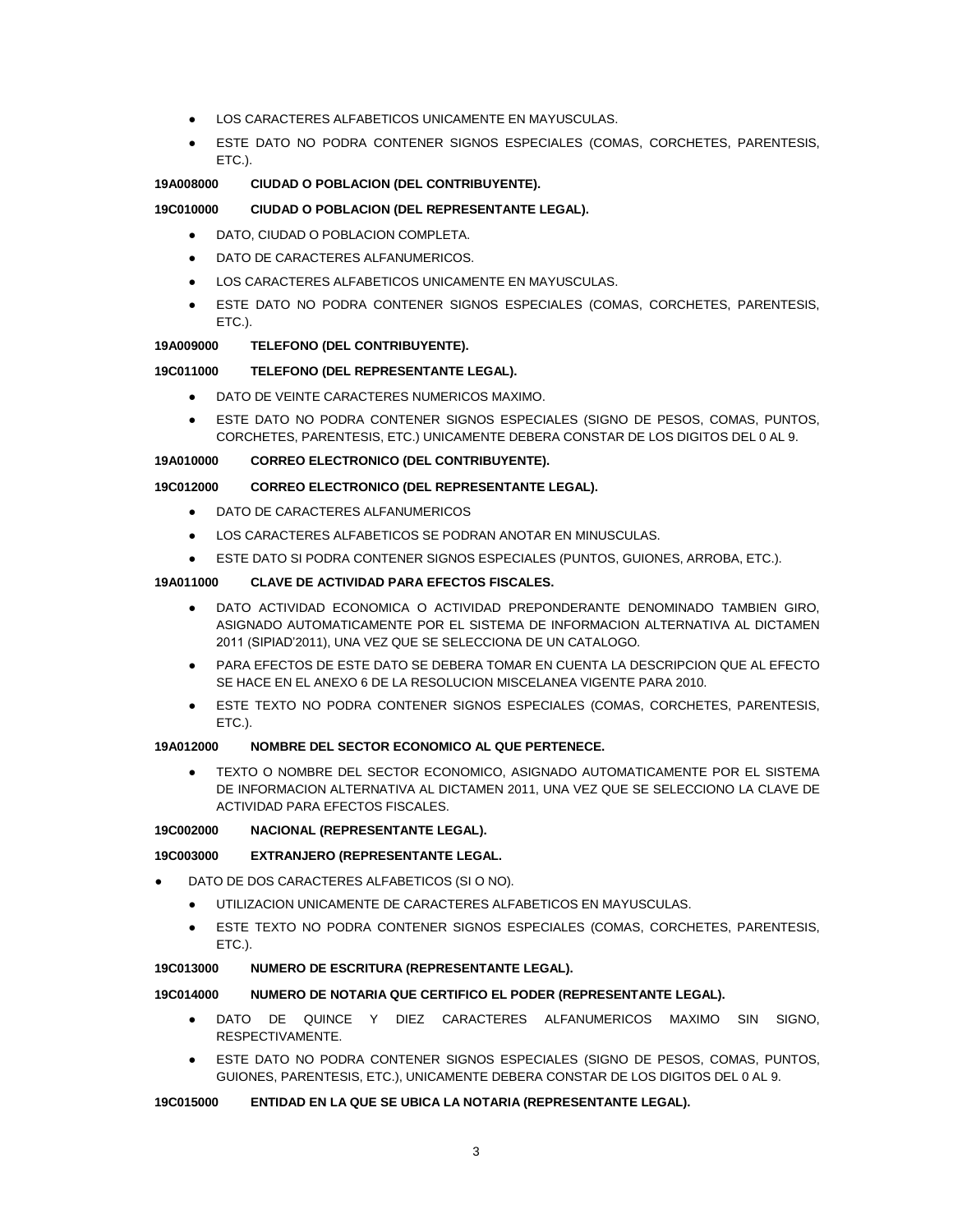- LOS CARACTERES ALFABETICOS UNICAMENTE EN MAYUSCULAS.
- ESTE DATO NO PODRA CONTENER SIGNOS ESPECIALES (COMAS, CORCHETES, PARENTESIS, ETC.).

**19A008000 CIUDAD O POBLACION (DEL CONTRIBUYENTE).**

**19C010000 CIUDAD O POBLACION (DEL REPRESENTANTE LEGAL).**

- DATO, CIUDAD O POBLACION COMPLETA.
- DATO DE CARACTERES ALFANUMERICOS.
- LOS CARACTERES ALFABETICOS UNICAMENTE EN MAYUSCULAS.
- ESTE DATO NO PODRA CONTENER SIGNOS ESPECIALES (COMAS, CORCHETES, PARENTESIS, ETC.).

**19A009000 TELEFONO (DEL CONTRIBUYENTE).**

**19C011000 TELEFONO (DEL REPRESENTANTE LEGAL).**

- DATO DE VEINTE CARACTERES NUMERICOS MAXIMO.
- ESTE DATO NO PODRA CONTENER SIGNOS ESPECIALES (SIGNO DE PESOS, COMAS, PUNTOS, CORCHETES, PARENTESIS, ETC.) UNICAMENTE DEBERA CONSTAR DE LOS DIGITOS DEL 0 AL 9.

**19A010000 CORREO ELECTRONICO (DEL CONTRIBUYENTE).**

**19C012000 CORREO ELECTRONICO (DEL REPRESENTANTE LEGAL).**

- DATO DE CARACTERES ALFANUMERICOS
- LOS CARACTERES ALFABETICOS SE PODRAN ANOTAR EN MINUSCULAS.
- ESTE DATO SI PODRA CONTENER SIGNOS ESPECIALES (PUNTOS, GUIONES, ARROBA, ETC.).

**19A011000 CLAVE DE ACTIVIDAD PARA EFECTOS FISCALES.**

- DATO ACTIVIDAD ECONOMICA O ACTIVIDAD PREPONDERANTE DENOMINADO TAMBIEN GIRO, ASIGNADO AUTOMATICAMENTE POR EL SISTEMA DE INFORMACION ALTERNATIVA AL DICTAMEN 2011 (SIPIAD'2011), UNA VEZ QUE SE SELECCIONA DE UN CATALOGO.
- PARA EFECTOS DE ESTE DATO SE DEBERA TOMAR EN CUENTA LA DESCRIPCION QUE AL EFECTO SE HACE EN EL ANEXO 6 DE LA RESOLUCION MISCELANEA VIGENTE PARA 2010.
- ESTE TEXTO NO PODRA CONTENER SIGNOS ESPECIALES (COMAS, CORCHETES, PARENTESIS, ETC.).

**19A012000 NOMBRE DEL SECTOR ECONOMICO AL QUE PERTENECE.**

- TEXTO O NOMBRE DEL SECTOR ECONOMICO, ASIGNADO AUTOMATICAMENTE POR EL SISTEMA DE INFORMACION ALTERNATIVA AL DICTAMEN 2011, UNA VEZ QUE SE SELECCIONO LA CLAVE DE ACTIVIDAD PARA EFECTOS FISCALES.

**19C002000 NACIONAL (REPRESENTANTE LEGAL).**

**19C003000 EXTRANJERO (REPRESENTANTE LEGAL.**

- DATO DE DOS CARACTERES ALFABETICOS (SI O NO).
  - UTILIZACION UNICAMENTE DE CARACTERES ALFABETICOS EN MAYUSCULAS.
  - ESTE TEXTO NO PODRA CONTENER SIGNOS ESPECIALES (COMAS, CORCHETES, PARENTESIS, ETC.).

**19C013000 NUMERO DE ESCRITURA (REPRESENTANTE LEGAL).**

**19C014000 NUMERO DE NOTARIA QUE CERTIFICO EL PODER (REPRESENTANTE LEGAL).**

- DATO DE QUINCE Y DIEZ CARACTERES ALFANUMERICOS MAXIMO SIN SIGNO, RESPECTIVAMENTE.
- ESTE DATO NO PODRA CONTENER SIGNOS ESPECIALES (SIGNO DE PESOS, COMAS, PUNTOS, GUIONES, PARENTESIS, ETC.), UNICAMENTE DEBERA CONSTAR DE LOS DIGITOS DEL 0 AL 9.

**19C015000 ENTIDAD EN LA QUE SE UBICA LA NOTARIA (REPRESENTANTE LEGAL).**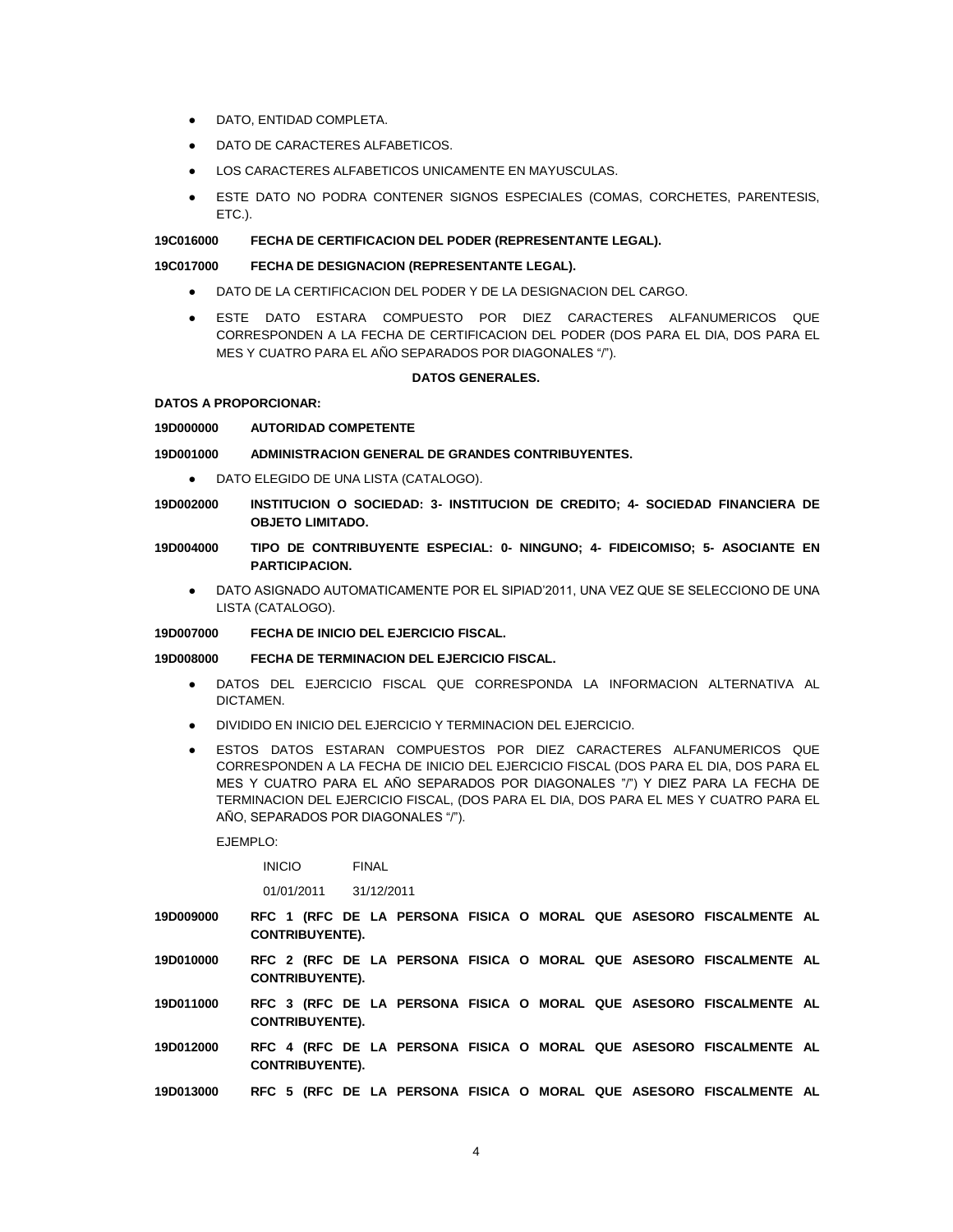- DATO, ENTIDAD COMPLETA.
- DATO DE CARACTERES ALFABETICOS.
- LOS CARACTERES ALFABETICOS UNICAMENTE EN MAYUSCULAS.
- ESTE DATO NO PODRA CONTENER SIGNOS ESPECIALES (COMAS, CORCHETES, PARENTESIS, ETC.).

**19C016000 FECHA DE CERTIFICACION DEL PODER (REPRESENTANTE LEGAL).**

**19C017000 FECHA DE DESIGNACION (REPRESENTANTE LEGAL).**

- DATO DE LA CERTIFICACION DEL PODER Y DE LA DESIGNACION DEL CARGO.
- ESTE DATO ESTARA COMPUESTO POR DIEZ CARACTERES ALFANUMERICOS QUE CORRESPONDEN A LA FECHA DE CERTIFICACION DEL PODER (DOS PARA EL DIA, DOS PARA EL MES Y CUATRO PARA EL AÑO SEPARADOS POR DIAGONALES "/").

**DATOS GENERALES.**

**DATOS A PROPORCIONAR:**

**19D000000 AUTORIDAD COMPETENTE**

**19D001000 ADMINISTRACION GENERAL DE GRANDES CONTRIBUYENTES.**

- DATO ELEGIDO DE UNA LISTA (CATALOGO).

**19D002000 INSTITUCION O SOCIEDAD: 3- INSTITUCION DE CREDITO; 4- SOCIEDAD FINANCIERA DE OBJETO LIMITADO.**

**19D004000 TIPO DE CONTRIBUYENTE ESPECIAL: 0- NINGUNO; 4- FIDEICOMISO; 5- ASOCIANTE EN PARTICIPACION.**

- DATO ASIGNADO AUTOMATICAMENTE POR EL SIPIAD'2011, UNA VEZ QUE SE SELECCIONO DE UNA LISTA (CATALOGO).

**19D007000 FECHA DE INICIO DEL EJERCICIO FISCAL.**

**19D008000 FECHA DE TERMINACION DEL EJERCICIO FISCAL.**

- DATOS DEL EJERCICIO FISCAL QUE CORRESPONDA LA INFORMACION ALTERNATIVA AL DICTAMEN.
- DIVIDIDO EN INICIO DEL EJERCICIO Y TERMINACION DEL EJERCICIO.
- ESTOS DATOS ESTARAN COMPUESTOS POR DIEZ CARACTERES ALFANUMERICOS QUE CORRESPONDEN A LA FECHA DE INICIO DEL EJERCICIO FISCAL (DOS PARA EL DIA, DOS PARA EL MES Y CUATRO PARA EL AÑO SEPARADOS POR DIAGONALES "/") Y DIEZ PARA LA FECHA DE TERMINACION DEL EJERCICIO FISCAL, (DOS PARA EL DIA, DOS PARA EL MES Y CUATRO PARA EL AÑO, SEPARADOS POR DIAGONALES "/").

  EJEMPLO:

  | INICIO | FINAL |
  | --- | --- |
  | 01/01/2011 | 31/12/2011 |

**19D009000 RFC 1 (RFC DE LA PERSONA FISICA O MORAL QUE ASESORO FISCALMENTE AL CONTRIBUYENTE).**

**19D010000 RFC 2 (RFC DE LA PERSONA FISICA O MORAL QUE ASESORO FISCALMENTE AL CONTRIBUYENTE).**

**19D011000 RFC 3 (RFC DE LA PERSONA FISICA O MORAL QUE ASESORO FISCALMENTE AL CONTRIBUYENTE).**

**19D012000 RFC 4 (RFC DE LA PERSONA FISICA O MORAL QUE ASESORO FISCALMENTE AL CONTRIBUYENTE).**

**19D013000 RFC 5 (RFC DE LA PERSONA FISICA O MORAL QUE ASESORO FISCALMENTE AL**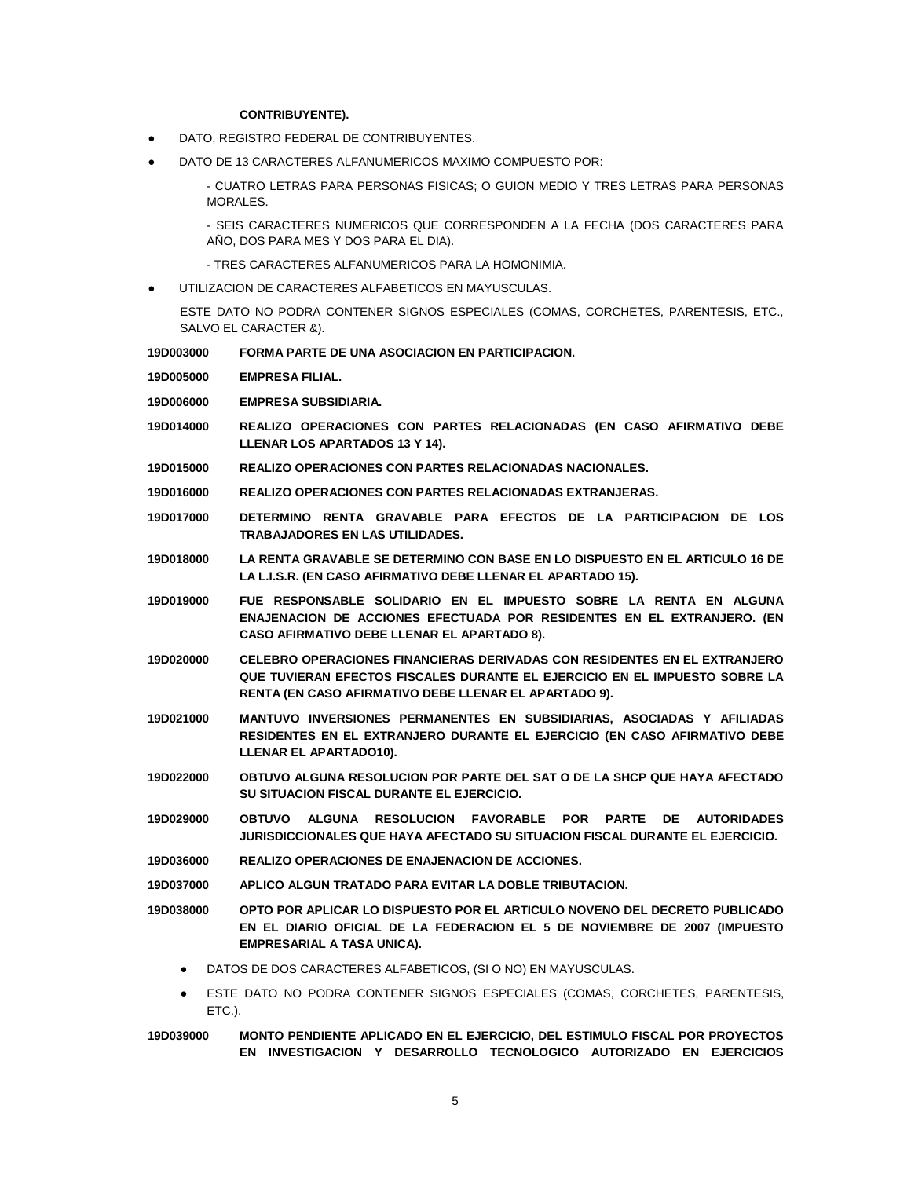**CONTRIBUYENTE).**

- DATO, REGISTRO FEDERAL DE CONTRIBUYENTES.
- DATO DE 13 CARACTERES ALFANUMERICOS MAXIMO COMPUESTO POR:

  - CUATRO LETRAS PARA PERSONAS FISICAS; O GUION MEDIO Y TRES LETRAS PARA PERSONAS MORALES.

  - SEIS CARACTERES NUMERICOS QUE CORRESPONDEN A LA FECHA (DOS CARACTERES PARA AÑO, DOS PARA MES Y DOS PARA EL DIA).

  - TRES CARACTERES ALFANUMERICOS PARA LA HOMONIMIA.

- UTILIZACION DE CARACTERES ALFABETICOS EN MAYUSCULAS.

  ESTE DATO NO PODRA CONTENER SIGNOS ESPECIALES (COMAS, CORCHETES, PARENTESIS, ETC., SALVO EL CARACTER &).

**19D003000 FORMA PARTE DE UNA ASOCIACION EN PARTICIPACION.**

**19D005000 EMPRESA FILIAL.**

**19D006000 EMPRESA SUBSIDIARIA.**

**19D014000 REALIZO OPERACIONES CON PARTES RELACIONADAS (EN CASO AFIRMATIVO DEBE LLENAR LOS APARTADOS 13 Y 14).**

**19D015000 REALIZO OPERACIONES CON PARTES RELACIONADAS NACIONALES.**

**19D016000 REALIZO OPERACIONES CON PARTES RELACIONADAS EXTRANJERAS.**

**19D017000 DETERMINO RENTA GRAVABLE PARA EFECTOS DE LA PARTICIPACION DE LOS TRABAJADORES EN LAS UTILIDADES.**

**19D018000 LA RENTA GRAVABLE SE DETERMINO CON BASE EN LO DISPUESTO EN EL ARTICULO 16 DE LA L.I.S.R. (EN CASO AFIRMATIVO DEBE LLENAR EL APARTADO 15).**

**19D019000 FUE RESPONSABLE SOLIDARIO EN EL IMPUESTO SOBRE LA RENTA EN ALGUNA ENAJENACION DE ACCIONES EFECTUADA POR RESIDENTES EN EL EXTRANJERO. (EN CASO AFIRMATIVO DEBE LLENAR EL APARTADO 8).**

**19D020000 CELEBRO OPERACIONES FINANCIERAS DERIVADAS CON RESIDENTES EN EL EXTRANJERO QUE TUVIERAN EFECTOS FISCALES DURANTE EL EJERCICIO EN EL IMPUESTO SOBRE LA RENTA (EN CASO AFIRMATIVO DEBE LLENAR EL APARTADO 9).**

**19D021000 MANTUVO INVERSIONES PERMANENTES EN SUBSIDIARIAS, ASOCIADAS Y AFILIADAS RESIDENTES EN EL EXTRANJERO DURANTE EL EJERCICIO (EN CASO AFIRMATIVO DEBE LLENAR EL APARTADO10).**

**19D022000 OBTUVO ALGUNA RESOLUCION POR PARTE DEL SAT O DE LA SHCP QUE HAYA AFECTADO SU SITUACION FISCAL DURANTE EL EJERCICIO.**

**19D029000 OBTUVO ALGUNA RESOLUCION FAVORABLE POR PARTE DE AUTORIDADES JURISDICCIONALES QUE HAYA AFECTADO SU SITUACION FISCAL DURANTE EL EJERCICIO.**

**19D036000 REALIZO OPERACIONES DE ENAJENACION DE ACCIONES.**

**19D037000 APLICO ALGUN TRATADO PARA EVITAR LA DOBLE TRIBUTACION.**

**19D038000 OPTO POR APLICAR LO DISPUESTO POR EL ARTICULO NOVENO DEL DECRETO PUBLICADO EN EL DIARIO OFICIAL DE LA FEDERACION EL 5 DE NOVIEMBRE DE 2007 (IMPUESTO EMPRESARIAL A TASA UNICA).**

- DATOS DE DOS CARACTERES ALFABETICOS, (SI O NO) EN MAYUSCULAS.
- ESTE DATO NO PODRA CONTENER SIGNOS ESPECIALES (COMAS, CORCHETES, PARENTESIS, ETC.).

**19D039000 MONTO PENDIENTE APLICADO EN EL EJERCICIO, DEL ESTIMULO FISCAL POR PROYECTOS EN INVESTIGACION Y DESARROLLO TECNOLOGICO AUTORIZADO EN EJERCICIOS**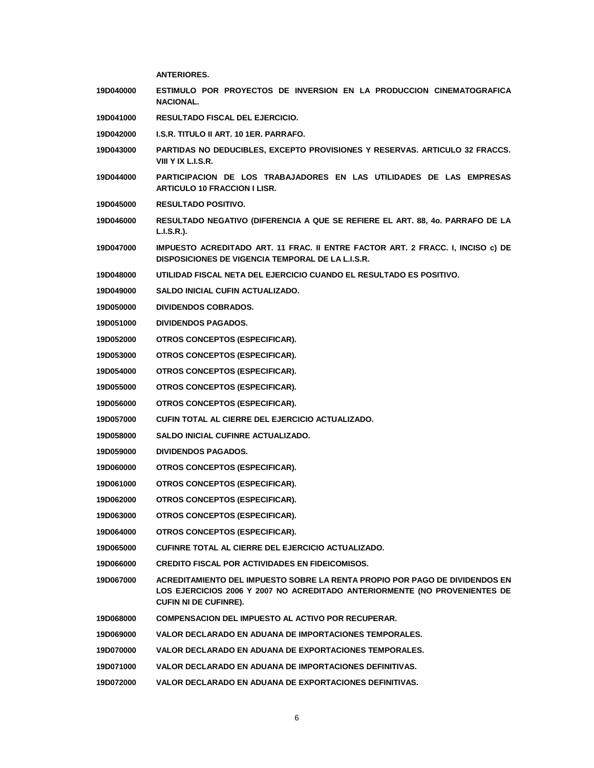**ANTERIORES.**

| | |
|---|---|
| **19D040000** | **ESTIMULO POR PROYECTOS DE INVERSION EN LA PRODUCCION CINEMATOGRAFICA NACIONAL.** |
| **19D041000** | **RESULTADO FISCAL DEL EJERCICIO.** |
| **19D042000** | **I.S.R. TITULO II ART. 10 1ER. PARRAFO.** |
| **19D043000** | **PARTIDAS NO DEDUCIBLES, EXCEPTO PROVISIONES Y RESERVAS. ARTICULO 32 FRACCS. VIII Y IX L.I.S.R.** |
| **19D044000** | **PARTICIPACION DE LOS TRABAJADORES EN LAS UTILIDADES DE LAS EMPRESAS ARTICULO 10 FRACCION I LISR.** |
| **19D045000** | **RESULTADO POSITIVO.** |
| **19D046000** | **RESULTADO NEGATIVO (DIFERENCIA A QUE SE REFIERE EL ART. 88, 4o. PARRAFO DE LA L.I.S.R.).** |
| **19D047000** | **IMPUESTO ACREDITADO ART. 11 FRAC. II ENTRE FACTOR ART. 2 FRACC. I, INCISO c) DE DISPOSICIONES DE VIGENCIA TEMPORAL DE LA L.I.S.R.** |
| **19D048000** | **UTILIDAD FISCAL NETA DEL EJERCICIO CUANDO EL RESULTADO ES POSITIVO.** |
| **19D049000** | **SALDO INICIAL CUFIN ACTUALIZADO.** |
| **19D050000** | **DIVIDENDOS COBRADOS.** |
| **19D051000** | **DIVIDENDOS PAGADOS.** |
| **19D052000** | **OTROS CONCEPTOS (ESPECIFICAR).** |
| **19D053000** | **OTROS CONCEPTOS (ESPECIFICAR).** |
| **19D054000** | **OTROS CONCEPTOS (ESPECIFICAR).** |
| **19D055000** | **OTROS CONCEPTOS (ESPECIFICAR).** |
| **19D056000** | **OTROS CONCEPTOS (ESPECIFICAR).** |
| **19D057000** | **CUFIN TOTAL AL CIERRE DEL EJERCICIO ACTUALIZADO.** |
| **19D058000** | **SALDO INICIAL CUFINRE ACTUALIZADO.** |
| **19D059000** | **DIVIDENDOS PAGADOS.** |
| **19D060000** | **OTROS CONCEPTOS (ESPECIFICAR).** |
| **19D061000** | **OTROS CONCEPTOS (ESPECIFICAR).** |
| **19D062000** | **OTROS CONCEPTOS (ESPECIFICAR).** |
| **19D063000** | **OTROS CONCEPTOS (ESPECIFICAR).** |
| **19D064000** | **OTROS CONCEPTOS (ESPECIFICAR).** |
| **19D065000** | **CUFINRE TOTAL AL CIERRE DEL EJERCICIO ACTUALIZADO.** |
| **19D066000** | **CREDITO FISCAL POR ACTIVIDADES EN FIDEICOMISOS.** |
| **19D067000** | **ACREDITAMIENTO DEL IMPUESTO SOBRE LA RENTA PROPIO POR PAGO DE DIVIDENDOS EN LOS EJERCICIOS 2006 Y 2007 NO ACREDITADO ANTERIORMENTE (NO PROVENIENTES DE CUFIN NI DE CUFINRE).** |
| **19D068000** | **COMPENSACION DEL IMPUESTO AL ACTIVO POR RECUPERAR.** |
| **19D069000** | **VALOR DECLARADO EN ADUANA DE IMPORTACIONES TEMPORALES.** |
| **19D070000** | **VALOR DECLARADO EN ADUANA DE EXPORTACIONES TEMPORALES.** |
| **19D071000** | **VALOR DECLARADO EN ADUANA DE IMPORTACIONES DEFINITIVAS.** |
| **19D072000** | **VALOR DECLARADO EN ADUANA DE EXPORTACIONES DEFINITIVAS.** |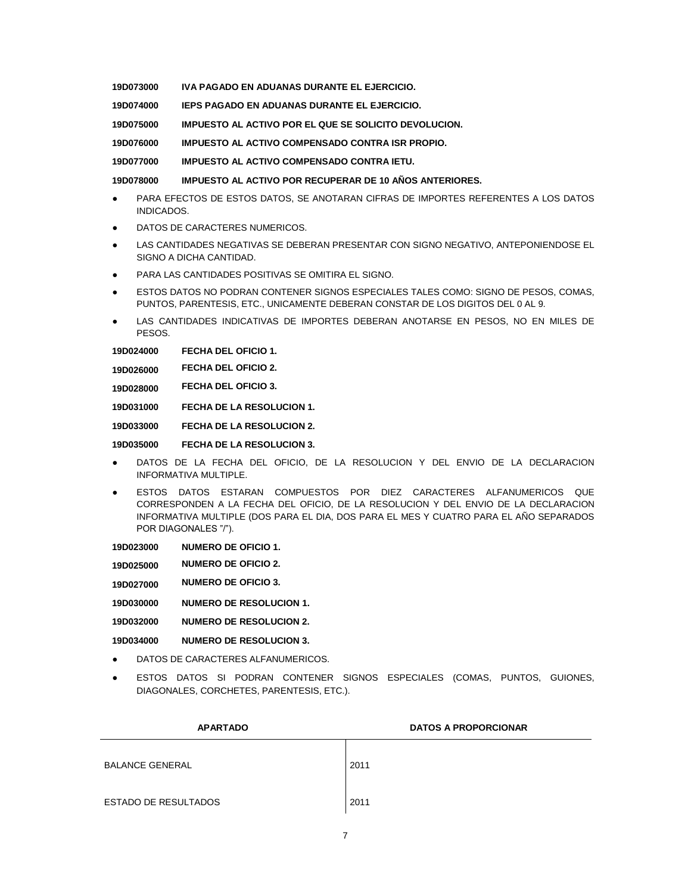**19D073000 IVA PAGADO EN ADUANAS DURANTE EL EJERCICIO.**

**19D074000 IEPS PAGADO EN ADUANAS DURANTE EL EJERCICIO.**

**19D075000 IMPUESTO AL ACTIVO POR EL QUE SE SOLICITO DEVOLUCION.**

**19D076000 IMPUESTO AL ACTIVO COMPENSADO CONTRA ISR PROPIO.**

**19D077000 IMPUESTO AL ACTIVO COMPENSADO CONTRA IETU.**

**19D078000 IMPUESTO AL ACTIVO POR RECUPERAR DE 10 AÑOS ANTERIORES.**

- PARA EFECTOS DE ESTOS DATOS, SE ANOTARAN CIFRAS DE IMPORTES REFERENTES A LOS DATOS INDICADOS.
- DATOS DE CARACTERES NUMERICOS.
- LAS CANTIDADES NEGATIVAS SE DEBERAN PRESENTAR CON SIGNO NEGATIVO, ANTEPONIENDOSE EL SIGNO A DICHA CANTIDAD.
- PARA LAS CANTIDADES POSITIVAS SE OMITIRA EL SIGNO.
- ESTOS DATOS NO PODRAN CONTENER SIGNOS ESPECIALES TALES COMO: SIGNO DE PESOS, COMAS, PUNTOS, PARENTESIS, ETC., UNICAMENTE DEBERAN CONSTAR DE LOS DIGITOS DEL 0 AL 9.
- LAS CANTIDADES INDICATIVAS DE IMPORTES DEBERAN ANOTARSE EN PESOS, NO EN MILES DE PESOS.

**19D024000 FECHA DEL OFICIO 1.**

**19D026000 FECHA DEL OFICIO 2.**

**19D028000 FECHA DEL OFICIO 3.**

**19D031000 FECHA DE LA RESOLUCION 1.**

**19D033000 FECHA DE LA RESOLUCION 2.**

**19D035000 FECHA DE LA RESOLUCION 3.**

- DATOS DE LA FECHA DEL OFICIO, DE LA RESOLUCION Y DEL ENVIO DE LA DECLARACION INFORMATIVA MULTIPLE.
- ESTOS DATOS ESTARAN COMPUESTOS POR DIEZ CARACTERES ALFANUMERICOS QUE CORRESPONDEN A LA FECHA DEL OFICIO, DE LA RESOLUCION Y DEL ENVIO DE LA DECLARACION INFORMATIVA MULTIPLE (DOS PARA EL DIA, DOS PARA EL MES Y CUATRO PARA EL AÑO SEPARADOS POR DIAGONALES "/").

**19D023000 NUMERO DE OFICIO 1.**

**19D025000 NUMERO DE OFICIO 2.**

**19D027000 NUMERO DE OFICIO 3.**

**19D030000 NUMERO DE RESOLUCION 1.**

**19D032000 NUMERO DE RESOLUCION 2.**

**19D034000 NUMERO DE RESOLUCION 3.**

- DATOS DE CARACTERES ALFANUMERICOS.
- ESTOS DATOS SI PODRAN CONTENER SIGNOS ESPECIALES (COMAS, PUNTOS, GUIONES, DIAGONALES, CORCHETES, PARENTESIS, ETC.).

| APARTADO | DATOS A PROPORCIONAR |
|---|---|
| BALANCE GENERAL | 2011 |
| ESTADO DE RESULTADOS | 2011 |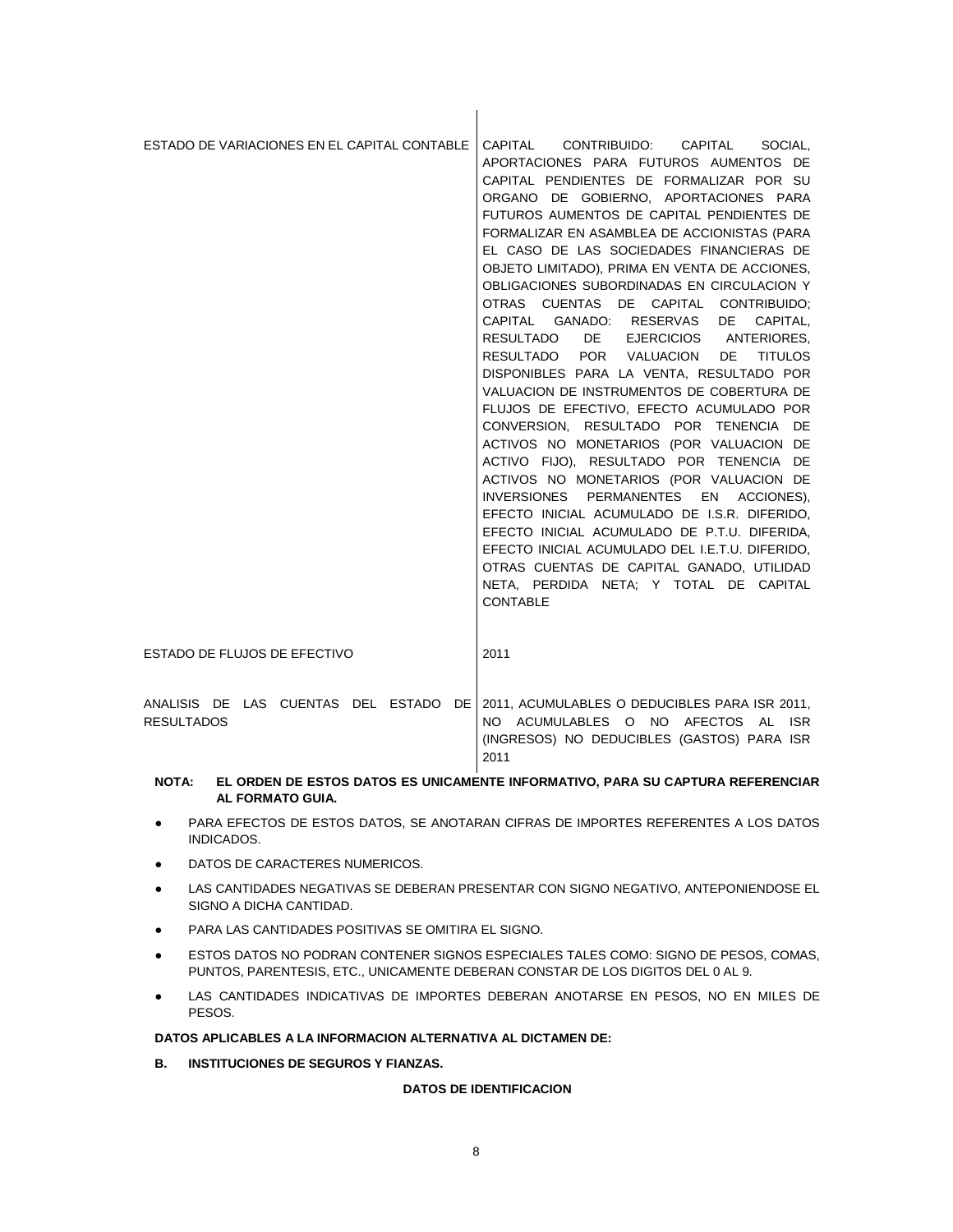| | |
|---|---|
| ESTADO DE VARIACIONES EN EL CAPITAL CONTABLE | CAPITAL CONTRIBUIDO: CAPITAL SOCIAL, APORTACIONES PARA FUTUROS AUMENTOS DE CAPITAL PENDIENTES DE FORMALIZAR POR SU ORGANO DE GOBIERNO, APORTACIONES PARA FUTUROS AUMENTOS DE CAPITAL PENDIENTES DE FORMALIZAR EN ASAMBLEA DE ACCIONISTAS (PARA EL CASO DE LAS SOCIEDADES FINANCIERAS DE OBJETO LIMITADO), PRIMA EN VENTA DE ACCIONES, OBLIGACIONES SUBORDINADAS EN CIRCULACION Y OTRAS CUENTAS DE CAPITAL CONTRIBUIDO; CAPITAL GANADO: RESERVAS DE CAPITAL, RESULTADO DE EJERCICIOS ANTERIORES, RESULTADO POR VALUACION DE TITULOS DISPONIBLES PARA LA VENTA, RESULTADO POR VALUACION DE INSTRUMENTOS DE COBERTURA DE FLUJOS DE EFECTIVO, EFECTO ACUMULADO POR CONVERSION, RESULTADO POR TENENCIA DE ACTIVOS NO MONETARIOS (POR VALUACION DE ACTIVO FIJO), RESULTADO POR TENENCIA DE ACTIVOS NO MONETARIOS (POR VALUACION DE INVERSIONES PERMANENTES EN ACCIONES), EFECTO INICIAL ACUMULADO DE I.S.R. DIFERIDO, EFECTO INICIAL ACUMULADO DE P.T.U. DIFERIDA, EFECTO INICIAL ACUMULADO DEL I.E.T.U. DIFERIDO, OTRAS CUENTAS DE CAPITAL GANADO, UTILIDAD NETA, PERDIDA NETA; Y TOTAL DE CAPITAL CONTABLE |
| ESTADO DE FLUJOS DE EFECTIVO | 2011 |
| ANALISIS DE LAS CUENTAS DEL ESTADO DE RESULTADOS | 2011, ACUMULABLES O DEDUCIBLES PARA ISR 2011, NO ACUMULABLES O NO AFECTOS AL ISR (INGRESOS) NO DEDUCIBLES (GASTOS) PARA ISR 2011 |

**NOTA: EL ORDEN DE ESTOS DATOS ES UNICAMENTE INFORMATIVO, PARA SU CAPTURA REFERENCIAR AL FORMATO GUIA.**

- PARA EFECTOS DE ESTOS DATOS, SE ANOTARAN CIFRAS DE IMPORTES REFERENTES A LOS DATOS INDICADOS.
- DATOS DE CARACTERES NUMERICOS.
- LAS CANTIDADES NEGATIVAS SE DEBERAN PRESENTAR CON SIGNO NEGATIVO, ANTEPONIENDOSE EL SIGNO A DICHA CANTIDAD.
- PARA LAS CANTIDADES POSITIVAS SE OMITIRA EL SIGNO.
- ESTOS DATOS NO PODRAN CONTENER SIGNOS ESPECIALES TALES COMO: SIGNO DE PESOS, COMAS, PUNTOS, PARENTESIS, ETC., UNICAMENTE DEBERAN CONSTAR DE LOS DIGITOS DEL 0 AL 9.
- LAS CANTIDADES INDICATIVAS DE IMPORTES DEBERAN ANOTARSE EN PESOS, NO EN MILES DE PESOS.

**DATOS APLICABLES A LA INFORMACION ALTERNATIVA AL DICTAMEN DE:**

**B. INSTITUCIONES DE SEGUROS Y FIANZAS.**

**DATOS DE IDENTIFICACION**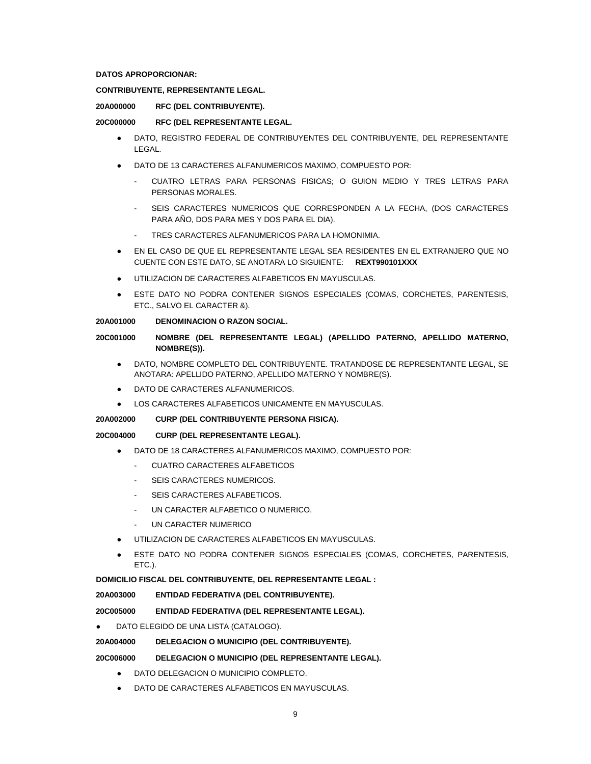**DATOS APROPORCIONAR:**

**CONTRIBUYENTE, REPRESENTANTE LEGAL.**

**20A000000 RFC (DEL CONTRIBUYENTE).**

**20C000000 RFC (DEL REPRESENTANTE LEGAL.**

- DATO, REGISTRO FEDERAL DE CONTRIBUYENTES DEL CONTRIBUYENTE, DEL REPRESENTANTE LEGAL.
- DATO DE 13 CARACTERES ALFANUMERICOS MAXIMO, COMPUESTO POR:
  - CUATRO LETRAS PARA PERSONAS FISICAS; O GUION MEDIO Y TRES LETRAS PARA PERSONAS MORALES.
  - SEIS CARACTERES NUMERICOS QUE CORRESPONDEN A LA FECHA, (DOS CARACTERES PARA AÑO, DOS PARA MES Y DOS PARA EL DIA).
  - TRES CARACTERES ALFANUMERICOS PARA LA HOMONIMIA.
- EN EL CASO DE QUE EL REPRESENTANTE LEGAL SEA RESIDENTES EN EL EXTRANJERO QUE NO CUENTE CON ESTE DATO, SE ANOTARA LO SIGUIENTE: **REXT990101XXX**
- UTILIZACION DE CARACTERES ALFABETICOS EN MAYUSCULAS.
- ESTE DATO NO PODRA CONTENER SIGNOS ESPECIALES (COMAS, CORCHETES, PARENTESIS, ETC., SALVO EL CARACTER &).

**20A001000 DENOMINACION O RAZON SOCIAL.**

**20C001000 NOMBRE (DEL REPRESENTANTE LEGAL) (APELLIDO PATERNO, APELLIDO MATERNO, NOMBRE(S)).**

- DATO, NOMBRE COMPLETO DEL CONTRIBUYENTE. TRATANDOSE DE REPRESENTANTE LEGAL, SE ANOTARA: APELLIDO PATERNO, APELLIDO MATERNO Y NOMBRE(S).
- DATO DE CARACTERES ALFANUMERICOS.
- LOS CARACTERES ALFABETICOS UNICAMENTE EN MAYUSCULAS.

**20A002000 CURP (DEL CONTRIBUYENTE PERSONA FISICA).**

**20C004000 CURP (DEL REPRESENTANTE LEGAL).**

- DATO DE 18 CARACTERES ALFANUMERICOS MAXIMO, COMPUESTO POR:
  - CUATRO CARACTERES ALFABETICOS
  - SEIS CARACTERES NUMERICOS.
  - SEIS CARACTERES ALFABETICOS.
  - UN CARACTER ALFABETICO O NUMERICO.
  - UN CARACTER NUMERICO
- UTILIZACION DE CARACTERES ALFABETICOS EN MAYUSCULAS.
- ESTE DATO NO PODRA CONTENER SIGNOS ESPECIALES (COMAS, CORCHETES, PARENTESIS, ETC.).

**DOMICILIO FISCAL DEL CONTRIBUYENTE, DEL REPRESENTANTE LEGAL :**

**20A003000 ENTIDAD FEDERATIVA (DEL CONTRIBUYENTE).**

**20C005000 ENTIDAD FEDERATIVA (DEL REPRESENTANTE LEGAL).**

- DATO ELEGIDO DE UNA LISTA (CATALOGO).

**20A004000 DELEGACION O MUNICIPIO (DEL CONTRIBUYENTE).**

**20C006000 DELEGACION O MUNICIPIO (DEL REPRESENTANTE LEGAL).**

- DATO DELEGACION O MUNICIPIO COMPLETO.
- DATO DE CARACTERES ALFABETICOS EN MAYUSCULAS.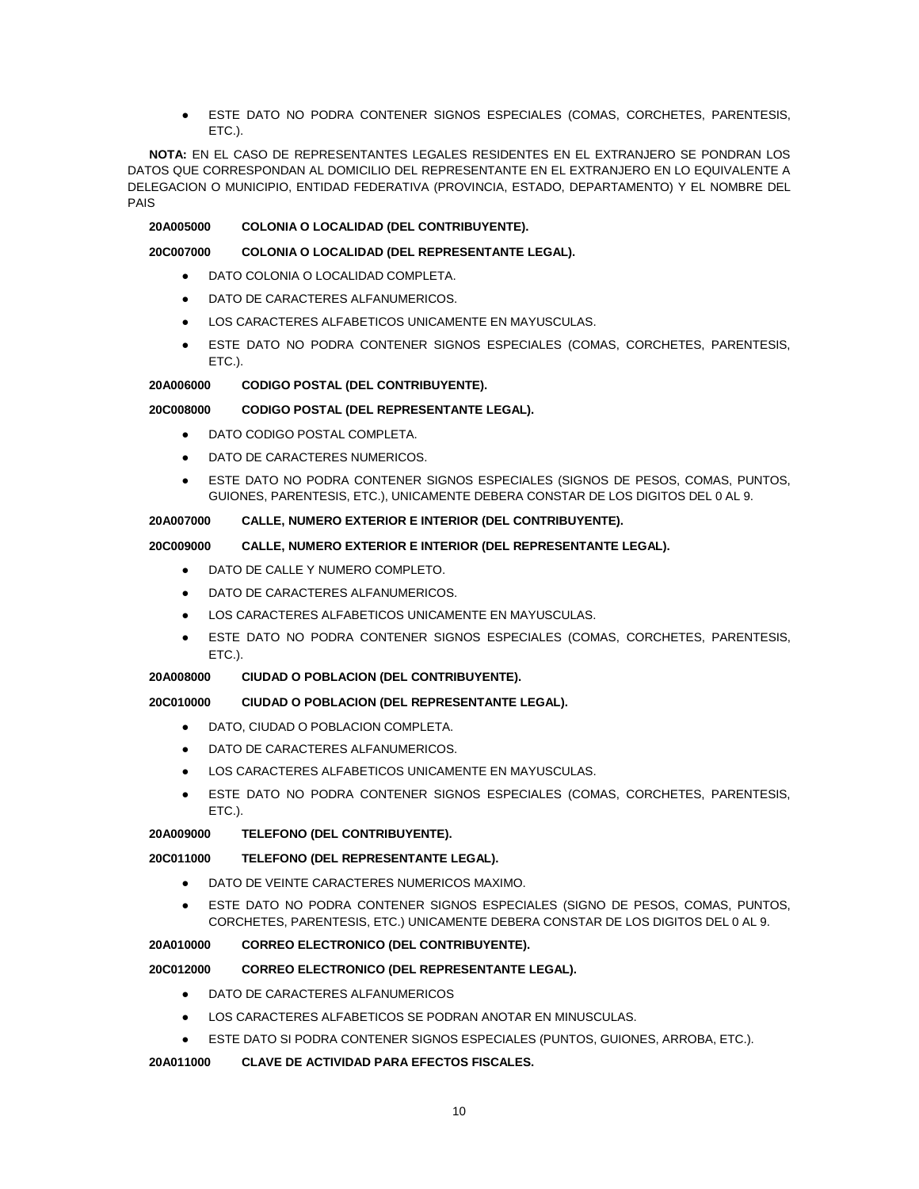- ESTE DATO NO PODRA CONTENER SIGNOS ESPECIALES (COMAS, CORCHETES, PARENTESIS, ETC.).

**NOTA:** EN EL CASO DE REPRESENTANTES LEGALES RESIDENTES EN EL EXTRANJERO SE PONDRAN LOS DATOS QUE CORRESPONDAN AL DOMICILIO DEL REPRESENTANTE EN EL EXTRANJERO EN LO EQUIVALENTE A DELEGACION O MUNICIPIO, ENTIDAD FEDERATIVA (PROVINCIA, ESTADO, DEPARTAMENTO) Y EL NOMBRE DEL PAIS

**20A005000 COLONIA O LOCALIDAD (DEL CONTRIBUYENTE).**

**20C007000 COLONIA O LOCALIDAD (DEL REPRESENTANTE LEGAL).**

- DATO COLONIA O LOCALIDAD COMPLETA.
- DATO DE CARACTERES ALFANUMERICOS.
- LOS CARACTERES ALFABETICOS UNICAMENTE EN MAYUSCULAS.
- ESTE DATO NO PODRA CONTENER SIGNOS ESPECIALES (COMAS, CORCHETES, PARENTESIS, ETC.).

**20A006000 CODIGO POSTAL (DEL CONTRIBUYENTE).**

**20C008000 CODIGO POSTAL (DEL REPRESENTANTE LEGAL).**

- DATO CODIGO POSTAL COMPLETA.
- DATO DE CARACTERES NUMERICOS.
- ESTE DATO NO PODRA CONTENER SIGNOS ESPECIALES (SIGNOS DE PESOS, COMAS, PUNTOS, GUIONES, PARENTESIS, ETC.), UNICAMENTE DEBERA CONSTAR DE LOS DIGITOS DEL 0 AL 9.

**20A007000 CALLE, NUMERO EXTERIOR E INTERIOR (DEL CONTRIBUYENTE).**

**20C009000 CALLE, NUMERO EXTERIOR E INTERIOR (DEL REPRESENTANTE LEGAL).**

- DATO DE CALLE Y NUMERO COMPLETO.
- DATO DE CARACTERES ALFANUMERICOS.
- LOS CARACTERES ALFABETICOS UNICAMENTE EN MAYUSCULAS.
- ESTE DATO NO PODRA CONTENER SIGNOS ESPECIALES (COMAS, CORCHETES, PARENTESIS, ETC.).

**20A008000 CIUDAD O POBLACION (DEL CONTRIBUYENTE).**

**20C010000 CIUDAD O POBLACION (DEL REPRESENTANTE LEGAL).**

- DATO, CIUDAD O POBLACION COMPLETA.
- DATO DE CARACTERES ALFANUMERICOS.
- LOS CARACTERES ALFABETICOS UNICAMENTE EN MAYUSCULAS.
- ESTE DATO NO PODRA CONTENER SIGNOS ESPECIALES (COMAS, CORCHETES, PARENTESIS, ETC.).

**20A009000 TELEFONO (DEL CONTRIBUYENTE).**

**20C011000 TELEFONO (DEL REPRESENTANTE LEGAL).**

- DATO DE VEINTE CARACTERES NUMERICOS MAXIMO.
- ESTE DATO NO PODRA CONTENER SIGNOS ESPECIALES (SIGNO DE PESOS, COMAS, PUNTOS, CORCHETES, PARENTESIS, ETC.) UNICAMENTE DEBERA CONSTAR DE LOS DIGITOS DEL 0 AL 9.

**20A010000 CORREO ELECTRONICO (DEL CONTRIBUYENTE).**

**20C012000 CORREO ELECTRONICO (DEL REPRESENTANTE LEGAL).**

- DATO DE CARACTERES ALFANUMERICOS
- LOS CARACTERES ALFABETICOS SE PODRAN ANOTAR EN MINUSCULAS.
- ESTE DATO SI PODRA CONTENER SIGNOS ESPECIALES (PUNTOS, GUIONES, ARROBA, ETC.).

**20A011000 CLAVE DE ACTIVIDAD PARA EFECTOS FISCALES.**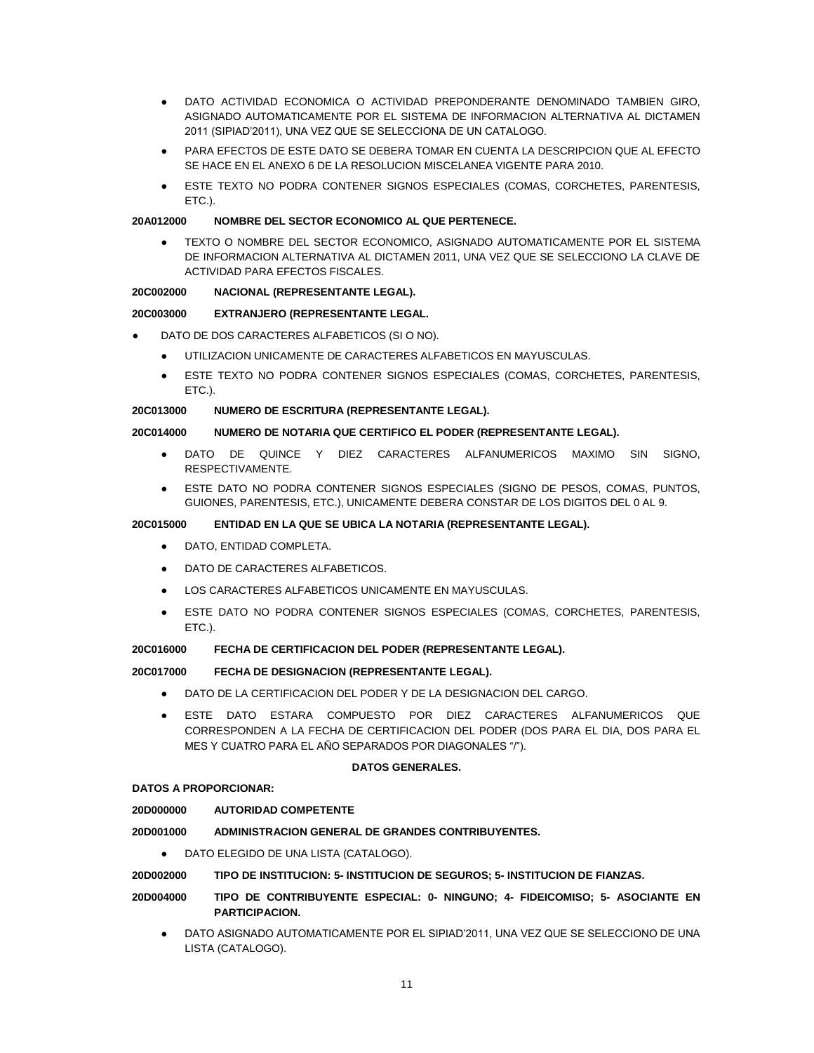- DATO ACTIVIDAD ECONOMICA O ACTIVIDAD PREPONDERANTE DENOMINADO TAMBIEN GIRO, ASIGNADO AUTOMATICAMENTE POR EL SISTEMA DE INFORMACION ALTERNATIVA AL DICTAMEN 2011 (SIPIAD'2011), UNA VEZ QUE SE SELECCIONA DE UN CATALOGO.
- PARA EFECTOS DE ESTE DATO SE DEBERA TOMAR EN CUENTA LA DESCRIPCION QUE AL EFECTO SE HACE EN EL ANEXO 6 DE LA RESOLUCION MISCELANEA VIGENTE PARA 2010.
- ESTE TEXTO NO PODRA CONTENER SIGNOS ESPECIALES (COMAS, CORCHETES, PARENTESIS, ETC.).

**20A012000 NOMBRE DEL SECTOR ECONOMICO AL QUE PERTENECE.**

- TEXTO O NOMBRE DEL SECTOR ECONOMICO, ASIGNADO AUTOMATICAMENTE POR EL SISTEMA DE INFORMACION ALTERNATIVA AL DICTAMEN 2011, UNA VEZ QUE SE SELECCIONO LA CLAVE DE ACTIVIDAD PARA EFECTOS FISCALES.

**20C002000 NACIONAL (REPRESENTANTE LEGAL).**

**20C003000 EXTRANJERO (REPRESENTANTE LEGAL.**

- DATO DE DOS CARACTERES ALFABETICOS (SI O NO).
  - UTILIZACION UNICAMENTE DE CARACTERES ALFABETICOS EN MAYUSCULAS.
  - ESTE TEXTO NO PODRA CONTENER SIGNOS ESPECIALES (COMAS, CORCHETES, PARENTESIS, ETC.).

**20C013000 NUMERO DE ESCRITURA (REPRESENTANTE LEGAL).**

**20C014000 NUMERO DE NOTARIA QUE CERTIFICO EL PODER (REPRESENTANTE LEGAL).**

- DATO DE QUINCE Y DIEZ CARACTERES ALFANUMERICOS MAXIMO SIN SIGNO, RESPECTIVAMENTE.
- ESTE DATO NO PODRA CONTENER SIGNOS ESPECIALES (SIGNO DE PESOS, COMAS, PUNTOS, GUIONES, PARENTESIS, ETC.), UNICAMENTE DEBERA CONSTAR DE LOS DIGITOS DEL 0 AL 9.

**20C015000 ENTIDAD EN LA QUE SE UBICA LA NOTARIA (REPRESENTANTE LEGAL).**

- DATO, ENTIDAD COMPLETA.
- DATO DE CARACTERES ALFABETICOS.
- LOS CARACTERES ALFABETICOS UNICAMENTE EN MAYUSCULAS.
- ESTE DATO NO PODRA CONTENER SIGNOS ESPECIALES (COMAS, CORCHETES, PARENTESIS, ETC.).

**20C016000 FECHA DE CERTIFICACION DEL PODER (REPRESENTANTE LEGAL).**

**20C017000 FECHA DE DESIGNACION (REPRESENTANTE LEGAL).**

- DATO DE LA CERTIFICACION DEL PODER Y DE LA DESIGNACION DEL CARGO.
- ESTE DATO ESTARA COMPUESTO POR DIEZ CARACTERES ALFANUMERICOS QUE CORRESPONDEN A LA FECHA DE CERTIFICACION DEL PODER (DOS PARA EL DIA, DOS PARA EL MES Y CUATRO PARA EL AÑO SEPARADOS POR DIAGONALES "/").

**DATOS GENERALES.**

**DATOS A PROPORCIONAR:**

**20D000000 AUTORIDAD COMPETENTE**

**20D001000 ADMINISTRACION GENERAL DE GRANDES CONTRIBUYENTES.**

- DATO ELEGIDO DE UNA LISTA (CATALOGO).

**20D002000 TIPO DE INSTITUCION: 5- INSTITUCION DE SEGUROS; 5- INSTITUCION DE FIANZAS.**

**20D004000 TIPO DE CONTRIBUYENTE ESPECIAL: 0- NINGUNO; 4- FIDEICOMISO; 5- ASOCIANTE EN PARTICIPACION.**

- DATO ASIGNADO AUTOMATICAMENTE POR EL SIPIAD'2011, UNA VEZ QUE SE SELECCIONO DE UNA LISTA (CATALOGO).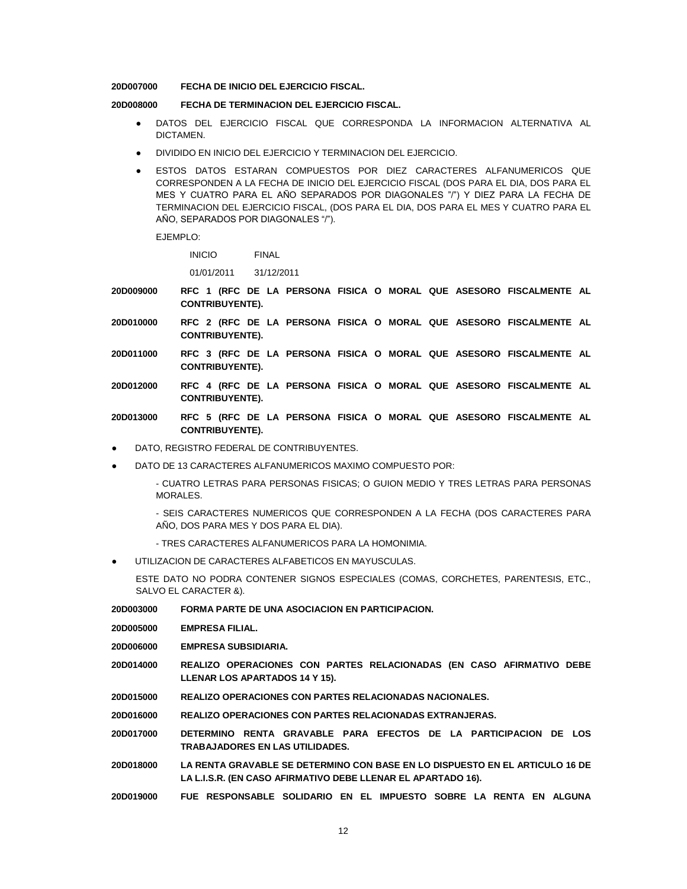**20D007000 FECHA DE INICIO DEL EJERCICIO FISCAL.**

**20D008000 FECHA DE TERMINACION DEL EJERCICIO FISCAL.**

- DATOS DEL EJERCICIO FISCAL QUE CORRESPONDA LA INFORMACION ALTERNATIVA AL DICTAMEN.
- DIVIDIDO EN INICIO DEL EJERCICIO Y TERMINACION DEL EJERCICIO.
- ESTOS DATOS ESTARAN COMPUESTOS POR DIEZ CARACTERES ALFANUMERICOS QUE CORRESPONDEN A LA FECHA DE INICIO DEL EJERCICIO FISCAL (DOS PARA EL DIA, DOS PARA EL MES Y CUATRO PARA EL AÑO SEPARADOS POR DIAGONALES "/") Y DIEZ PARA LA FECHA DE TERMINACION DEL EJERCICIO FISCAL, (DOS PARA EL DIA, DOS PARA EL MES Y CUATRO PARA EL AÑO, SEPARADOS POR DIAGONALES "/").

  EJEMPLO:

  | INICIO | FINAL |
  |---|---|
  | 01/01/2011 | 31/12/2011 |

**20D009000 RFC 1 (RFC DE LA PERSONA FISICA O MORAL QUE ASESORO FISCALMENTE AL CONTRIBUYENTE).**

**20D010000 RFC 2 (RFC DE LA PERSONA FISICA O MORAL QUE ASESORO FISCALMENTE AL CONTRIBUYENTE).**

**20D011000 RFC 3 (RFC DE LA PERSONA FISICA O MORAL QUE ASESORO FISCALMENTE AL CONTRIBUYENTE).**

**20D012000 RFC 4 (RFC DE LA PERSONA FISICA O MORAL QUE ASESORO FISCALMENTE AL CONTRIBUYENTE).**

**20D013000 RFC 5 (RFC DE LA PERSONA FISICA O MORAL QUE ASESORO FISCALMENTE AL CONTRIBUYENTE).**

- DATO, REGISTRO FEDERAL DE CONTRIBUYENTES.
- DATO DE 13 CARACTERES ALFANUMERICOS MAXIMO COMPUESTO POR:

  - CUATRO LETRAS PARA PERSONAS FISICAS; O GUION MEDIO Y TRES LETRAS PARA PERSONAS MORALES.

  - SEIS CARACTERES NUMERICOS QUE CORRESPONDEN A LA FECHA (DOS CARACTERES PARA AÑO, DOS PARA MES Y DOS PARA EL DIA).

  - TRES CARACTERES ALFANUMERICOS PARA LA HOMONIMIA.
- UTILIZACION DE CARACTERES ALFABETICOS EN MAYUSCULAS.

  ESTE DATO NO PODRA CONTENER SIGNOS ESPECIALES (COMAS, CORCHETES, PARENTESIS, ETC., SALVO EL CARACTER &).

**20D003000 FORMA PARTE DE UNA ASOCIACION EN PARTICIPACION.**

**20D005000 EMPRESA FILIAL.**

**20D006000 EMPRESA SUBSIDIARIA.**

**20D014000 REALIZO OPERACIONES CON PARTES RELACIONADAS (EN CASO AFIRMATIVO DEBE LLENAR LOS APARTADOS 14 Y 15).**

**20D015000 REALIZO OPERACIONES CON PARTES RELACIONADAS NACIONALES.**

**20D016000 REALIZO OPERACIONES CON PARTES RELACIONADAS EXTRANJERAS.**

**20D017000 DETERMINO RENTA GRAVABLE PARA EFECTOS DE LA PARTICIPACION DE LOS TRABAJADORES EN LAS UTILIDADES.**

**20D018000 LA RENTA GRAVABLE SE DETERMINO CON BASE EN LO DISPUESTO EN EL ARTICULO 16 DE LA L.I.S.R. (EN CASO AFIRMATIVO DEBE LLENAR EL APARTADO 16).**

**20D019000 FUE RESPONSABLE SOLIDARIO EN EL IMPUESTO SOBRE LA RENTA EN ALGUNA**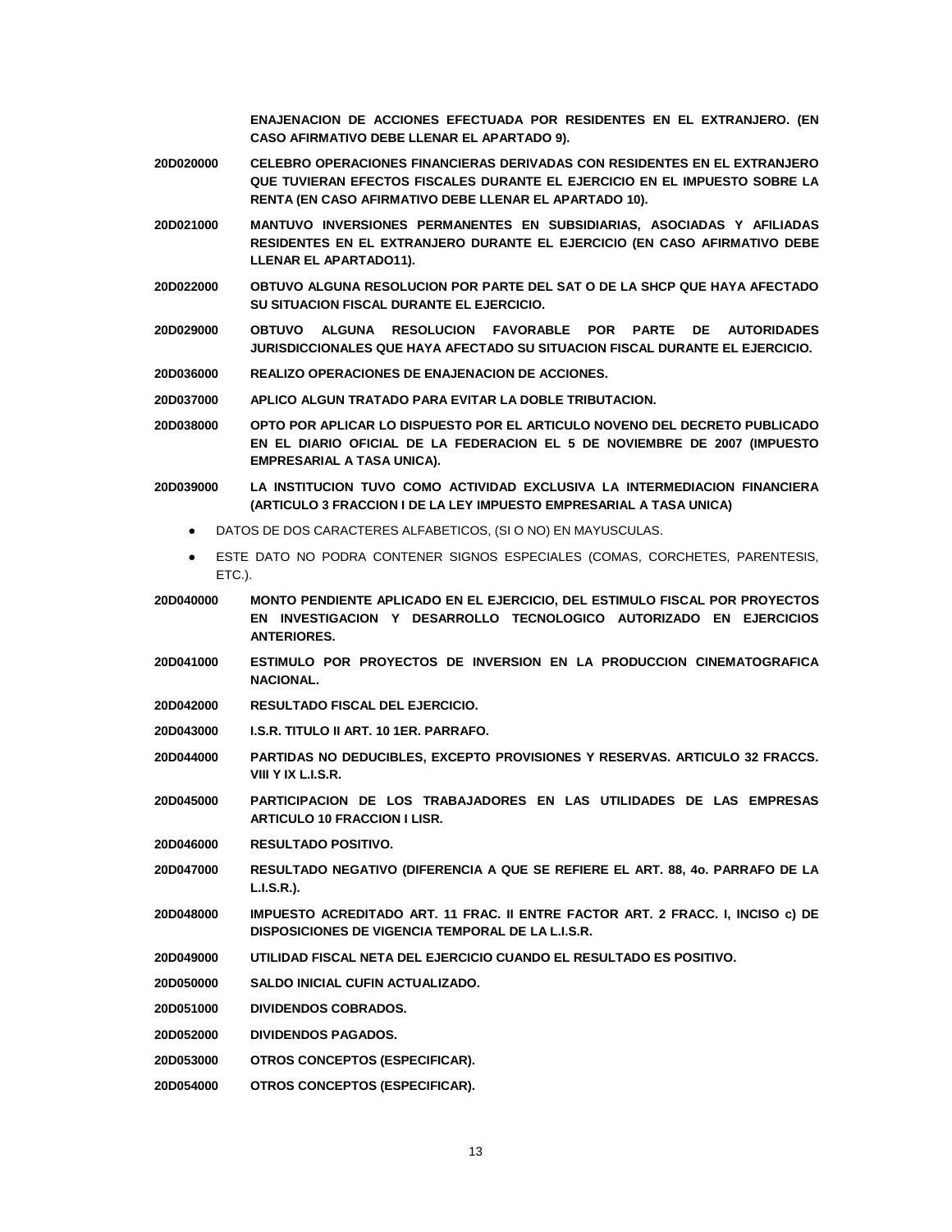**ENAJENACION DE ACCIONES EFECTUADA POR RESIDENTES EN EL EXTRANJERO. (EN CASO AFIRMATIVO DEBE LLENAR EL APARTADO 9).**

**20D020000 CELEBRO OPERACIONES FINANCIERAS DERIVADAS CON RESIDENTES EN EL EXTRANJERO QUE TUVIERAN EFECTOS FISCALES DURANTE EL EJERCICIO EN EL IMPUESTO SOBRE LA RENTA (EN CASO AFIRMATIVO DEBE LLENAR EL APARTADO 10).**

**20D021000 MANTUVO INVERSIONES PERMANENTES EN SUBSIDIARIAS, ASOCIADAS Y AFILIADAS RESIDENTES EN EL EXTRANJERO DURANTE EL EJERCICIO (EN CASO AFIRMATIVO DEBE LLENAR EL APARTADO11).**

**20D022000 OBTUVO ALGUNA RESOLUCION POR PARTE DEL SAT O DE LA SHCP QUE HAYA AFECTADO SU SITUACION FISCAL DURANTE EL EJERCICIO.**

**20D029000 OBTUVO ALGUNA RESOLUCION FAVORABLE POR PARTE DE AUTORIDADES JURISDICCIONALES QUE HAYA AFECTADO SU SITUACION FISCAL DURANTE EL EJERCICIO.**

**20D036000 REALIZO OPERACIONES DE ENAJENACION DE ACCIONES.**

**20D037000 APLICO ALGUN TRATADO PARA EVITAR LA DOBLE TRIBUTACION.**

**20D038000 OPTO POR APLICAR LO DISPUESTO POR EL ARTICULO NOVENO DEL DECRETO PUBLICADO EN EL DIARIO OFICIAL DE LA FEDERACION EL 5 DE NOVIEMBRE DE 2007 (IMPUESTO EMPRESARIAL A TASA UNICA).**

**20D039000 LA INSTITUCION TUVO COMO ACTIVIDAD EXCLUSIVA LA INTERMEDIACION FINANCIERA (ARTICULO 3 FRACCION I DE LA LEY IMPUESTO EMPRESARIAL A TASA UNICA)**

- DATOS DE DOS CARACTERES ALFABETICOS, (SI O NO) EN MAYUSCULAS.
- ESTE DATO NO PODRA CONTENER SIGNOS ESPECIALES (COMAS, CORCHETES, PARENTESIS, ETC.).

**20D040000 MONTO PENDIENTE APLICADO EN EL EJERCICIO, DEL ESTIMULO FISCAL POR PROYECTOS EN INVESTIGACION Y DESARROLLO TECNOLOGICO AUTORIZADO EN EJERCICIOS ANTERIORES.**

**20D041000 ESTIMULO POR PROYECTOS DE INVERSION EN LA PRODUCCION CINEMATOGRAFICA NACIONAL.**

**20D042000 RESULTADO FISCAL DEL EJERCICIO.**

**20D043000 I.S.R. TITULO II ART. 10 1ER. PARRAFO.**

**20D044000 PARTIDAS NO DEDUCIBLES, EXCEPTO PROVISIONES Y RESERVAS. ARTICULO 32 FRACCS. VIII Y IX L.I.S.R.**

**20D045000 PARTICIPACION DE LOS TRABAJADORES EN LAS UTILIDADES DE LAS EMPRESAS ARTICULO 10 FRACCION I LISR.**

**20D046000 RESULTADO POSITIVO.**

**20D047000 RESULTADO NEGATIVO (DIFERENCIA A QUE SE REFIERE EL ART. 88, 4o. PARRAFO DE LA L.I.S.R.).**

**20D048000 IMPUESTO ACREDITADO ART. 11 FRAC. II ENTRE FACTOR ART. 2 FRACC. I, INCISO c) DE DISPOSICIONES DE VIGENCIA TEMPORAL DE LA L.I.S.R.**

**20D049000 UTILIDAD FISCAL NETA DEL EJERCICIO CUANDO EL RESULTADO ES POSITIVO.**

**20D050000 SALDO INICIAL CUFIN ACTUALIZADO.**

**20D051000 DIVIDENDOS COBRADOS.**

**20D052000 DIVIDENDOS PAGADOS.**

**20D053000 OTROS CONCEPTOS (ESPECIFICAR).**

**20D054000 OTROS CONCEPTOS (ESPECIFICAR).**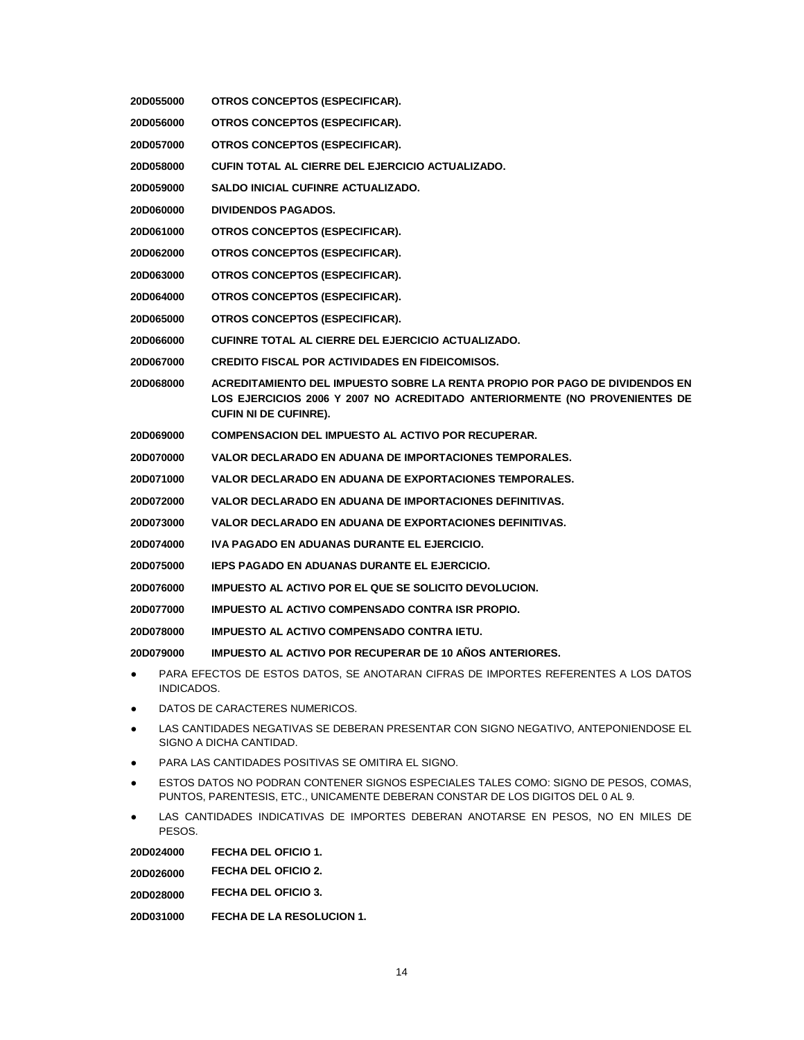**20D055000 OTROS CONCEPTOS (ESPECIFICAR).**

**20D056000 OTROS CONCEPTOS (ESPECIFICAR).**

**20D057000 OTROS CONCEPTOS (ESPECIFICAR).**

**20D058000 CUFIN TOTAL AL CIERRE DEL EJERCICIO ACTUALIZADO.**

**20D059000 SALDO INICIAL CUFINRE ACTUALIZADO.**

**20D060000 DIVIDENDOS PAGADOS.**

**20D061000 OTROS CONCEPTOS (ESPECIFICAR).**

**20D062000 OTROS CONCEPTOS (ESPECIFICAR).**

**20D063000 OTROS CONCEPTOS (ESPECIFICAR).**

**20D064000 OTROS CONCEPTOS (ESPECIFICAR).**

**20D065000 OTROS CONCEPTOS (ESPECIFICAR).**

**20D066000 CUFINRE TOTAL AL CIERRE DEL EJERCICIO ACTUALIZADO.**

**20D067000 CREDITO FISCAL POR ACTIVIDADES EN FIDEICOMISOS.**

**20D068000 ACREDITAMIENTO DEL IMPUESTO SOBRE LA RENTA PROPIO POR PAGO DE DIVIDENDOS EN LOS EJERCICIOS 2006 Y 2007 NO ACREDITADO ANTERIORMENTE (NO PROVENIENTES DE CUFIN NI DE CUFINRE).**

**20D069000 COMPENSACION DEL IMPUESTO AL ACTIVO POR RECUPERAR.**

**20D070000 VALOR DECLARADO EN ADUANA DE IMPORTACIONES TEMPORALES.**

**20D071000 VALOR DECLARADO EN ADUANA DE EXPORTACIONES TEMPORALES.**

**20D072000 VALOR DECLARADO EN ADUANA DE IMPORTACIONES DEFINITIVAS.**

**20D073000 VALOR DECLARADO EN ADUANA DE EXPORTACIONES DEFINITIVAS.**

**20D074000 IVA PAGADO EN ADUANAS DURANTE EL EJERCICIO.**

**20D075000 IEPS PAGADO EN ADUANAS DURANTE EL EJERCICIO.**

**20D076000 IMPUESTO AL ACTIVO POR EL QUE SE SOLICITO DEVOLUCION.**

**20D077000 IMPUESTO AL ACTIVO COMPENSADO CONTRA ISR PROPIO.**

**20D078000 IMPUESTO AL ACTIVO COMPENSADO CONTRA IETU.**

**20D079000 IMPUESTO AL ACTIVO POR RECUPERAR DE 10 AÑOS ANTERIORES.**

- PARA EFECTOS DE ESTOS DATOS, SE ANOTARAN CIFRAS DE IMPORTES REFERENTES A LOS DATOS INDICADOS.
- DATOS DE CARACTERES NUMERICOS.
- LAS CANTIDADES NEGATIVAS SE DEBERAN PRESENTAR CON SIGNO NEGATIVO, ANTEPONIENDOSE EL SIGNO A DICHA CANTIDAD.
- PARA LAS CANTIDADES POSITIVAS SE OMITIRA EL SIGNO.
- ESTOS DATOS NO PODRAN CONTENER SIGNOS ESPECIALES TALES COMO: SIGNO DE PESOS, COMAS, PUNTOS, PARENTESIS, ETC., UNICAMENTE DEBERAN CONSTAR DE LOS DIGITOS DEL 0 AL 9.
- LAS CANTIDADES INDICATIVAS DE IMPORTES DEBERAN ANOTARSE EN PESOS, NO EN MILES DE PESOS.

**20D024000 FECHA DEL OFICIO 1.**

**20D026000 FECHA DEL OFICIO 2.**

**20D028000 FECHA DEL OFICIO 3.**

**20D031000 FECHA DE LA RESOLUCION 1.**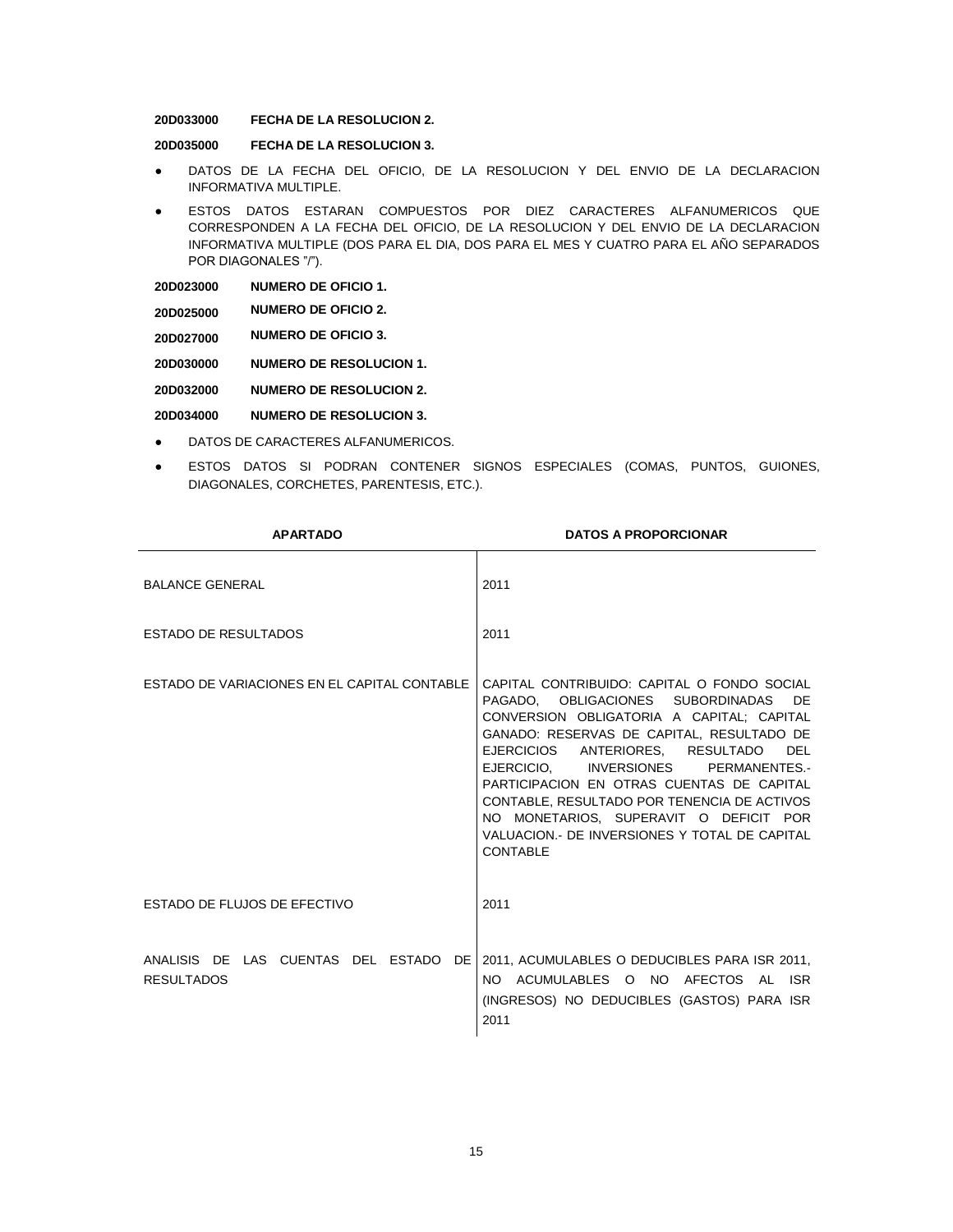**20D033000 FECHA DE LA RESOLUCION 2.**

**20D035000 FECHA DE LA RESOLUCION 3.**

- DATOS DE LA FECHA DEL OFICIO, DE LA RESOLUCION Y DEL ENVIO DE LA DECLARACION INFORMATIVA MULTIPLE.
- ESTOS DATOS ESTARAN COMPUESTOS POR DIEZ CARACTERES ALFANUMERICOS QUE CORRESPONDEN A LA FECHA DEL OFICIO, DE LA RESOLUCION Y DEL ENVIO DE LA DECLARACION INFORMATIVA MULTIPLE (DOS PARA EL DIA, DOS PARA EL MES Y CUATRO PARA EL AÑO SEPARADOS POR DIAGONALES "/").

**20D023000 NUMERO DE OFICIO 1.**

**20D025000 NUMERO DE OFICIO 2.**

**20D027000 NUMERO DE OFICIO 3.**

**20D030000 NUMERO DE RESOLUCION 1.**

**20D032000 NUMERO DE RESOLUCION 2.**

**20D034000 NUMERO DE RESOLUCION 3.**

- DATOS DE CARACTERES ALFANUMERICOS.
- ESTOS DATOS SI PODRAN CONTENER SIGNOS ESPECIALES (COMAS, PUNTOS, GUIONES, DIAGONALES, CORCHETES, PARENTESIS, ETC.).

| APARTADO | DATOS A PROPORCIONAR |
|---|---|
| BALANCE GENERAL | 2011 |
| ESTADO DE RESULTADOS | 2011 |
| ESTADO DE VARIACIONES EN EL CAPITAL CONTABLE | CAPITAL CONTRIBUIDO: CAPITAL O FONDO SOCIAL PAGADO, OBLIGACIONES SUBORDINADAS DE CONVERSION OBLIGATORIA A CAPITAL; CAPITAL GANADO: RESERVAS DE CAPITAL, RESULTADO DE EJERCICIOS ANTERIORES, RESULTADO DEL EJERCICIO, INVERSIONES PERMANENTES.- PARTICIPACION EN OTRAS CUENTAS DE CAPITAL CONTABLE, RESULTADO POR TENENCIA DE ACTIVOS NO MONETARIOS, SUPERAVIT O DEFICIT POR VALUACION.- DE INVERSIONES Y TOTAL DE CAPITAL CONTABLE |
| ESTADO DE FLUJOS DE EFECTIVO | 2011 |
| ANALISIS DE LAS CUENTAS DEL ESTADO DE RESULTADOS | 2011, ACUMULABLES O DEDUCIBLES PARA ISR 2011, NO ACUMULABLES O NO AFECTOS AL ISR (INGRESOS) NO DEDUCIBLES (GASTOS) PARA ISR 2011 |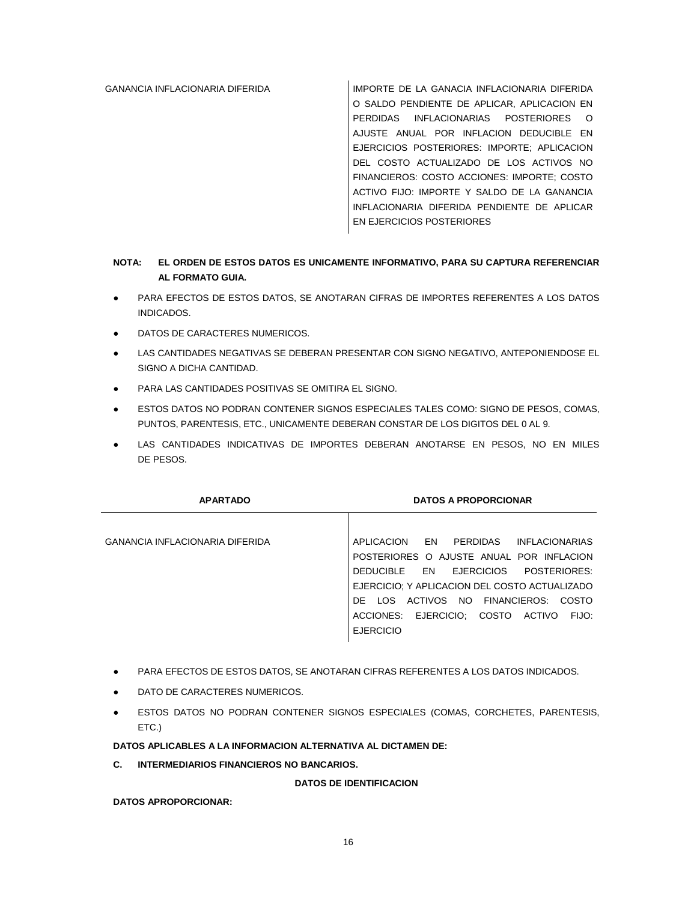| | |
|---|---|
| GANANCIA INFLACIONARIA DIFERIDA | IMPORTE DE LA GANACIA INFLACIONARIA DIFERIDA O SALDO PENDIENTE DE APLICAR, APLICACION EN PERDIDAS INFLACIONARIAS POSTERIORES O AJUSTE ANUAL POR INFLACION DEDUCIBLE EN EJERCICIOS POSTERIORES: IMPORTE; APLICACION DEL COSTO ACTUALIZADO DE LOS ACTIVOS NO FINANCIEROS: COSTO ACCIONES: IMPORTE; COSTO ACTIVO FIJO: IMPORTE Y SALDO DE LA GANANCIA INFLACIONARIA DIFERIDA PENDIENTE DE APLICAR EN EJERCICIOS POSTERIORES |

**NOTA: EL ORDEN DE ESTOS DATOS ES UNICAMENTE INFORMATIVO, PARA SU CAPTURA REFERENCIAR AL FORMATO GUIA.**

- PARA EFECTOS DE ESTOS DATOS, SE ANOTARAN CIFRAS DE IMPORTES REFERENTES A LOS DATOS INDICADOS.
- DATOS DE CARACTERES NUMERICOS.
- LAS CANTIDADES NEGATIVAS SE DEBERAN PRESENTAR CON SIGNO NEGATIVO, ANTEPONIENDOSE EL SIGNO A DICHA CANTIDAD.
- PARA LAS CANTIDADES POSITIVAS SE OMITIRA EL SIGNO.
- ESTOS DATOS NO PODRAN CONTENER SIGNOS ESPECIALES TALES COMO: SIGNO DE PESOS, COMAS, PUNTOS, PARENTESIS, ETC., UNICAMENTE DEBERAN CONSTAR DE LOS DIGITOS DEL 0 AL 9.
- LAS CANTIDADES INDICATIVAS DE IMPORTES DEBERAN ANOTARSE EN PESOS, NO EN MILES DE PESOS.

| APARTADO | DATOS A PROPORCIONAR |
|---|---|
| GANANCIA INFLACIONARIA DIFERIDA | APLICACION EN PERDIDAS INFLACIONARIAS POSTERIORES O AJUSTE ANUAL POR INFLACION DEDUCIBLE EN EJERCICIOS POSTERIORES: EJERCICIO; Y APLICACION DEL COSTO ACTUALIZADO DE LOS ACTIVOS NO FINANCIEROS: COSTO ACCIONES: EJERCICIO; COSTO ACTIVO FIJO: EJERCICIO |

- PARA EFECTOS DE ESTOS DATOS, SE ANOTARAN CIFRAS REFERENTES A LOS DATOS INDICADOS.
- DATO DE CARACTERES NUMERICOS.
- ESTOS DATOS NO PODRAN CONTENER SIGNOS ESPECIALES (COMAS, CORCHETES, PARENTESIS, ETC.)

**DATOS APLICABLES A LA INFORMACION ALTERNATIVA AL DICTAMEN DE:**

**C. INTERMEDIARIOS FINANCIEROS NO BANCARIOS.**

**DATOS DE IDENTIFICACION**

**DATOS APROPORCIONAR:**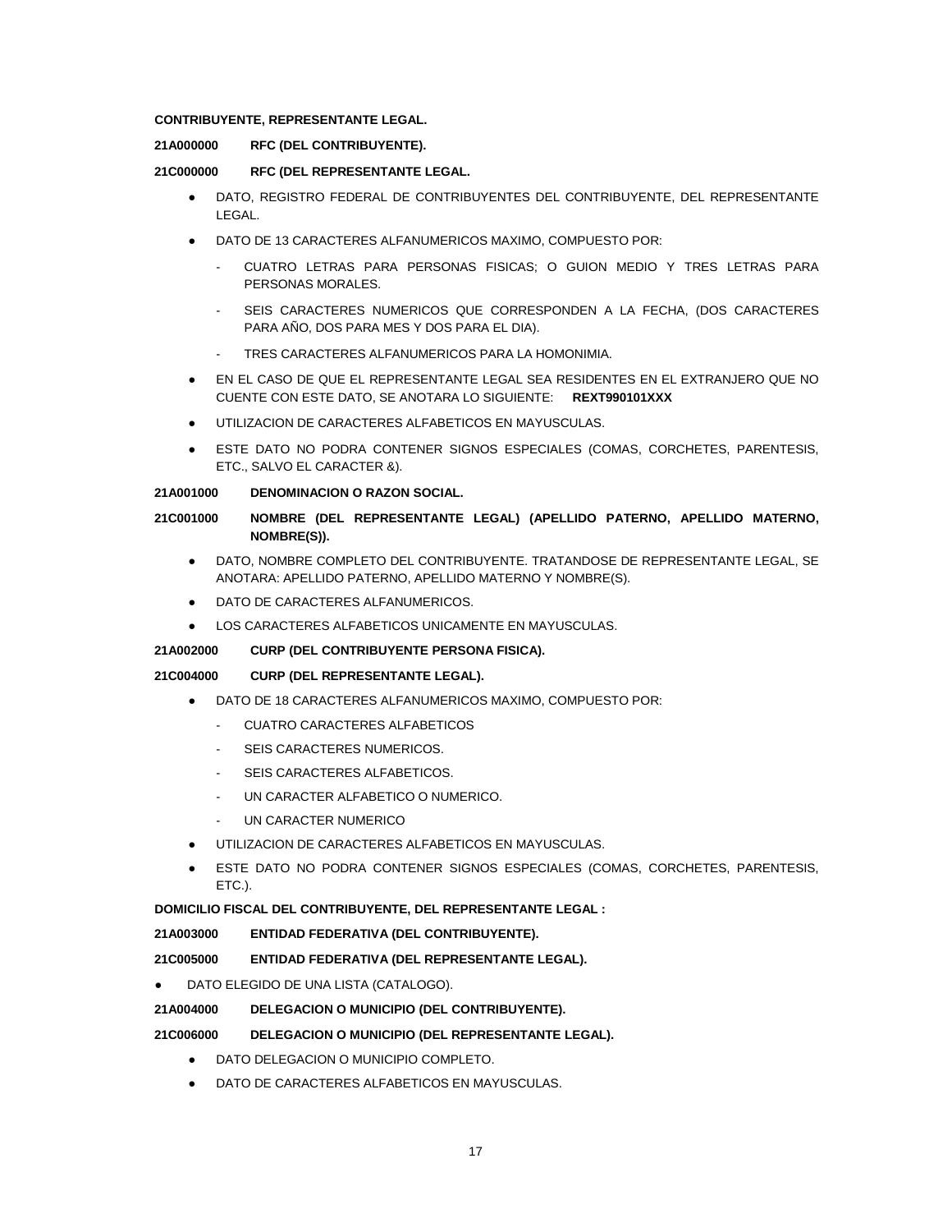**CONTRIBUYENTE, REPRESENTANTE LEGAL.**

**21A000000 RFC (DEL CONTRIBUYENTE).**

**21C000000 RFC (DEL REPRESENTANTE LEGAL.**

- DATO, REGISTRO FEDERAL DE CONTRIBUYENTES DEL CONTRIBUYENTE, DEL REPRESENTANTE LEGAL.
- DATO DE 13 CARACTERES ALFANUMERICOS MAXIMO, COMPUESTO POR:
  - CUATRO LETRAS PARA PERSONAS FISICAS; O GUION MEDIO Y TRES LETRAS PARA PERSONAS MORALES.
  - SEIS CARACTERES NUMERICOS QUE CORRESPONDEN A LA FECHA, (DOS CARACTERES PARA AÑO, DOS PARA MES Y DOS PARA EL DIA).
  - TRES CARACTERES ALFANUMERICOS PARA LA HOMONIMIA.
- EN EL CASO DE QUE EL REPRESENTANTE LEGAL SEA RESIDENTES EN EL EXTRANJERO QUE NO CUENTE CON ESTE DATO, SE ANOTARA LO SIGUIENTE: **REXT990101XXX**
- UTILIZACION DE CARACTERES ALFABETICOS EN MAYUSCULAS.
- ESTE DATO NO PODRA CONTENER SIGNOS ESPECIALES (COMAS, CORCHETES, PARENTESIS, ETC., SALVO EL CARACTER &).

**21A001000 DENOMINACION O RAZON SOCIAL.**

**21C001000 NOMBRE (DEL REPRESENTANTE LEGAL) (APELLIDO PATERNO, APELLIDO MATERNO, NOMBRE(S)).**

- DATO, NOMBRE COMPLETO DEL CONTRIBUYENTE. TRATANDOSE DE REPRESENTANTE LEGAL, SE ANOTARA: APELLIDO PATERNO, APELLIDO MATERNO Y NOMBRE(S).
- DATO DE CARACTERES ALFANUMERICOS.
- LOS CARACTERES ALFABETICOS UNICAMENTE EN MAYUSCULAS.

**21A002000 CURP (DEL CONTRIBUYENTE PERSONA FISICA).**

**21C004000 CURP (DEL REPRESENTANTE LEGAL).**

- DATO DE 18 CARACTERES ALFANUMERICOS MAXIMO, COMPUESTO POR:
  - CUATRO CARACTERES ALFABETICOS
  - SEIS CARACTERES NUMERICOS.
  - SEIS CARACTERES ALFABETICOS.
  - UN CARACTER ALFABETICO O NUMERICO.
  - UN CARACTER NUMERICO
- UTILIZACION DE CARACTERES ALFABETICOS EN MAYUSCULAS.
- ESTE DATO NO PODRA CONTENER SIGNOS ESPECIALES (COMAS, CORCHETES, PARENTESIS, ETC.).

**DOMICILIO FISCAL DEL CONTRIBUYENTE, DEL REPRESENTANTE LEGAL :**

**21A003000 ENTIDAD FEDERATIVA (DEL CONTRIBUYENTE).**

**21C005000 ENTIDAD FEDERATIVA (DEL REPRESENTANTE LEGAL).**

- DATO ELEGIDO DE UNA LISTA (CATALOGO).

**21A004000 DELEGACION O MUNICIPIO (DEL CONTRIBUYENTE).**

**21C006000 DELEGACION O MUNICIPIO (DEL REPRESENTANTE LEGAL).**

- DATO DELEGACION O MUNICIPIO COMPLETO.
- DATO DE CARACTERES ALFABETICOS EN MAYUSCULAS.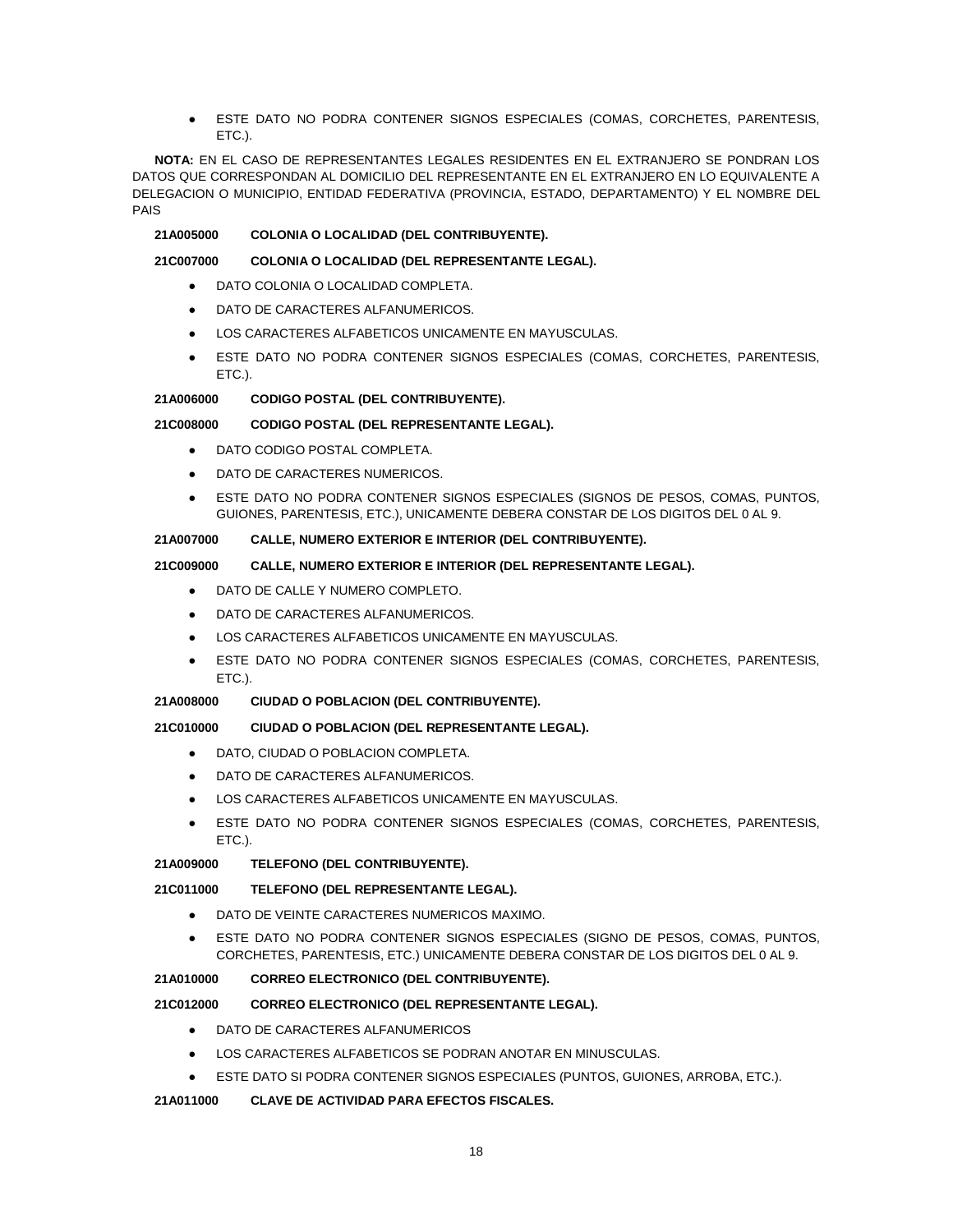- ESTE DATO NO PODRA CONTENER SIGNOS ESPECIALES (COMAS, CORCHETES, PARENTESIS, ETC.).

**NOTA:** EN EL CASO DE REPRESENTANTES LEGALES RESIDENTES EN EL EXTRANJERO SE PONDRAN LOS DATOS QUE CORRESPONDAN AL DOMICILIO DEL REPRESENTANTE EN EL EXTRANJERO EN LO EQUIVALENTE A DELEGACION O MUNICIPIO, ENTIDAD FEDERATIVA (PROVINCIA, ESTADO, DEPARTAMENTO) Y EL NOMBRE DEL PAIS

**21A005000 COLONIA O LOCALIDAD (DEL CONTRIBUYENTE).**

**21C007000 COLONIA O LOCALIDAD (DEL REPRESENTANTE LEGAL).**

- DATO COLONIA O LOCALIDAD COMPLETA.
- DATO DE CARACTERES ALFANUMERICOS.
- LOS CARACTERES ALFABETICOS UNICAMENTE EN MAYUSCULAS.
- ESTE DATO NO PODRA CONTENER SIGNOS ESPECIALES (COMAS, CORCHETES, PARENTESIS, ETC.).

**21A006000 CODIGO POSTAL (DEL CONTRIBUYENTE).**

**21C008000 CODIGO POSTAL (DEL REPRESENTANTE LEGAL).**

- DATO CODIGO POSTAL COMPLETA.
- DATO DE CARACTERES NUMERICOS.
- ESTE DATO NO PODRA CONTENER SIGNOS ESPECIALES (SIGNOS DE PESOS, COMAS, PUNTOS, GUIONES, PARENTESIS, ETC.), UNICAMENTE DEBERA CONSTAR DE LOS DIGITOS DEL 0 AL 9.

**21A007000 CALLE, NUMERO EXTERIOR E INTERIOR (DEL CONTRIBUYENTE).**

**21C009000 CALLE, NUMERO EXTERIOR E INTERIOR (DEL REPRESENTANTE LEGAL).**

- DATO DE CALLE Y NUMERO COMPLETO.
- DATO DE CARACTERES ALFANUMERICOS.
- LOS CARACTERES ALFABETICOS UNICAMENTE EN MAYUSCULAS.
- ESTE DATO NO PODRA CONTENER SIGNOS ESPECIALES (COMAS, CORCHETES, PARENTESIS, ETC.).

**21A008000 CIUDAD O POBLACION (DEL CONTRIBUYENTE).**

**21C010000 CIUDAD O POBLACION (DEL REPRESENTANTE LEGAL).**

- DATO, CIUDAD O POBLACION COMPLETA.
- DATO DE CARACTERES ALFANUMERICOS.
- LOS CARACTERES ALFABETICOS UNICAMENTE EN MAYUSCULAS.
- ESTE DATO NO PODRA CONTENER SIGNOS ESPECIALES (COMAS, CORCHETES, PARENTESIS, ETC.).

**21A009000 TELEFONO (DEL CONTRIBUYENTE).**

**21C011000 TELEFONO (DEL REPRESENTANTE LEGAL).**

- DATO DE VEINTE CARACTERES NUMERICOS MAXIMO.
- ESTE DATO NO PODRA CONTENER SIGNOS ESPECIALES (SIGNO DE PESOS, COMAS, PUNTOS, CORCHETES, PARENTESIS, ETC.) UNICAMENTE DEBERA CONSTAR DE LOS DIGITOS DEL 0 AL 9.

**21A010000 CORREO ELECTRONICO (DEL CONTRIBUYENTE).**

**21C012000 CORREO ELECTRONICO (DEL REPRESENTANTE LEGAL).**

- DATO DE CARACTERES ALFANUMERICOS
- LOS CARACTERES ALFABETICOS SE PODRAN ANOTAR EN MINUSCULAS.
- ESTE DATO SI PODRA CONTENER SIGNOS ESPECIALES (PUNTOS, GUIONES, ARROBA, ETC.).

**21A011000 CLAVE DE ACTIVIDAD PARA EFECTOS FISCALES.**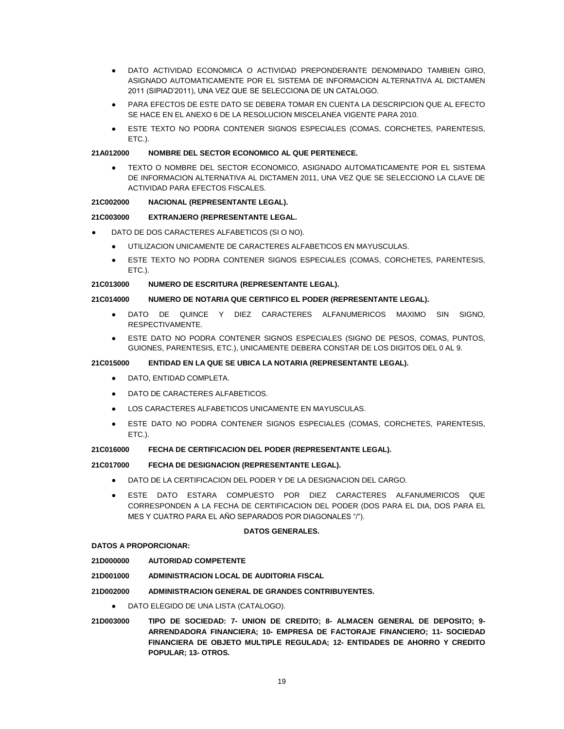- DATO ACTIVIDAD ECONOMICA O ACTIVIDAD PREPONDERANTE DENOMINADO TAMBIEN GIRO, ASIGNADO AUTOMATICAMENTE POR EL SISTEMA DE INFORMACION ALTERNATIVA AL DICTAMEN 2011 (SIPIAD'2011), UNA VEZ QUE SE SELECCIONA DE UN CATALOGO.
- PARA EFECTOS DE ESTE DATO SE DEBERA TOMAR EN CUENTA LA DESCRIPCION QUE AL EFECTO SE HACE EN EL ANEXO 6 DE LA RESOLUCION MISCELANEA VIGENTE PARA 2010.
- ESTE TEXTO NO PODRA CONTENER SIGNOS ESPECIALES (COMAS, CORCHETES, PARENTESIS, ETC.).

**21A012000 NOMBRE DEL SECTOR ECONOMICO AL QUE PERTENECE.**

- TEXTO O NOMBRE DEL SECTOR ECONOMICO, ASIGNADO AUTOMATICAMENTE POR EL SISTEMA DE INFORMACION ALTERNATIVA AL DICTAMEN 2011, UNA VEZ QUE SE SELECCIONO LA CLAVE DE ACTIVIDAD PARA EFECTOS FISCALES.

**21C002000 NACIONAL (REPRESENTANTE LEGAL).**

**21C003000 EXTRANJERO (REPRESENTANTE LEGAL.**

- DATO DE DOS CARACTERES ALFABETICOS (SI O NO).
- UTILIZACION UNICAMENTE DE CARACTERES ALFABETICOS EN MAYUSCULAS.
- ESTE TEXTO NO PODRA CONTENER SIGNOS ESPECIALES (COMAS, CORCHETES, PARENTESIS, ETC.).

**21C013000 NUMERO DE ESCRITURA (REPRESENTANTE LEGAL).**

**21C014000 NUMERO DE NOTARIA QUE CERTIFICO EL PODER (REPRESENTANTE LEGAL).**

- DATO DE QUINCE Y DIEZ CARACTERES ALFANUMERICOS MAXIMO SIN SIGNO, RESPECTIVAMENTE.
- ESTE DATO NO PODRA CONTENER SIGNOS ESPECIALES (SIGNO DE PESOS, COMAS, PUNTOS, GUIONES, PARENTESIS, ETC.), UNICAMENTE DEBERA CONSTAR DE LOS DIGITOS DEL 0 AL 9.

**21C015000 ENTIDAD EN LA QUE SE UBICA LA NOTARIA (REPRESENTANTE LEGAL).**

- DATO, ENTIDAD COMPLETA.
- DATO DE CARACTERES ALFABETICOS.
- LOS CARACTERES ALFABETICOS UNICAMENTE EN MAYUSCULAS.
- ESTE DATO NO PODRA CONTENER SIGNOS ESPECIALES (COMAS, CORCHETES, PARENTESIS, ETC.).

**21C016000 FECHA DE CERTIFICACION DEL PODER (REPRESENTANTE LEGAL).**

**21C017000 FECHA DE DESIGNACION (REPRESENTANTE LEGAL).**

- DATO DE LA CERTIFICACION DEL PODER Y DE LA DESIGNACION DEL CARGO.
- ESTE DATO ESTARA COMPUESTO POR DIEZ CARACTERES ALFANUMERICOS QUE CORRESPONDEN A LA FECHA DE CERTIFICACION DEL PODER (DOS PARA EL DIA, DOS PARA EL MES Y CUATRO PARA EL AÑO SEPARADOS POR DIAGONALES "/").

**DATOS GENERALES.**

**DATOS A PROPORCIONAR:**

**21D000000 AUTORIDAD COMPETENTE**

**21D001000 ADMINISTRACION LOCAL DE AUDITORIA FISCAL**

**21D002000 ADMINISTRACION GENERAL DE GRANDES CONTRIBUYENTES.**

- DATO ELEGIDO DE UNA LISTA (CATALOGO).

**21D003000 TIPO DE SOCIEDAD: 7- UNION DE CREDITO; 8- ALMACEN GENERAL DE DEPOSITO; 9- ARRENDADORA FINANCIERA; 10- EMPRESA DE FACTORAJE FINANCIERO; 11- SOCIEDAD FINANCIERA DE OBJETO MULTIPLE REGULADA; 12- ENTIDADES DE AHORRO Y CREDITO POPULAR; 13- OTROS.**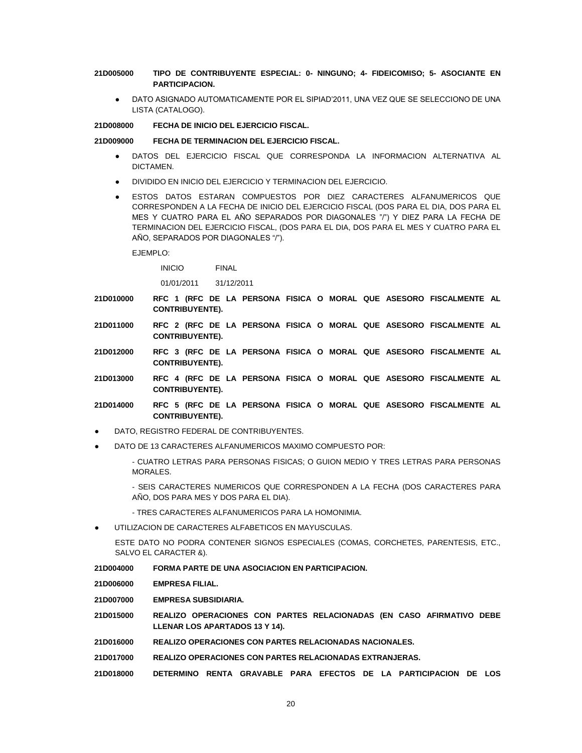**21D005000 TIPO DE CONTRIBUYENTE ESPECIAL: 0- NINGUNO; 4- FIDEICOMISO; 5- ASOCIANTE EN PARTICIPACION.**

- DATO ASIGNADO AUTOMATICAMENTE POR EL SIPIAD'2011, UNA VEZ QUE SE SELECCIONO DE UNA LISTA (CATALOGO).

**21D008000 FECHA DE INICIO DEL EJERCICIO FISCAL.**

**21D009000 FECHA DE TERMINACION DEL EJERCICIO FISCAL.**

- DATOS DEL EJERCICIO FISCAL QUE CORRESPONDA LA INFORMACION ALTERNATIVA AL DICTAMEN.
- DIVIDIDO EN INICIO DEL EJERCICIO Y TERMINACION DEL EJERCICIO.
- ESTOS DATOS ESTARAN COMPUESTOS POR DIEZ CARACTERES ALFANUMERICOS QUE CORRESPONDEN A LA FECHA DE INICIO DEL EJERCICIO FISCAL (DOS PARA EL DIA, DOS PARA EL MES Y CUATRO PARA EL AÑO SEPARADOS POR DIAGONALES "/") Y DIEZ PARA LA FECHA DE TERMINACION DEL EJERCICIO FISCAL, (DOS PARA EL DIA, DOS PARA EL MES Y CUATRO PARA EL AÑO, SEPARADOS POR DIAGONALES "/").

  EJEMPLO:

  | INICIO | FINAL |
  |---|---|
  | 01/01/2011 | 31/12/2011 |

**21D010000 RFC 1 (RFC DE LA PERSONA FISICA O MORAL QUE ASESORO FISCALMENTE AL CONTRIBUYENTE).**

**21D011000 RFC 2 (RFC DE LA PERSONA FISICA O MORAL QUE ASESORO FISCALMENTE AL CONTRIBUYENTE).**

**21D012000 RFC 3 (RFC DE LA PERSONA FISICA O MORAL QUE ASESORO FISCALMENTE AL CONTRIBUYENTE).**

**21D013000 RFC 4 (RFC DE LA PERSONA FISICA O MORAL QUE ASESORO FISCALMENTE AL CONTRIBUYENTE).**

**21D014000 RFC 5 (RFC DE LA PERSONA FISICA O MORAL QUE ASESORO FISCALMENTE AL CONTRIBUYENTE).**

- DATO, REGISTRO FEDERAL DE CONTRIBUYENTES.
- DATO DE 13 CARACTERES ALFANUMERICOS MAXIMO COMPUESTO POR:

  - CUATRO LETRAS PARA PERSONAS FISICAS; O GUION MEDIO Y TRES LETRAS PARA PERSONAS MORALES.

  - SEIS CARACTERES NUMERICOS QUE CORRESPONDEN A LA FECHA (DOS CARACTERES PARA AÑO, DOS PARA MES Y DOS PARA EL DIA).

  - TRES CARACTERES ALFANUMERICOS PARA LA HOMONIMIA.

- UTILIZACION DE CARACTERES ALFABETICOS EN MAYUSCULAS.

  ESTE DATO NO PODRA CONTENER SIGNOS ESPECIALES (COMAS, CORCHETES, PARENTESIS, ETC., SALVO EL CARACTER &).

**21D004000 FORMA PARTE DE UNA ASOCIACION EN PARTICIPACION.**

**21D006000 EMPRESA FILIAL.**

**21D007000 EMPRESA SUBSIDIARIA.**

**21D015000 REALIZO OPERACIONES CON PARTES RELACIONADAS (EN CASO AFIRMATIVO DEBE LLENAR LOS APARTADOS 13 Y 14).**

**21D016000 REALIZO OPERACIONES CON PARTES RELACIONADAS NACIONALES.**

**21D017000 REALIZO OPERACIONES CON PARTES RELACIONADAS EXTRANJERAS.**

**21D018000 DETERMINO RENTA GRAVABLE PARA EFECTOS DE LA PARTICIPACION DE LOS**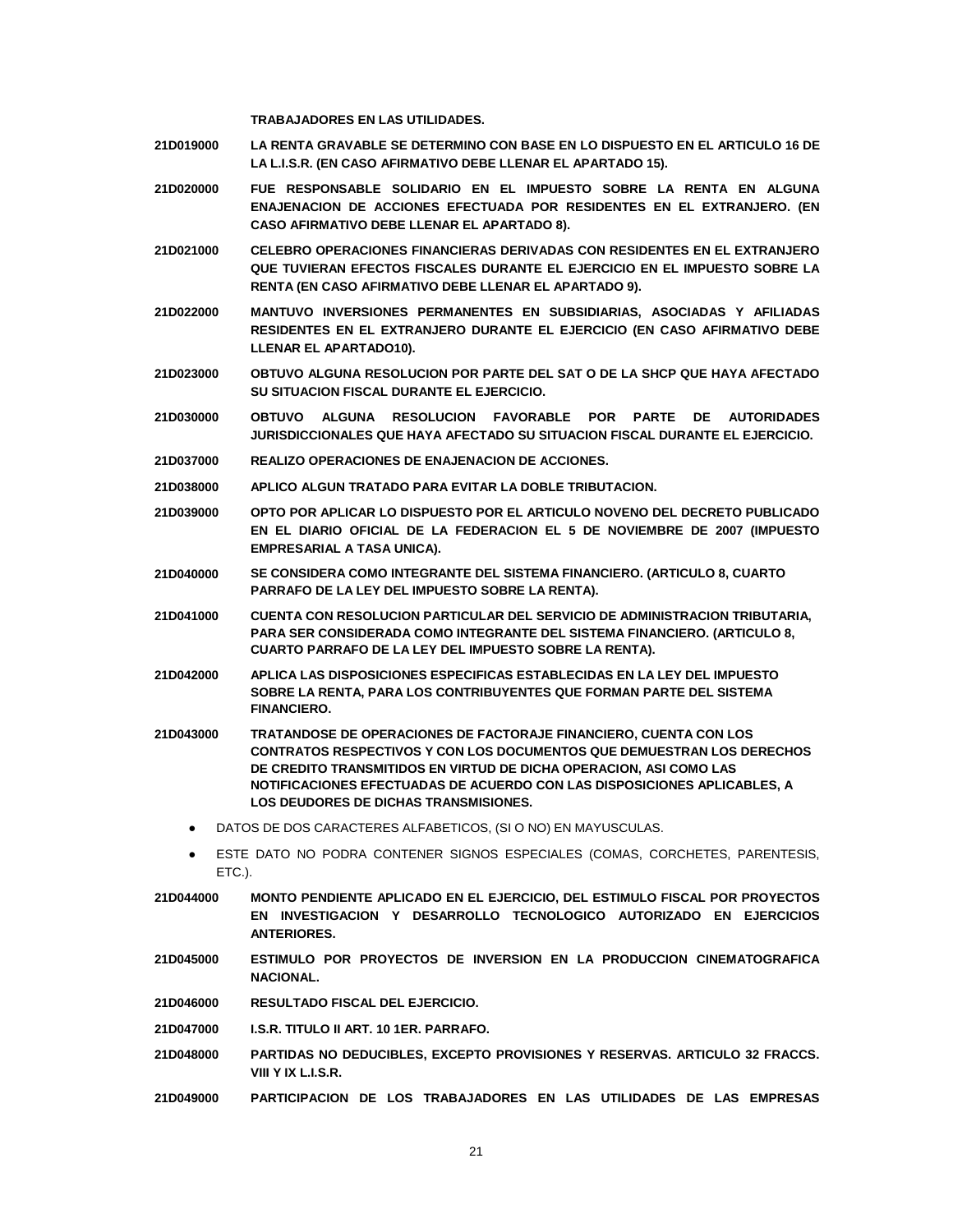**TRABAJADORES EN LAS UTILIDADES.**

**21D019000** **LA RENTA GRAVABLE SE DETERMINO CON BASE EN LO DISPUESTO EN EL ARTICULO 16 DE LA L.I.S.R. (EN CASO AFIRMATIVO DEBE LLENAR EL APARTADO 15).**

**21D020000** **FUE RESPONSABLE SOLIDARIO EN EL IMPUESTO SOBRE LA RENTA EN ALGUNA ENAJENACION DE ACCIONES EFECTUADA POR RESIDENTES EN EL EXTRANJERO. (EN CASO AFIRMATIVO DEBE LLENAR EL APARTADO 8).**

**21D021000** **CELEBRO OPERACIONES FINANCIERAS DERIVADAS CON RESIDENTES EN EL EXTRANJERO QUE TUVIERAN EFECTOS FISCALES DURANTE EL EJERCICIO EN EL IMPUESTO SOBRE LA RENTA (EN CASO AFIRMATIVO DEBE LLENAR EL APARTADO 9).**

**21D022000** **MANTUVO INVERSIONES PERMANENTES EN SUBSIDIARIAS, ASOCIADAS Y AFILIADAS RESIDENTES EN EL EXTRANJERO DURANTE EL EJERCICIO (EN CASO AFIRMATIVO DEBE LLENAR EL APARTADO10).**

**21D023000** **OBTUVO ALGUNA RESOLUCION POR PARTE DEL SAT O DE LA SHCP QUE HAYA AFECTADO SU SITUACION FISCAL DURANTE EL EJERCICIO.**

**21D030000** **OBTUVO ALGUNA RESOLUCION FAVORABLE POR PARTE DE AUTORIDADES JURISDICCIONALES QUE HAYA AFECTADO SU SITUACION FISCAL DURANTE EL EJERCICIO.**

**21D037000** **REALIZO OPERACIONES DE ENAJENACION DE ACCIONES.**

**21D038000** **APLICO ALGUN TRATADO PARA EVITAR LA DOBLE TRIBUTACION.**

**21D039000** **OPTO POR APLICAR LO DISPUESTO POR EL ARTICULO NOVENO DEL DECRETO PUBLICADO EN EL DIARIO OFICIAL DE LA FEDERACION EL 5 DE NOVIEMBRE DE 2007 (IMPUESTO EMPRESARIAL A TASA UNICA).**

**21D040000** **SE CONSIDERA COMO INTEGRANTE DEL SISTEMA FINANCIERO. (ARTICULO 8, CUARTO PARRAFO DE LA LEY DEL IMPUESTO SOBRE LA RENTA).**

**21D041000** **CUENTA CON RESOLUCION PARTICULAR DEL SERVICIO DE ADMINISTRACION TRIBUTARIA, PARA SER CONSIDERADA COMO INTEGRANTE DEL SISTEMA FINANCIERO. (ARTICULO 8, CUARTO PARRAFO DE LA LEY DEL IMPUESTO SOBRE LA RENTA).**

**21D042000** **APLICA LAS DISPOSICIONES ESPECIFICAS ESTABLECIDAS EN LA LEY DEL IMPUESTO SOBRE LA RENTA, PARA LOS CONTRIBUYENTES QUE FORMAN PARTE DEL SISTEMA FINANCIERO.**

**21D043000** **TRATANDOSE DE OPERACIONES DE FACTORAJE FINANCIERO, CUENTA CON LOS CONTRATOS RESPECTIVOS Y CON LOS DOCUMENTOS QUE DEMUESTRAN LOS DERECHOS DE CREDITO TRANSMITIDOS EN VIRTUD DE DICHA OPERACION, ASI COMO LAS NOTIFICACIONES EFECTUADAS DE ACUERDO CON LAS DISPOSICIONES APLICABLES, A LOS DEUDORES DE DICHAS TRANSMISIONES.**

- DATOS DE DOS CARACTERES ALFABETICOS, (SI O NO) EN MAYUSCULAS.
- ESTE DATO NO PODRA CONTENER SIGNOS ESPECIALES (COMAS, CORCHETES, PARENTESIS, ETC.).

**21D044000** **MONTO PENDIENTE APLICADO EN EL EJERCICIO, DEL ESTIMULO FISCAL POR PROYECTOS EN INVESTIGACION Y DESARROLLO TECNOLOGICO AUTORIZADO EN EJERCICIOS ANTERIORES.**

**21D045000** **ESTIMULO POR PROYECTOS DE INVERSION EN LA PRODUCCION CINEMATOGRAFICA NACIONAL.**

**21D046000** **RESULTADO FISCAL DEL EJERCICIO.**

**21D047000** **I.S.R. TITULO II ART. 10 1ER. PARRAFO.**

**21D048000** **PARTIDAS NO DEDUCIBLES, EXCEPTO PROVISIONES Y RESERVAS. ARTICULO 32 FRACCS. VIII Y IX L.I.S.R.**

**21D049000** **PARTICIPACION DE LOS TRABAJADORES EN LAS UTILIDADES DE LAS EMPRESAS**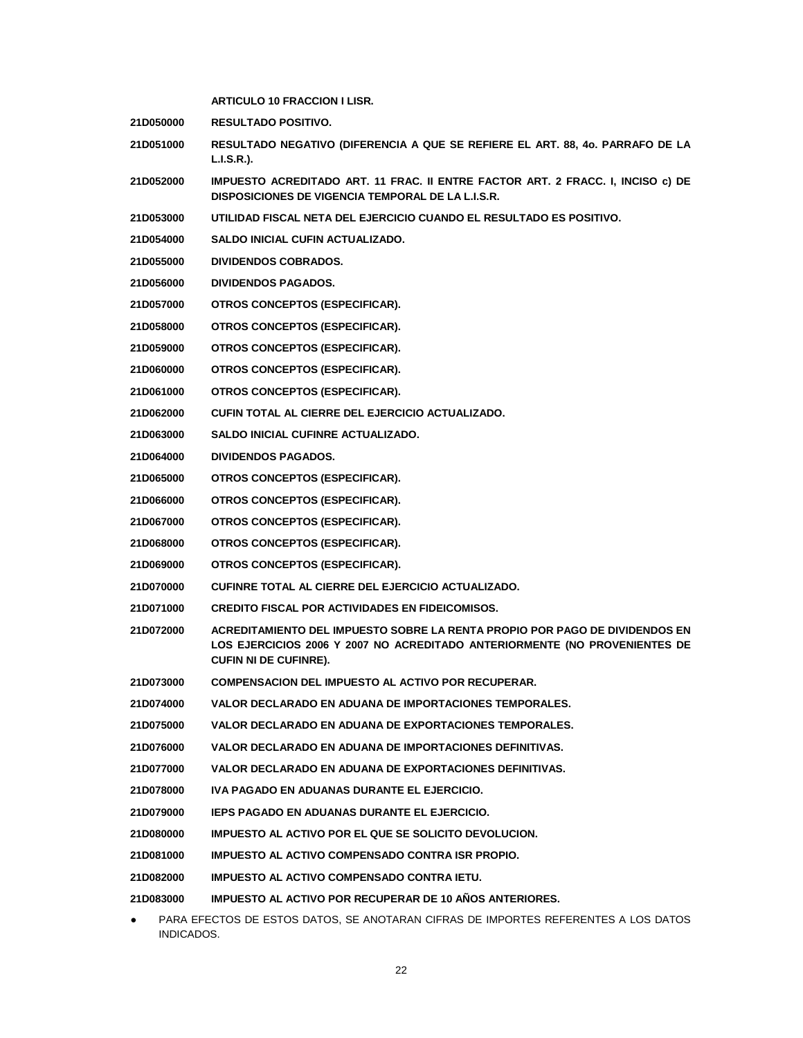**ARTICULO 10 FRACCION I LISR.**

| | |
|---|---|
| **21D050000** | **RESULTADO POSITIVO.** |
| **21D051000** | **RESULTADO NEGATIVO (DIFERENCIA A QUE SE REFIERE EL ART. 88, 4o. PARRAFO DE LA L.I.S.R.).** |
| **21D052000** | **IMPUESTO ACREDITADO ART. 11 FRAC. II ENTRE FACTOR ART. 2 FRACC. I, INCISO c) DE DISPOSICIONES DE VIGENCIA TEMPORAL DE LA L.I.S.R.** |
| **21D053000** | **UTILIDAD FISCAL NETA DEL EJERCICIO CUANDO EL RESULTADO ES POSITIVO.** |
| **21D054000** | **SALDO INICIAL CUFIN ACTUALIZADO.** |
| **21D055000** | **DIVIDENDOS COBRADOS.** |
| **21D056000** | **DIVIDENDOS PAGADOS.** |
| **21D057000** | **OTROS CONCEPTOS (ESPECIFICAR).** |
| **21D058000** | **OTROS CONCEPTOS (ESPECIFICAR).** |
| **21D059000** | **OTROS CONCEPTOS (ESPECIFICAR).** |
| **21D060000** | **OTROS CONCEPTOS (ESPECIFICAR).** |
| **21D061000** | **OTROS CONCEPTOS (ESPECIFICAR).** |
| **21D062000** | **CUFIN TOTAL AL CIERRE DEL EJERCICIO ACTUALIZADO.** |
| **21D063000** | **SALDO INICIAL CUFINRE ACTUALIZADO.** |
| **21D064000** | **DIVIDENDOS PAGADOS.** |
| **21D065000** | **OTROS CONCEPTOS (ESPECIFICAR).** |
| **21D066000** | **OTROS CONCEPTOS (ESPECIFICAR).** |
| **21D067000** | **OTROS CONCEPTOS (ESPECIFICAR).** |
| **21D068000** | **OTROS CONCEPTOS (ESPECIFICAR).** |
| **21D069000** | **OTROS CONCEPTOS (ESPECIFICAR).** |
| **21D070000** | **CUFINRE TOTAL AL CIERRE DEL EJERCICIO ACTUALIZADO.** |
| **21D071000** | **CREDITO FISCAL POR ACTIVIDADES EN FIDEICOMISOS.** |
| **21D072000** | **ACREDITAMIENTO DEL IMPUESTO SOBRE LA RENTA PROPIO POR PAGO DE DIVIDENDOS EN LOS EJERCICIOS 2006 Y 2007 NO ACREDITADO ANTERIORMENTE (NO PROVENIENTES DE CUFIN NI DE CUFINRE).** |
| **21D073000** | **COMPENSACION DEL IMPUESTO AL ACTIVO POR RECUPERAR.** |
| **21D074000** | **VALOR DECLARADO EN ADUANA DE IMPORTACIONES TEMPORALES.** |
| **21D075000** | **VALOR DECLARADO EN ADUANA DE EXPORTACIONES TEMPORALES.** |
| **21D076000** | **VALOR DECLARADO EN ADUANA DE IMPORTACIONES DEFINITIVAS.** |
| **21D077000** | **VALOR DECLARADO EN ADUANA DE EXPORTACIONES DEFINITIVAS.** |
| **21D078000** | **IVA PAGADO EN ADUANAS DURANTE EL EJERCICIO.** |
| **21D079000** | **IEPS PAGADO EN ADUANAS DURANTE EL EJERCICIO.** |
| **21D080000** | **IMPUESTO AL ACTIVO POR EL QUE SE SOLICITO DEVOLUCION.** |
| **21D081000** | **IMPUESTO AL ACTIVO COMPENSADO CONTRA ISR PROPIO.** |
| **21D082000** | **IMPUESTO AL ACTIVO COMPENSADO CONTRA IETU.** |
| **21D083000** | **IMPUESTO AL ACTIVO POR RECUPERAR DE 10 AÑOS ANTERIORES.** |

- PARA EFECTOS DE ESTOS DATOS, SE ANOTARAN CIFRAS DE IMPORTES REFERENTES A LOS DATOS INDICADOS.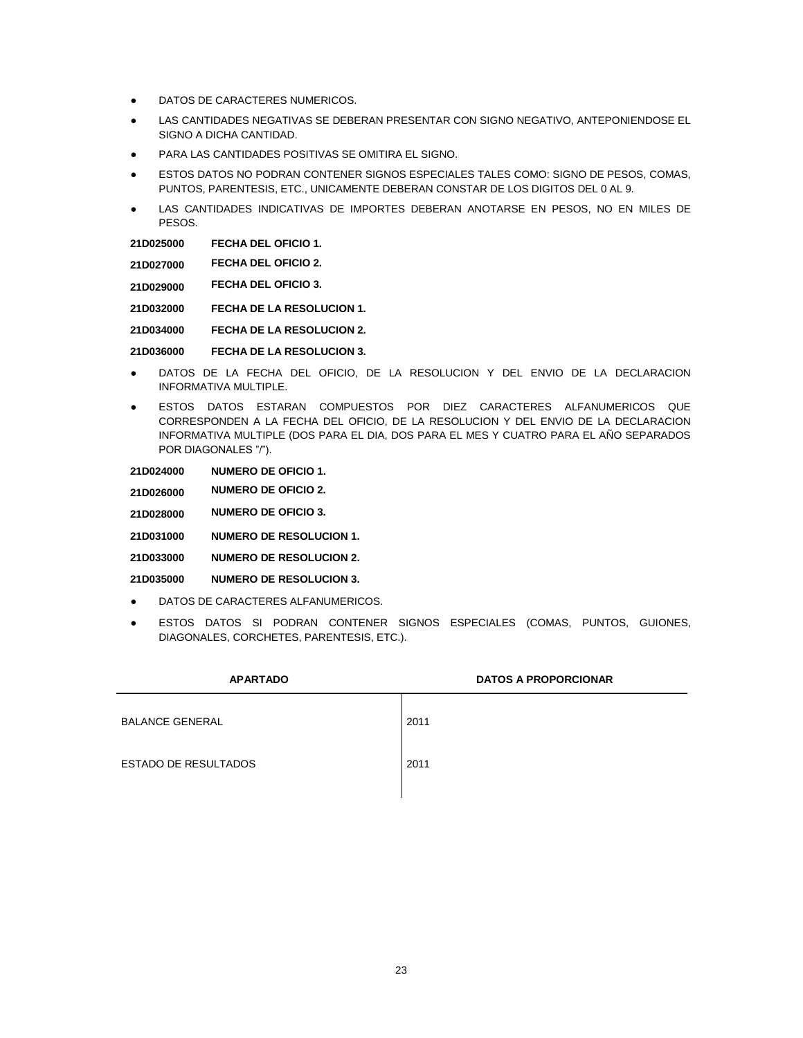- DATOS DE CARACTERES NUMERICOS.
- LAS CANTIDADES NEGATIVAS SE DEBERAN PRESENTAR CON SIGNO NEGATIVO, ANTEPONIENDOSE EL SIGNO A DICHA CANTIDAD.
- PARA LAS CANTIDADES POSITIVAS SE OMITIRA EL SIGNO.
- ESTOS DATOS NO PODRAN CONTENER SIGNOS ESPECIALES TALES COMO: SIGNO DE PESOS, COMAS, PUNTOS, PARENTESIS, ETC., UNICAMENTE DEBERAN CONSTAR DE LOS DIGITOS DEL 0 AL 9.
- LAS CANTIDADES INDICATIVAS DE IMPORTES DEBERAN ANOTARSE EN PESOS, NO EN MILES DE PESOS.

**21D025000 FECHA DEL OFICIO 1.**

**21D027000 FECHA DEL OFICIO 2.**

**21D029000 FECHA DEL OFICIO 3.**

**21D032000 FECHA DE LA RESOLUCION 1.**

**21D034000 FECHA DE LA RESOLUCION 2.**

**21D036000 FECHA DE LA RESOLUCION 3.**

- DATOS DE LA FECHA DEL OFICIO, DE LA RESOLUCION Y DEL ENVIO DE LA DECLARACION INFORMATIVA MULTIPLE.
- ESTOS DATOS ESTARAN COMPUESTOS POR DIEZ CARACTERES ALFANUMERICOS QUE CORRESPONDEN A LA FECHA DEL OFICIO, DE LA RESOLUCION Y DEL ENVIO DE LA DECLARACION INFORMATIVA MULTIPLE (DOS PARA EL DIA, DOS PARA EL MES Y CUATRO PARA EL AÑO SEPARADOS POR DIAGONALES "/").

**21D024000 NUMERO DE OFICIO 1.**

**21D026000 NUMERO DE OFICIO 2.**

**21D028000 NUMERO DE OFICIO 3.**

**21D031000 NUMERO DE RESOLUCION 1.**

**21D033000 NUMERO DE RESOLUCION 2.**

**21D035000 NUMERO DE RESOLUCION 3.**

- DATOS DE CARACTERES ALFANUMERICOS.
- ESTOS DATOS SI PODRAN CONTENER SIGNOS ESPECIALES (COMAS, PUNTOS, GUIONES, DIAGONALES, CORCHETES, PARENTESIS, ETC.).

| APARTADO | DATOS A PROPORCIONAR |
|---|---|
| BALANCE GENERAL | 2011 |
| ESTADO DE RESULTADOS | 2011 |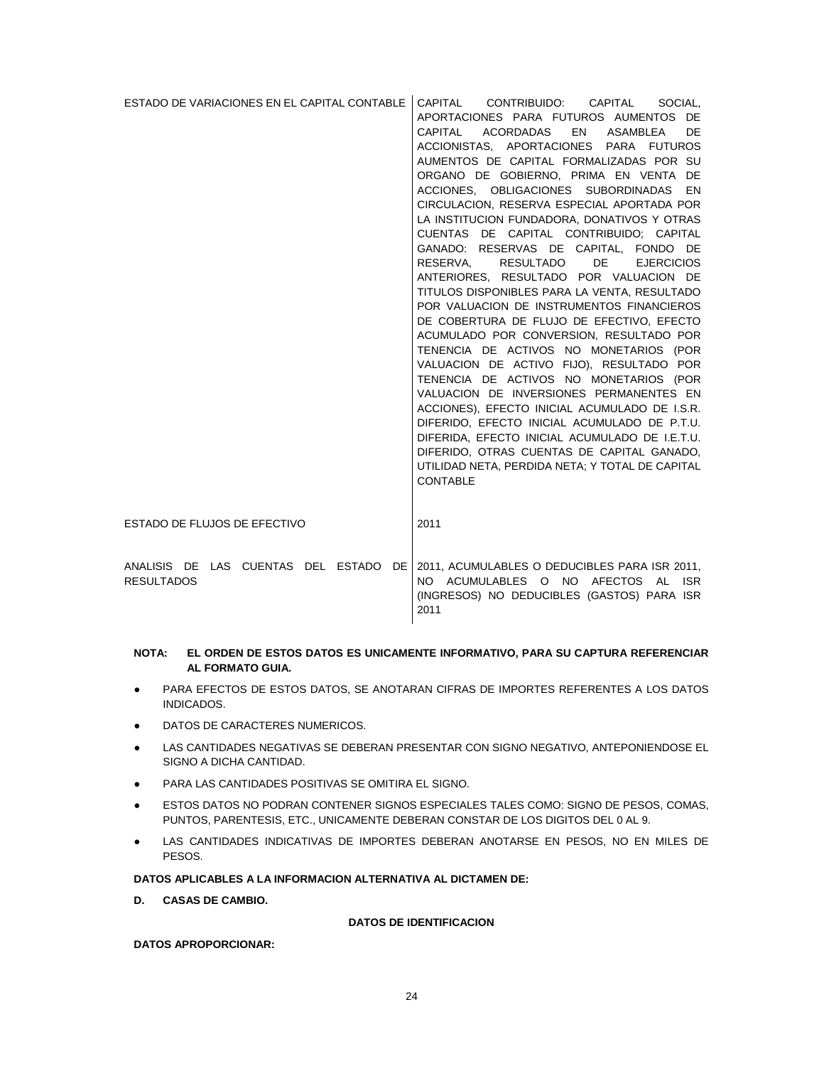| | |
|---|---|
| ESTADO DE VARIACIONES EN EL CAPITAL CONTABLE | CAPITAL CONTRIBUIDO: CAPITAL SOCIAL, APORTACIONES PARA FUTUROS AUMENTOS DE CAPITAL ACORDADAS EN ASAMBLEA DE ACCIONISTAS, APORTACIONES PARA FUTUROS AUMENTOS DE CAPITAL FORMALIZADAS POR SU ORGANO DE GOBIERNO, PRIMA EN VENTA DE ACCIONES, OBLIGACIONES SUBORDINADAS EN CIRCULACION, RESERVA ESPECIAL APORTADA POR LA INSTITUCION FUNDADORA, DONATIVOS Y OTRAS CUENTAS DE CAPITAL CONTRIBUIDO; CAPITAL GANADO: RESERVAS DE CAPITAL, FONDO DE RESERVA, RESULTADO DE EJERCICIOS ANTERIORES, RESULTADO POR VALUACION DE TITULOS DISPONIBLES PARA LA VENTA, RESULTADO POR VALUACION DE INSTRUMENTOS FINANCIEROS DE COBERTURA DE FLUJO DE EFECTIVO, EFECTO ACUMULADO POR CONVERSION, RESULTADO POR TENENCIA DE ACTIVOS NO MONETARIOS (POR VALUACION DE ACTIVO FIJO), RESULTADO POR TENENCIA DE ACTIVOS NO MONETARIOS (POR VALUACION DE INVERSIONES PERMANENTES EN ACCIONES), EFECTO INICIAL ACUMULADO DE I.S.R. DIFERIDO, EFECTO INICIAL ACUMULADO DE P.T.U. DIFERIDA, EFECTO INICIAL ACUMULADO DE I.E.T.U. DIFERIDO, OTRAS CUENTAS DE CAPITAL GANADO, UTILIDAD NETA, PERDIDA NETA; Y TOTAL DE CAPITAL CONTABLE |
| ESTADO DE FLUJOS DE EFECTIVO | 2011 |
| ANALISIS DE LAS CUENTAS DEL ESTADO DE RESULTADOS | 2011, ACUMULABLES O DEDUCIBLES PARA ISR 2011, NO ACUMULABLES O NO AFECTOS AL ISR (INGRESOS) NO DEDUCIBLES (GASTOS) PARA ISR 2011 |

**NOTA: EL ORDEN DE ESTOS DATOS ES UNICAMENTE INFORMATIVO, PARA SU CAPTURA REFERENCIAR AL FORMATO GUIA.**

- PARA EFECTOS DE ESTOS DATOS, SE ANOTARAN CIFRAS DE IMPORTES REFERENTES A LOS DATOS INDICADOS.
- DATOS DE CARACTERES NUMERICOS.
- LAS CANTIDADES NEGATIVAS SE DEBERAN PRESENTAR CON SIGNO NEGATIVO, ANTEPONIENDOSE EL SIGNO A DICHA CANTIDAD.
- PARA LAS CANTIDADES POSITIVAS SE OMITIRA EL SIGNO.
- ESTOS DATOS NO PODRAN CONTENER SIGNOS ESPECIALES TALES COMO: SIGNO DE PESOS, COMAS, PUNTOS, PARENTESIS, ETC., UNICAMENTE DEBERAN CONSTAR DE LOS DIGITOS DEL 0 AL 9.
- LAS CANTIDADES INDICATIVAS DE IMPORTES DEBERAN ANOTARSE EN PESOS, NO EN MILES DE PESOS.

**DATOS APLICABLES A LA INFORMACION ALTERNATIVA AL DICTAMEN DE:**

**D. CASAS DE CAMBIO.**

**DATOS DE IDENTIFICACION**

**DATOS APROPORCIONAR:**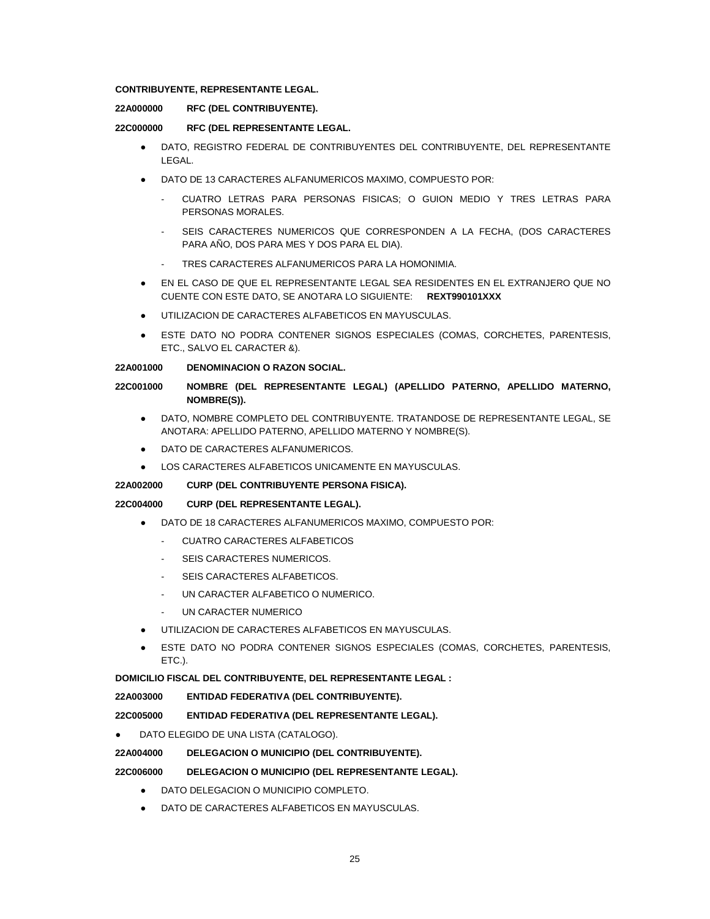**CONTRIBUYENTE, REPRESENTANTE LEGAL.**

**22A000000 RFC (DEL CONTRIBUYENTE).**

**22C000000 RFC (DEL REPRESENTANTE LEGAL.**

- DATO, REGISTRO FEDERAL DE CONTRIBUYENTES DEL CONTRIBUYENTE, DEL REPRESENTANTE LEGAL.
- DATO DE 13 CARACTERES ALFANUMERICOS MAXIMO, COMPUESTO POR:
  - CUATRO LETRAS PARA PERSONAS FISICAS; O GUION MEDIO Y TRES LETRAS PARA PERSONAS MORALES.
  - SEIS CARACTERES NUMERICOS QUE CORRESPONDEN A LA FECHA, (DOS CARACTERES PARA AÑO, DOS PARA MES Y DOS PARA EL DIA).
  - TRES CARACTERES ALFANUMERICOS PARA LA HOMONIMIA.
- EN EL CASO DE QUE EL REPRESENTANTE LEGAL SEA RESIDENTES EN EL EXTRANJERO QUE NO CUENTE CON ESTE DATO, SE ANOTARA LO SIGUIENTE: **REXT990101XXX**
- UTILIZACION DE CARACTERES ALFABETICOS EN MAYUSCULAS.
- ESTE DATO NO PODRA CONTENER SIGNOS ESPECIALES (COMAS, CORCHETES, PARENTESIS, ETC., SALVO EL CARACTER &).

**22A001000 DENOMINACION O RAZON SOCIAL.**

**22C001000 NOMBRE (DEL REPRESENTANTE LEGAL) (APELLIDO PATERNO, APELLIDO MATERNO, NOMBRE(S)).**

- DATO, NOMBRE COMPLETO DEL CONTRIBUYENTE. TRATANDOSE DE REPRESENTANTE LEGAL, SE ANOTARA: APELLIDO PATERNO, APELLIDO MATERNO Y NOMBRE(S).
- DATO DE CARACTERES ALFANUMERICOS.
- LOS CARACTERES ALFABETICOS UNICAMENTE EN MAYUSCULAS.

**22A002000 CURP (DEL CONTRIBUYENTE PERSONA FISICA).**

**22C004000 CURP (DEL REPRESENTANTE LEGAL).**

- DATO DE 18 CARACTERES ALFANUMERICOS MAXIMO, COMPUESTO POR:
  - CUATRO CARACTERES ALFABETICOS
  - SEIS CARACTERES NUMERICOS.
  - SEIS CARACTERES ALFABETICOS.
  - UN CARACTER ALFABETICO O NUMERICO.
  - UN CARACTER NUMERICO
- UTILIZACION DE CARACTERES ALFABETICOS EN MAYUSCULAS.
- ESTE DATO NO PODRA CONTENER SIGNOS ESPECIALES (COMAS, CORCHETES, PARENTESIS, ETC.).

**DOMICILIO FISCAL DEL CONTRIBUYENTE, DEL REPRESENTANTE LEGAL :**

**22A003000 ENTIDAD FEDERATIVA (DEL CONTRIBUYENTE).**

**22C005000 ENTIDAD FEDERATIVA (DEL REPRESENTANTE LEGAL).**

- DATO ELEGIDO DE UNA LISTA (CATALOGO).

**22A004000 DELEGACION O MUNICIPIO (DEL CONTRIBUYENTE).**

**22C006000 DELEGACION O MUNICIPIO (DEL REPRESENTANTE LEGAL).**

- DATO DELEGACION O MUNICIPIO COMPLETO.
- DATO DE CARACTERES ALFABETICOS EN MAYUSCULAS.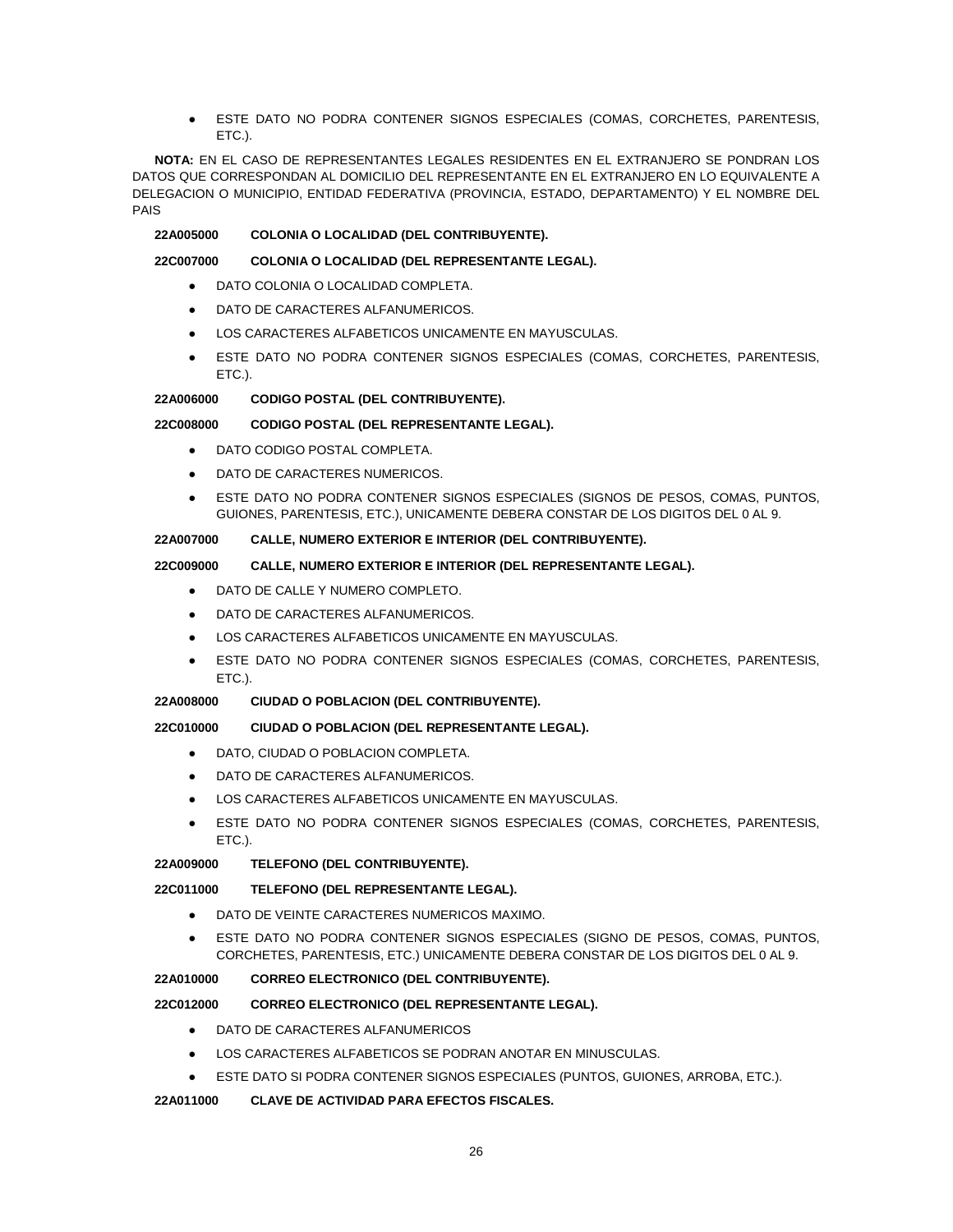- ESTE DATO NO PODRA CONTENER SIGNOS ESPECIALES (COMAS, CORCHETES, PARENTESIS, ETC.).

**NOTA:** EN EL CASO DE REPRESENTANTES LEGALES RESIDENTES EN EL EXTRANJERO SE PONDRAN LOS DATOS QUE CORRESPONDAN AL DOMICILIO DEL REPRESENTANTE EN EL EXTRANJERO EN LO EQUIVALENTE A DELEGACION O MUNICIPIO, ENTIDAD FEDERATIVA (PROVINCIA, ESTADO, DEPARTAMENTO) Y EL NOMBRE DEL PAIS

**22A005000 COLONIA O LOCALIDAD (DEL CONTRIBUYENTE).**

**22C007000 COLONIA O LOCALIDAD (DEL REPRESENTANTE LEGAL).**

- DATO COLONIA O LOCALIDAD COMPLETA.
- DATO DE CARACTERES ALFANUMERICOS.
- LOS CARACTERES ALFABETICOS UNICAMENTE EN MAYUSCULAS.
- ESTE DATO NO PODRA CONTENER SIGNOS ESPECIALES (COMAS, CORCHETES, PARENTESIS, ETC.).

**22A006000 CODIGO POSTAL (DEL CONTRIBUYENTE).**

**22C008000 CODIGO POSTAL (DEL REPRESENTANTE LEGAL).**

- DATO CODIGO POSTAL COMPLETA.
- DATO DE CARACTERES NUMERICOS.
- ESTE DATO NO PODRA CONTENER SIGNOS ESPECIALES (SIGNOS DE PESOS, COMAS, PUNTOS, GUIONES, PARENTESIS, ETC.), UNICAMENTE DEBERA CONSTAR DE LOS DIGITOS DEL 0 AL 9.

**22A007000 CALLE, NUMERO EXTERIOR E INTERIOR (DEL CONTRIBUYENTE).**

**22C009000 CALLE, NUMERO EXTERIOR E INTERIOR (DEL REPRESENTANTE LEGAL).**

- DATO DE CALLE Y NUMERO COMPLETO.
- DATO DE CARACTERES ALFANUMERICOS.
- LOS CARACTERES ALFABETICOS UNICAMENTE EN MAYUSCULAS.
- ESTE DATO NO PODRA CONTENER SIGNOS ESPECIALES (COMAS, CORCHETES, PARENTESIS, ETC.).

**22A008000 CIUDAD O POBLACION (DEL CONTRIBUYENTE).**

**22C010000 CIUDAD O POBLACION (DEL REPRESENTANTE LEGAL).**

- DATO, CIUDAD O POBLACION COMPLETA.
- DATO DE CARACTERES ALFANUMERICOS.
- LOS CARACTERES ALFABETICOS UNICAMENTE EN MAYUSCULAS.
- ESTE DATO NO PODRA CONTENER SIGNOS ESPECIALES (COMAS, CORCHETES, PARENTESIS, ETC.).

**22A009000 TELEFONO (DEL CONTRIBUYENTE).**

**22C011000 TELEFONO (DEL REPRESENTANTE LEGAL).**

- DATO DE VEINTE CARACTERES NUMERICOS MAXIMO.
- ESTE DATO NO PODRA CONTENER SIGNOS ESPECIALES (SIGNO DE PESOS, COMAS, PUNTOS, CORCHETES, PARENTESIS, ETC.) UNICAMENTE DEBERA CONSTAR DE LOS DIGITOS DEL 0 AL 9.

**22A010000 CORREO ELECTRONICO (DEL CONTRIBUYENTE).**

**22C012000 CORREO ELECTRONICO (DEL REPRESENTANTE LEGAL).**

- DATO DE CARACTERES ALFANUMERICOS
- LOS CARACTERES ALFABETICOS SE PODRAN ANOTAR EN MINUSCULAS.
- ESTE DATO SI PODRA CONTENER SIGNOS ESPECIALES (PUNTOS, GUIONES, ARROBA, ETC.).

**22A011000 CLAVE DE ACTIVIDAD PARA EFECTOS FISCALES.**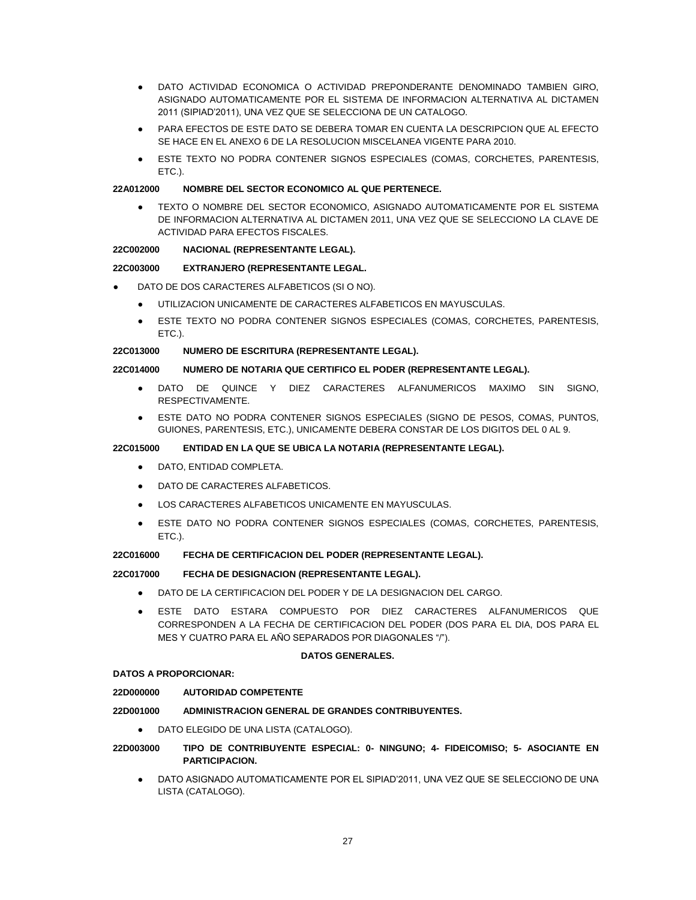- DATO ACTIVIDAD ECONOMICA O ACTIVIDAD PREPONDERANTE DENOMINADO TAMBIEN GIRO, ASIGNADO AUTOMATICAMENTE POR EL SISTEMA DE INFORMACION ALTERNATIVA AL DICTAMEN 2011 (SIPIAD'2011), UNA VEZ QUE SE SELECCIONA DE UN CATALOGO.
- PARA EFECTOS DE ESTE DATO SE DEBERA TOMAR EN CUENTA LA DESCRIPCION QUE AL EFECTO SE HACE EN EL ANEXO 6 DE LA RESOLUCION MISCELANEA VIGENTE PARA 2010.
- ESTE TEXTO NO PODRA CONTENER SIGNOS ESPECIALES (COMAS, CORCHETES, PARENTESIS, ETC.).

**22A012000 NOMBRE DEL SECTOR ECONOMICO AL QUE PERTENECE.**

- TEXTO O NOMBRE DEL SECTOR ECONOMICO, ASIGNADO AUTOMATICAMENTE POR EL SISTEMA DE INFORMACION ALTERNATIVA AL DICTAMEN 2011, UNA VEZ QUE SE SELECCIONO LA CLAVE DE ACTIVIDAD PARA EFECTOS FISCALES.

**22C002000 NACIONAL (REPRESENTANTE LEGAL).**

**22C003000 EXTRANJERO (REPRESENTANTE LEGAL.**

- DATO DE DOS CARACTERES ALFABETICOS (SI O NO).
  - UTILIZACION UNICAMENTE DE CARACTERES ALFABETICOS EN MAYUSCULAS.
  - ESTE TEXTO NO PODRA CONTENER SIGNOS ESPECIALES (COMAS, CORCHETES, PARENTESIS, ETC.).

**22C013000 NUMERO DE ESCRITURA (REPRESENTANTE LEGAL).**

**22C014000 NUMERO DE NOTARIA QUE CERTIFICO EL PODER (REPRESENTANTE LEGAL).**

- DATO DE QUINCE Y DIEZ CARACTERES ALFANUMERICOS MAXIMO SIN SIGNO, RESPECTIVAMENTE.
- ESTE DATO NO PODRA CONTENER SIGNOS ESPECIALES (SIGNO DE PESOS, COMAS, PUNTOS, GUIONES, PARENTESIS, ETC.), UNICAMENTE DEBERA CONSTAR DE LOS DIGITOS DEL 0 AL 9.

**22C015000 ENTIDAD EN LA QUE SE UBICA LA NOTARIA (REPRESENTANTE LEGAL).**

- DATO, ENTIDAD COMPLETA.
- DATO DE CARACTERES ALFABETICOS.
- LOS CARACTERES ALFABETICOS UNICAMENTE EN MAYUSCULAS.
- ESTE DATO NO PODRA CONTENER SIGNOS ESPECIALES (COMAS, CORCHETES, PARENTESIS, ETC.).

**22C016000 FECHA DE CERTIFICACION DEL PODER (REPRESENTANTE LEGAL).**

**22C017000 FECHA DE DESIGNACION (REPRESENTANTE LEGAL).**

- DATO DE LA CERTIFICACION DEL PODER Y DE LA DESIGNACION DEL CARGO.
- ESTE DATO ESTARA COMPUESTO POR DIEZ CARACTERES ALFANUMERICOS QUE CORRESPONDEN A LA FECHA DE CERTIFICACION DEL PODER (DOS PARA EL DIA, DOS PARA EL MES Y CUATRO PARA EL AÑO SEPARADOS POR DIAGONALES "/").

**DATOS GENERALES.**

**DATOS A PROPORCIONAR:**

**22D000000 AUTORIDAD COMPETENTE**

**22D001000 ADMINISTRACION GENERAL DE GRANDES CONTRIBUYENTES.**

- DATO ELEGIDO DE UNA LISTA (CATALOGO).

**22D003000 TIPO DE CONTRIBUYENTE ESPECIAL: 0- NINGUNO; 4- FIDEICOMISO; 5- ASOCIANTE EN PARTICIPACION.**

- DATO ASIGNADO AUTOMATICAMENTE POR EL SIPIAD'2011, UNA VEZ QUE SE SELECCIONO DE UNA LISTA (CATALOGO).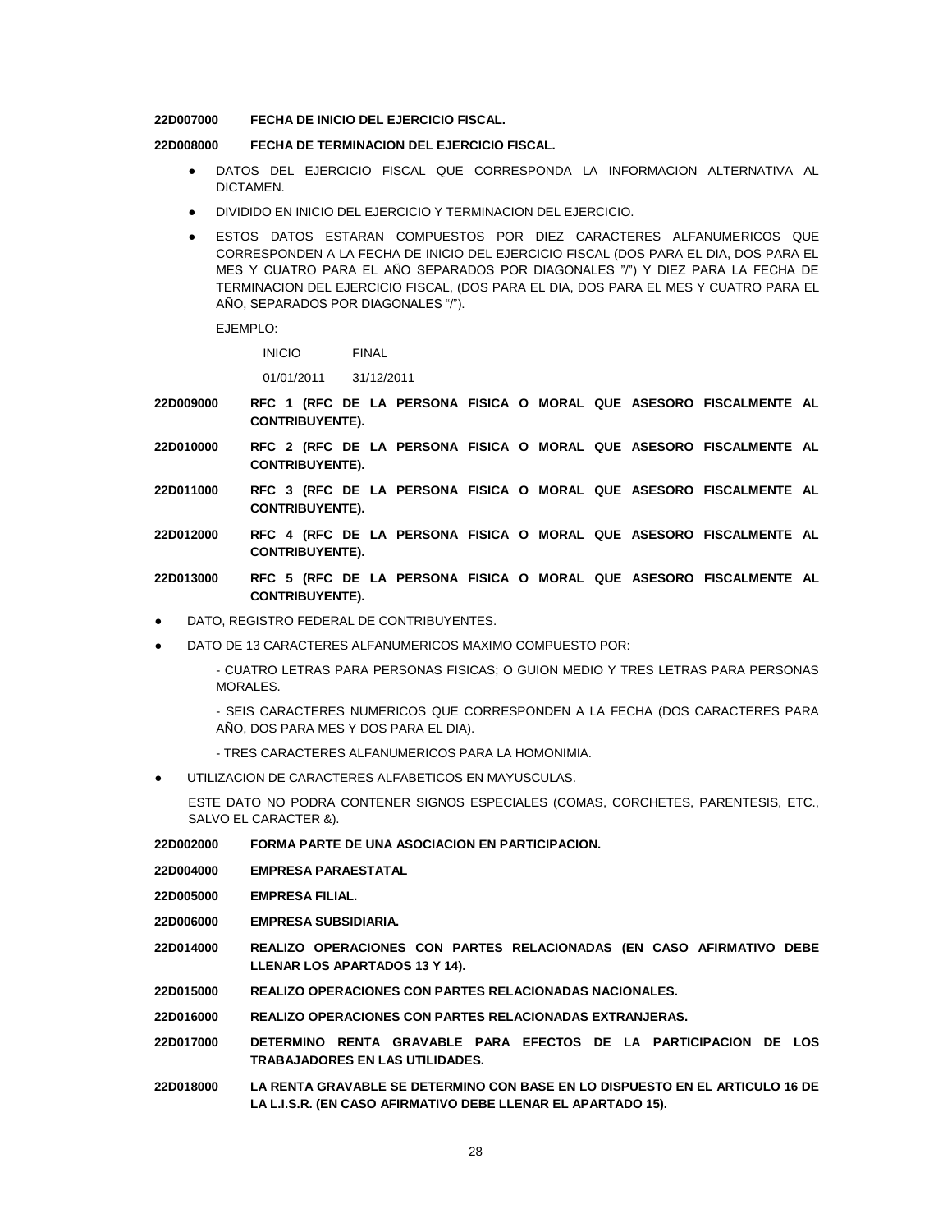**22D007000 FECHA DE INICIO DEL EJERCICIO FISCAL.**

**22D008000 FECHA DE TERMINACION DEL EJERCICIO FISCAL.**

- DATOS DEL EJERCICIO FISCAL QUE CORRESPONDA LA INFORMACION ALTERNATIVA AL DICTAMEN.
- DIVIDIDO EN INICIO DEL EJERCICIO Y TERMINACION DEL EJERCICIO.
- ESTOS DATOS ESTARAN COMPUESTOS POR DIEZ CARACTERES ALFANUMERICOS QUE CORRESPONDEN A LA FECHA DE INICIO DEL EJERCICIO FISCAL (DOS PARA EL DIA, DOS PARA EL MES Y CUATRO PARA EL AÑO SEPARADOS POR DIAGONALES "/") Y DIEZ PARA LA FECHA DE TERMINACION DEL EJERCICIO FISCAL, (DOS PARA EL DIA, DOS PARA EL MES Y CUATRO PARA EL AÑO, SEPARADOS POR DIAGONALES "/").

  EJEMPLO:

  | INICIO | FINAL |
  |---|---|
  | 01/01/2011 | 31/12/2011 |

**22D009000 RFC 1 (RFC DE LA PERSONA FISICA O MORAL QUE ASESORO FISCALMENTE AL CONTRIBUYENTE).**

**22D010000 RFC 2 (RFC DE LA PERSONA FISICA O MORAL QUE ASESORO FISCALMENTE AL CONTRIBUYENTE).**

**22D011000 RFC 3 (RFC DE LA PERSONA FISICA O MORAL QUE ASESORO FISCALMENTE AL CONTRIBUYENTE).**

**22D012000 RFC 4 (RFC DE LA PERSONA FISICA O MORAL QUE ASESORO FISCALMENTE AL CONTRIBUYENTE).**

**22D013000 RFC 5 (RFC DE LA PERSONA FISICA O MORAL QUE ASESORO FISCALMENTE AL CONTRIBUYENTE).**

- DATO, REGISTRO FEDERAL DE CONTRIBUYENTES.
- DATO DE 13 CARACTERES ALFANUMERICOS MAXIMO COMPUESTO POR:

  - CUATRO LETRAS PARA PERSONAS FISICAS; O GUION MEDIO Y TRES LETRAS PARA PERSONAS MORALES.

  - SEIS CARACTERES NUMERICOS QUE CORRESPONDEN A LA FECHA (DOS CARACTERES PARA AÑO, DOS PARA MES Y DOS PARA EL DIA).

  - TRES CARACTERES ALFANUMERICOS PARA LA HOMONIMIA.
- UTILIZACION DE CARACTERES ALFABETICOS EN MAYUSCULAS.

  ESTE DATO NO PODRA CONTENER SIGNOS ESPECIALES (COMAS, CORCHETES, PARENTESIS, ETC., SALVO EL CARACTER &).

**22D002000 FORMA PARTE DE UNA ASOCIACION EN PARTICIPACION.**

**22D004000 EMPRESA PARAESTATAL**

**22D005000 EMPRESA FILIAL.**

**22D006000 EMPRESA SUBSIDIARIA.**

**22D014000 REALIZO OPERACIONES CON PARTES RELACIONADAS (EN CASO AFIRMATIVO DEBE LLENAR LOS APARTADOS 13 Y 14).**

**22D015000 REALIZO OPERACIONES CON PARTES RELACIONADAS NACIONALES.**

**22D016000 REALIZO OPERACIONES CON PARTES RELACIONADAS EXTRANJERAS.**

**22D017000 DETERMINO RENTA GRAVABLE PARA EFECTOS DE LA PARTICIPACION DE LOS TRABAJADORES EN LAS UTILIDADES.**

**22D018000 LA RENTA GRAVABLE SE DETERMINO CON BASE EN LO DISPUESTO EN EL ARTICULO 16 DE LA L.I.S.R. (EN CASO AFIRMATIVO DEBE LLENAR EL APARTADO 15).**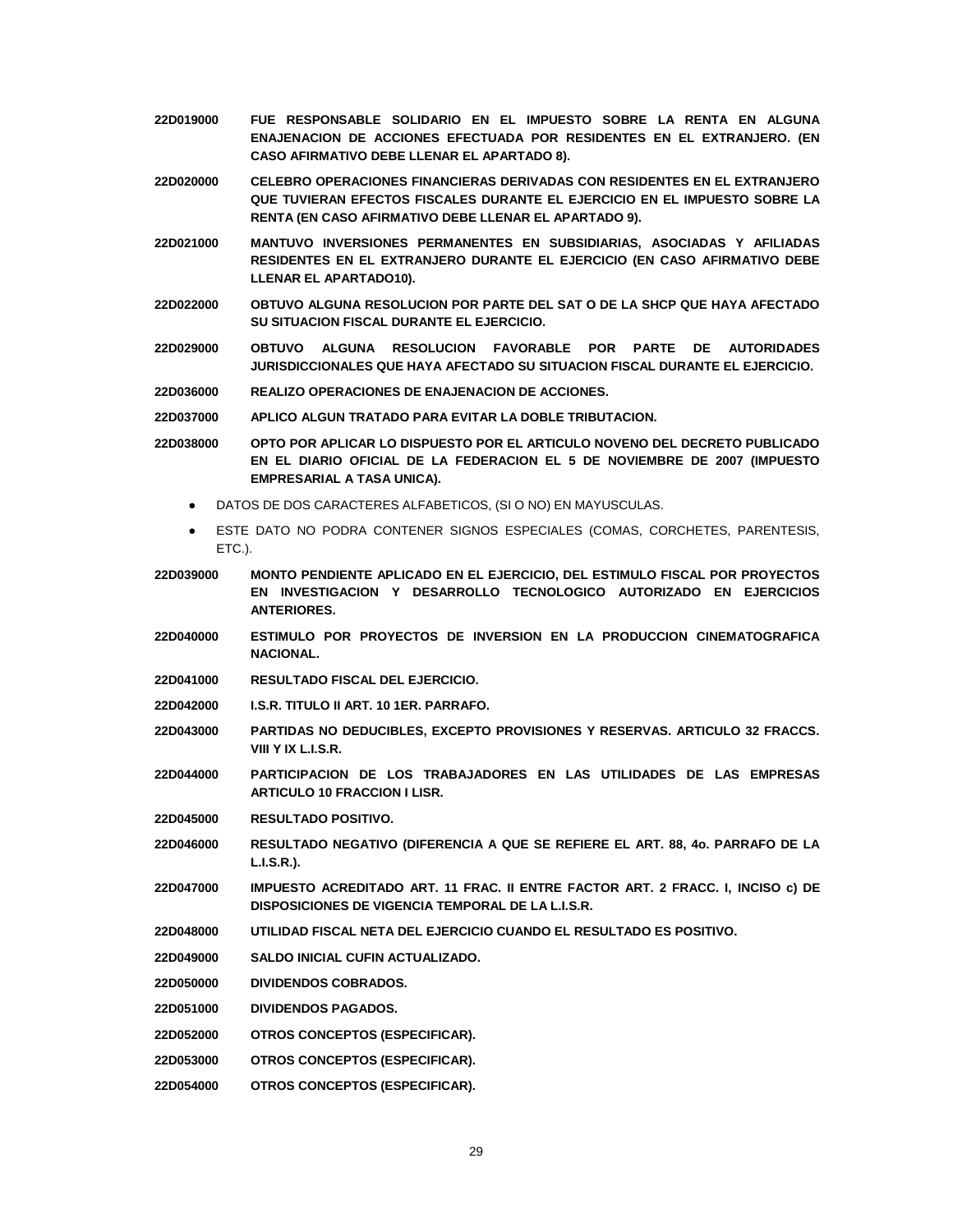**22D019000** **FUE RESPONSABLE SOLIDARIO EN EL IMPUESTO SOBRE LA RENTA EN ALGUNA ENAJENACION DE ACCIONES EFECTUADA POR RESIDENTES EN EL EXTRANJERO. (EN CASO AFIRMATIVO DEBE LLENAR EL APARTADO 8).**

**22D020000** **CELEBRO OPERACIONES FINANCIERAS DERIVADAS CON RESIDENTES EN EL EXTRANJERO QUE TUVIERAN EFECTOS FISCALES DURANTE EL EJERCICIO EN EL IMPUESTO SOBRE LA RENTA (EN CASO AFIRMATIVO DEBE LLENAR EL APARTADO 9).**

**22D021000** **MANTUVO INVERSIONES PERMANENTES EN SUBSIDIARIAS, ASOCIADAS Y AFILIADAS RESIDENTES EN EL EXTRANJERO DURANTE EL EJERCICIO (EN CASO AFIRMATIVO DEBE LLENAR EL APARTADO10).**

**22D022000** **OBTUVO ALGUNA RESOLUCION POR PARTE DEL SAT O DE LA SHCP QUE HAYA AFECTADO SU SITUACION FISCAL DURANTE EL EJERCICIO.**

**22D029000** **OBTUVO ALGUNA RESOLUCION FAVORABLE POR PARTE DE AUTORIDADES JURISDICCIONALES QUE HAYA AFECTADO SU SITUACION FISCAL DURANTE EL EJERCICIO.**

**22D036000** **REALIZO OPERACIONES DE ENAJENACION DE ACCIONES.**

**22D037000** **APLICO ALGUN TRATADO PARA EVITAR LA DOBLE TRIBUTACION.**

**22D038000** **OPTO POR APLICAR LO DISPUESTO POR EL ARTICULO NOVENO DEL DECRETO PUBLICADO EN EL DIARIO OFICIAL DE LA FEDERACION EL 5 DE NOVIEMBRE DE 2007 (IMPUESTO EMPRESARIAL A TASA UNICA).**

- DATOS DE DOS CARACTERES ALFABETICOS, (SI O NO) EN MAYUSCULAS.
- ESTE DATO NO PODRA CONTENER SIGNOS ESPECIALES (COMAS, CORCHETES, PARENTESIS, ETC.).

**22D039000** **MONTO PENDIENTE APLICADO EN EL EJERCICIO, DEL ESTIMULO FISCAL POR PROYECTOS EN INVESTIGACION Y DESARROLLO TECNOLOGICO AUTORIZADO EN EJERCICIOS ANTERIORES.**

**22D040000** **ESTIMULO POR PROYECTOS DE INVERSION EN LA PRODUCCION CINEMATOGRAFICA NACIONAL.**

**22D041000** **RESULTADO FISCAL DEL EJERCICIO.**

**22D042000** **I.S.R. TITULO II ART. 10 1ER. PARRAFO.**

**22D043000** **PARTIDAS NO DEDUCIBLES, EXCEPTO PROVISIONES Y RESERVAS. ARTICULO 32 FRACCS. VIII Y IX L.I.S.R.**

**22D044000** **PARTICIPACION DE LOS TRABAJADORES EN LAS UTILIDADES DE LAS EMPRESAS ARTICULO 10 FRACCION I LISR.**

**22D045000** **RESULTADO POSITIVO.**

**22D046000** **RESULTADO NEGATIVO (DIFERENCIA A QUE SE REFIERE EL ART. 88, 4o. PARRAFO DE LA L.I.S.R.).**

**22D047000** **IMPUESTO ACREDITADO ART. 11 FRAC. II ENTRE FACTOR ART. 2 FRACC. I, INCISO c) DE DISPOSICIONES DE VIGENCIA TEMPORAL DE LA L.I.S.R.**

**22D048000** **UTILIDAD FISCAL NETA DEL EJERCICIO CUANDO EL RESULTADO ES POSITIVO.**

**22D049000** **SALDO INICIAL CUFIN ACTUALIZADO.**

**22D050000** **DIVIDENDOS COBRADOS.**

**22D051000** **DIVIDENDOS PAGADOS.**

**22D052000** **OTROS CONCEPTOS (ESPECIFICAR).**

**22D053000** **OTROS CONCEPTOS (ESPECIFICAR).**

**22D054000** **OTROS CONCEPTOS (ESPECIFICAR).**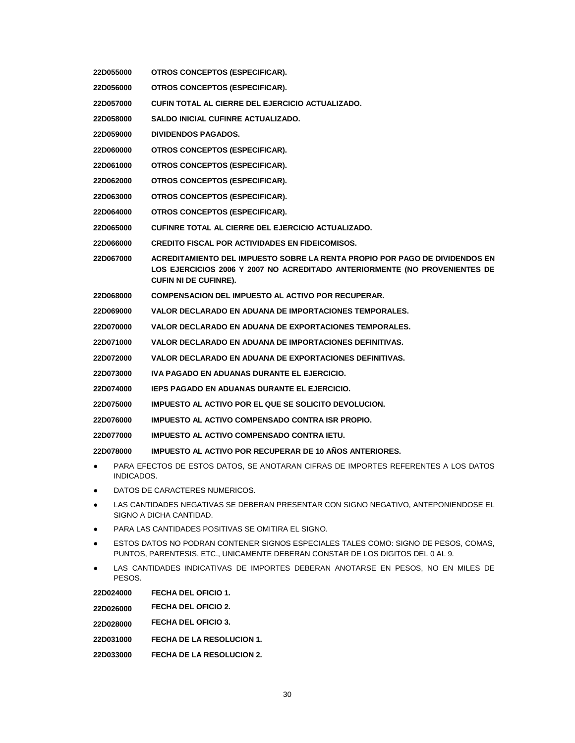**22D055000** **OTROS CONCEPTOS (ESPECIFICAR).**

**22D056000** **OTROS CONCEPTOS (ESPECIFICAR).**

**22D057000** **CUFIN TOTAL AL CIERRE DEL EJERCICIO ACTUALIZADO.**

**22D058000** **SALDO INICIAL CUFINRE ACTUALIZADO.**

**22D059000** **DIVIDENDOS PAGADOS.**

**22D060000** **OTROS CONCEPTOS (ESPECIFICAR).**

**22D061000** **OTROS CONCEPTOS (ESPECIFICAR).**

**22D062000** **OTROS CONCEPTOS (ESPECIFICAR).**

**22D063000** **OTROS CONCEPTOS (ESPECIFICAR).**

**22D064000** **OTROS CONCEPTOS (ESPECIFICAR).**

**22D065000** **CUFINRE TOTAL AL CIERRE DEL EJERCICIO ACTUALIZADO.**

**22D066000** **CREDITO FISCAL POR ACTIVIDADES EN FIDEICOMISOS.**

**22D067000** **ACREDITAMIENTO DEL IMPUESTO SOBRE LA RENTA PROPIO POR PAGO DE DIVIDENDOS EN LOS EJERCICIOS 2006 Y 2007 NO ACREDITADO ANTERIORMENTE (NO PROVENIENTES DE CUFIN NI DE CUFINRE).**

**22D068000** **COMPENSACION DEL IMPUESTO AL ACTIVO POR RECUPERAR.**

**22D069000** **VALOR DECLARADO EN ADUANA DE IMPORTACIONES TEMPORALES.**

**22D070000** **VALOR DECLARADO EN ADUANA DE EXPORTACIONES TEMPORALES.**

**22D071000** **VALOR DECLARADO EN ADUANA DE IMPORTACIONES DEFINITIVAS.**

**22D072000** **VALOR DECLARADO EN ADUANA DE EXPORTACIONES DEFINITIVAS.**

**22D073000** **IVA PAGADO EN ADUANAS DURANTE EL EJERCICIO.**

**22D074000** **IEPS PAGADO EN ADUANAS DURANTE EL EJERCICIO.**

**22D075000** **IMPUESTO AL ACTIVO POR EL QUE SE SOLICITO DEVOLUCION.**

**22D076000** **IMPUESTO AL ACTIVO COMPENSADO CONTRA ISR PROPIO.**

**22D077000** **IMPUESTO AL ACTIVO COMPENSADO CONTRA IETU.**

**22D078000** **IMPUESTO AL ACTIVO POR RECUPERAR DE 10 AÑOS ANTERIORES.**

- PARA EFECTOS DE ESTOS DATOS, SE ANOTARAN CIFRAS DE IMPORTES REFERENTES A LOS DATOS INDICADOS.
- DATOS DE CARACTERES NUMERICOS.
- LAS CANTIDADES NEGATIVAS SE DEBERAN PRESENTAR CON SIGNO NEGATIVO, ANTEPONIENDOSE EL SIGNO A DICHA CANTIDAD.
- PARA LAS CANTIDADES POSITIVAS SE OMITIRA EL SIGNO.
- ESTOS DATOS NO PODRAN CONTENER SIGNOS ESPECIALES TALES COMO: SIGNO DE PESOS, COMAS, PUNTOS, PARENTESIS, ETC., UNICAMENTE DEBERAN CONSTAR DE LOS DIGITOS DEL 0 AL 9.
- LAS CANTIDADES INDICATIVAS DE IMPORTES DEBERAN ANOTARSE EN PESOS, NO EN MILES DE PESOS.

**22D024000** **FECHA DEL OFICIO 1.**

**22D026000** **FECHA DEL OFICIO 2.**

**22D028000** **FECHA DEL OFICIO 3.**

**22D031000** **FECHA DE LA RESOLUCION 1.**

**22D033000** **FECHA DE LA RESOLUCION 2.**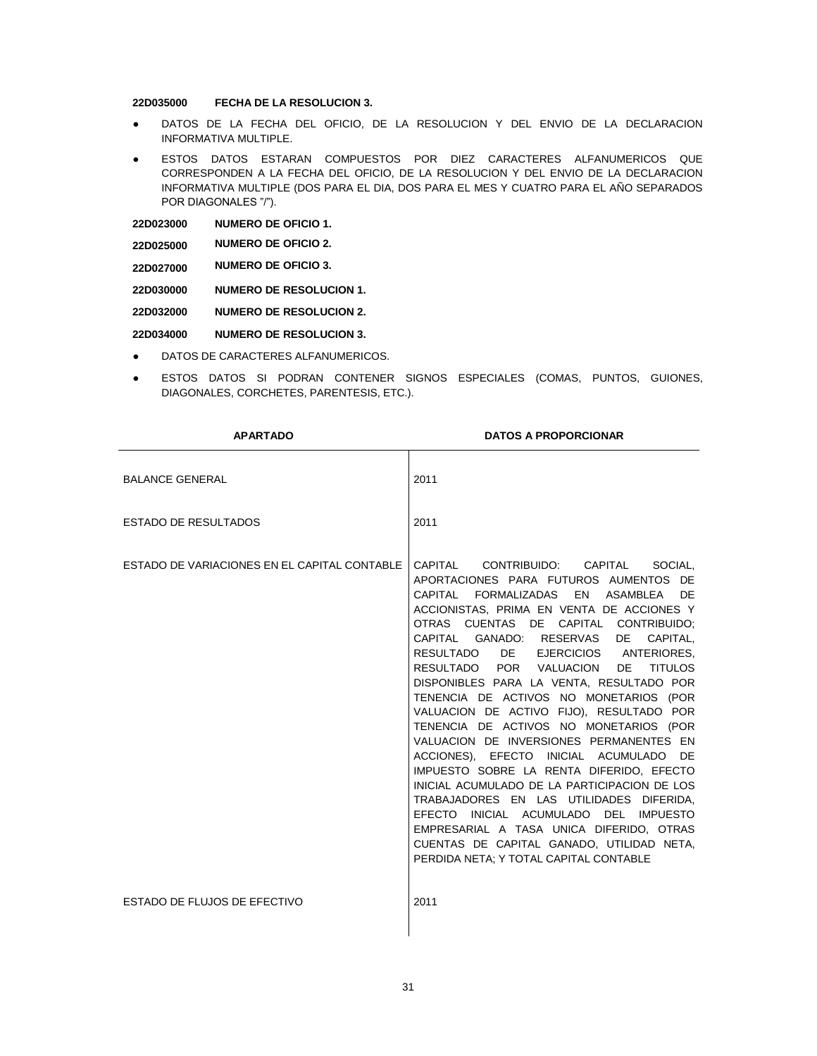**22D035000 FECHA DE LA RESOLUCION 3.**

- DATOS DE LA FECHA DEL OFICIO, DE LA RESOLUCION Y DEL ENVIO DE LA DECLARACION INFORMATIVA MULTIPLE.
- ESTOS DATOS ESTARAN COMPUESTOS POR DIEZ CARACTERES ALFANUMERICOS QUE CORRESPONDEN A LA FECHA DEL OFICIO, DE LA RESOLUCION Y DEL ENVIO DE LA DECLARACION INFORMATIVA MULTIPLE (DOS PARA EL DIA, DOS PARA EL MES Y CUATRO PARA EL AÑO SEPARADOS POR DIAGONALES "/").

**22D023000 NUMERO DE OFICIO 1.**

**22D025000 NUMERO DE OFICIO 2.**

**22D027000 NUMERO DE OFICIO 3.**

**22D030000 NUMERO DE RESOLUCION 1.**

**22D032000 NUMERO DE RESOLUCION 2.**

**22D034000 NUMERO DE RESOLUCION 3.**

- DATOS DE CARACTERES ALFANUMERICOS.
- ESTOS DATOS SI PODRAN CONTENER SIGNOS ESPECIALES (COMAS, PUNTOS, GUIONES, DIAGONALES, CORCHETES, PARENTESIS, ETC.).

| APARTADO | DATOS A PROPORCIONAR |
|---|---|
| BALANCE GENERAL | 2011 |
| ESTADO DE RESULTADOS | 2011 |
| ESTADO DE VARIACIONES EN EL CAPITAL CONTABLE | CAPITAL CONTRIBUIDO: CAPITAL SOCIAL, APORTACIONES PARA FUTUROS AUMENTOS DE CAPITAL FORMALIZADAS EN ASAMBLEA DE ACCIONISTAS, PRIMA EN VENTA DE ACCIONES Y OTRAS CUENTAS DE CAPITAL CONTRIBUIDO; CAPITAL GANADO: RESERVAS DE CAPITAL, RESULTADO DE EJERCICIOS ANTERIORES, RESULTADO POR VALUACION DE TITULOS DISPONIBLES PARA LA VENTA, RESULTADO POR TENENCIA DE ACTIVOS NO MONETARIOS (POR VALUACION DE ACTIVO FIJO), RESULTADO POR TENENCIA DE ACTIVOS NO MONETARIOS (POR VALUACION DE INVERSIONES PERMANENTES EN ACCIONES), EFECTO INICIAL ACUMULADO DE IMPUESTO SOBRE LA RENTA DIFERIDO, EFECTO INICIAL ACUMULADO DE LA PARTICIPACION DE LOS TRABAJADORES EN LAS UTILIDADES DIFERIDA, EFECTO INICIAL ACUMULADO DEL IMPUESTO EMPRESARIAL A TASA UNICA DIFERIDO, OTRAS CUENTAS DE CAPITAL GANADO, UTILIDAD NETA, PERDIDA NETA; Y TOTAL CAPITAL CONTABLE |
| ESTADO DE FLUJOS DE EFECTIVO | 2011 |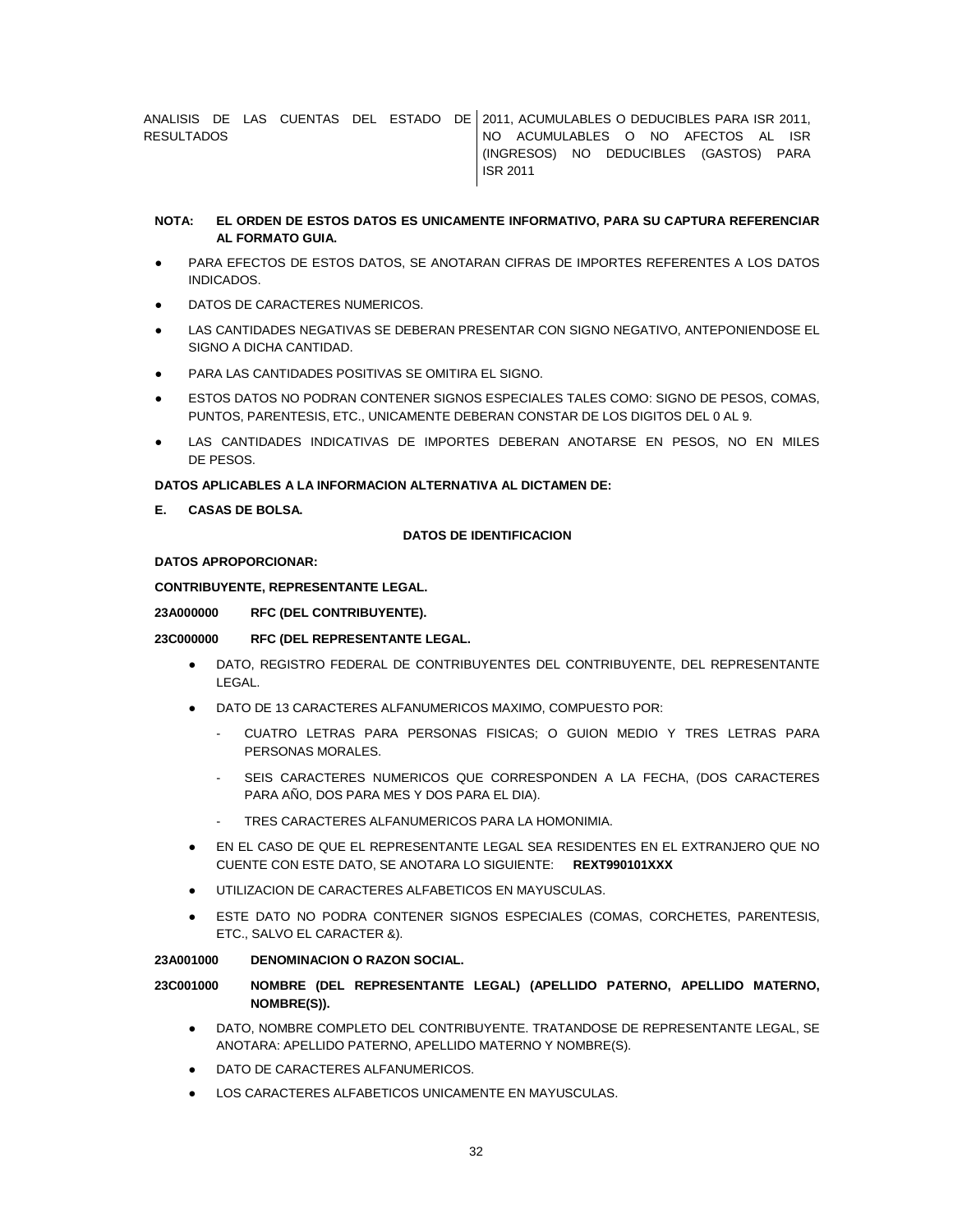| ANALISIS DE LAS CUENTAS DEL ESTADO DE RESULTADOS | 2011, ACUMULABLES O DEDUCIBLES PARA ISR 2011, NO ACUMULABLES O NO AFECTOS AL ISR (INGRESOS) NO DEDUCIBLES (GASTOS) PARA ISR 2011 |
|---|---|

**NOTA: EL ORDEN DE ESTOS DATOS ES UNICAMENTE INFORMATIVO, PARA SU CAPTURA REFERENCIAR AL FORMATO GUIA.**

- PARA EFECTOS DE ESTOS DATOS, SE ANOTARAN CIFRAS DE IMPORTES REFERENTES A LOS DATOS INDICADOS.
- DATOS DE CARACTERES NUMERICOS.
- LAS CANTIDADES NEGATIVAS SE DEBERAN PRESENTAR CON SIGNO NEGATIVO, ANTEPONIENDOSE EL SIGNO A DICHA CANTIDAD.
- PARA LAS CANTIDADES POSITIVAS SE OMITIRA EL SIGNO.
- ESTOS DATOS NO PODRAN CONTENER SIGNOS ESPECIALES TALES COMO: SIGNO DE PESOS, COMAS, PUNTOS, PARENTESIS, ETC., UNICAMENTE DEBERAN CONSTAR DE LOS DIGITOS DEL 0 AL 9.
- LAS CANTIDADES INDICATIVAS DE IMPORTES DEBERAN ANOTARSE EN PESOS, NO EN MILES DE PESOS.

**DATOS APLICABLES A LA INFORMACION ALTERNATIVA AL DICTAMEN DE:**

**E. CASAS DE BOLSA.**

**DATOS DE IDENTIFICACION**

**DATOS APROPORCIONAR:**

**CONTRIBUYENTE, REPRESENTANTE LEGAL.**

**23A000000 RFC (DEL CONTRIBUYENTE).**

**23C000000 RFC (DEL REPRESENTANTE LEGAL.**

- DATO, REGISTRO FEDERAL DE CONTRIBUYENTES DEL CONTRIBUYENTE, DEL REPRESENTANTE LEGAL.
- DATO DE 13 CARACTERES ALFANUMERICOS MAXIMO, COMPUESTO POR:
  - CUATRO LETRAS PARA PERSONAS FISICAS; O GUION MEDIO Y TRES LETRAS PARA PERSONAS MORALES.
  - SEIS CARACTERES NUMERICOS QUE CORRESPONDEN A LA FECHA, (DOS CARACTERES PARA AÑO, DOS PARA MES Y DOS PARA EL DIA).
  - TRES CARACTERES ALFANUMERICOS PARA LA HOMONIMIA.
- EN EL CASO DE QUE EL REPRESENTANTE LEGAL SEA RESIDENTES EN EL EXTRANJERO QUE NO CUENTE CON ESTE DATO, SE ANOTARA LO SIGUIENTE: **REXT990101XXX**
- UTILIZACION DE CARACTERES ALFABETICOS EN MAYUSCULAS.
- ESTE DATO NO PODRA CONTENER SIGNOS ESPECIALES (COMAS, CORCHETES, PARENTESIS, ETC., SALVO EL CARACTER &).

**23A001000 DENOMINACION O RAZON SOCIAL.**

**23C001000 NOMBRE (DEL REPRESENTANTE LEGAL) (APELLIDO PATERNO, APELLIDO MATERNO, NOMBRE(S)).**

- DATO, NOMBRE COMPLETO DEL CONTRIBUYENTE. TRATANDOSE DE REPRESENTANTE LEGAL, SE ANOTARA: APELLIDO PATERNO, APELLIDO MATERNO Y NOMBRE(S).
- DATO DE CARACTERES ALFANUMERICOS.
- LOS CARACTERES ALFABETICOS UNICAMENTE EN MAYUSCULAS.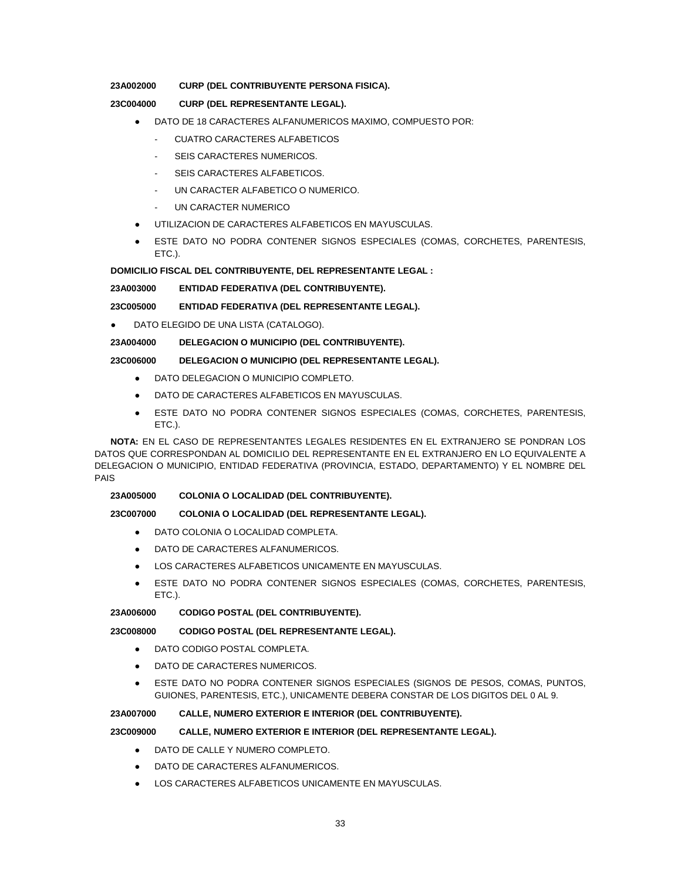**23A002000 CURP (DEL CONTRIBUYENTE PERSONA FISICA).**

**23C004000 CURP (DEL REPRESENTANTE LEGAL).**

- DATO DE 18 CARACTERES ALFANUMERICOS MAXIMO, COMPUESTO POR:
    - CUATRO CARACTERES ALFABETICOS
    - SEIS CARACTERES NUMERICOS.
    - SEIS CARACTERES ALFABETICOS.
    - UN CARACTER ALFABETICO O NUMERICO.
    - UN CARACTER NUMERICO
- UTILIZACION DE CARACTERES ALFABETICOS EN MAYUSCULAS.
- ESTE DATO NO PODRA CONTENER SIGNOS ESPECIALES (COMAS, CORCHETES, PARENTESIS, ETC.).

**DOMICILIO FISCAL DEL CONTRIBUYENTE, DEL REPRESENTANTE LEGAL :**

**23A003000 ENTIDAD FEDERATIVA (DEL CONTRIBUYENTE).**

**23C005000 ENTIDAD FEDERATIVA (DEL REPRESENTANTE LEGAL).**

- DATO ELEGIDO DE UNA LISTA (CATALOGO).

**23A004000 DELEGACION O MUNICIPIO (DEL CONTRIBUYENTE).**

**23C006000 DELEGACION O MUNICIPIO (DEL REPRESENTANTE LEGAL).**

- DATO DELEGACION O MUNICIPIO COMPLETO.
- DATO DE CARACTERES ALFABETICOS EN MAYUSCULAS.
- ESTE DATO NO PODRA CONTENER SIGNOS ESPECIALES (COMAS, CORCHETES, PARENTESIS, ETC.).

**NOTA:** EN EL CASO DE REPRESENTANTES LEGALES RESIDENTES EN EL EXTRANJERO SE PONDRAN LOS DATOS QUE CORRESPONDAN AL DOMICILIO DEL REPRESENTANTE EN EL EXTRANJERO EN LO EQUIVALENTE A DELEGACION O MUNICIPIO, ENTIDAD FEDERATIVA (PROVINCIA, ESTADO, DEPARTAMENTO) Y EL NOMBRE DEL PAIS

**23A005000 COLONIA O LOCALIDAD (DEL CONTRIBUYENTE).**

**23C007000 COLONIA O LOCALIDAD (DEL REPRESENTANTE LEGAL).**

- DATO COLONIA O LOCALIDAD COMPLETA.
- DATO DE CARACTERES ALFANUMERICOS.
- LOS CARACTERES ALFABETICOS UNICAMENTE EN MAYUSCULAS.
- ESTE DATO NO PODRA CONTENER SIGNOS ESPECIALES (COMAS, CORCHETES, PARENTESIS, ETC.).

**23A006000 CODIGO POSTAL (DEL CONTRIBUYENTE).**

**23C008000 CODIGO POSTAL (DEL REPRESENTANTE LEGAL).**

- DATO CODIGO POSTAL COMPLETA.
- DATO DE CARACTERES NUMERICOS.
- ESTE DATO NO PODRA CONTENER SIGNOS ESPECIALES (SIGNOS DE PESOS, COMAS, PUNTOS, GUIONES, PARENTESIS, ETC.), UNICAMENTE DEBERA CONSTAR DE LOS DIGITOS DEL 0 AL 9.

**23A007000 CALLE, NUMERO EXTERIOR E INTERIOR (DEL CONTRIBUYENTE).**

**23C009000 CALLE, NUMERO EXTERIOR E INTERIOR (DEL REPRESENTANTE LEGAL).**

- DATO DE CALLE Y NUMERO COMPLETO.
- DATO DE CARACTERES ALFANUMERICOS.
- LOS CARACTERES ALFABETICOS UNICAMENTE EN MAYUSCULAS.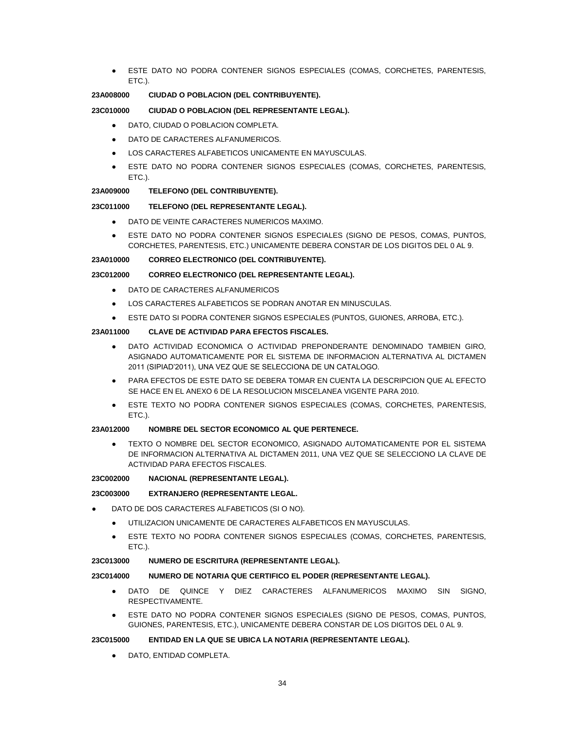- ESTE DATO NO PODRA CONTENER SIGNOS ESPECIALES (COMAS, CORCHETES, PARENTESIS, ETC.).

**23A008000 CIUDAD O POBLACION (DEL CONTRIBUYENTE).**

**23C010000 CIUDAD O POBLACION (DEL REPRESENTANTE LEGAL).**

- DATO, CIUDAD O POBLACION COMPLETA.
- DATO DE CARACTERES ALFANUMERICOS.
- LOS CARACTERES ALFABETICOS UNICAMENTE EN MAYUSCULAS.
- ESTE DATO NO PODRA CONTENER SIGNOS ESPECIALES (COMAS, CORCHETES, PARENTESIS, ETC.).

**23A009000 TELEFONO (DEL CONTRIBUYENTE).**

**23C011000 TELEFONO (DEL REPRESENTANTE LEGAL).**

- DATO DE VEINTE CARACTERES NUMERICOS MAXIMO.
- ESTE DATO NO PODRA CONTENER SIGNOS ESPECIALES (SIGNO DE PESOS, COMAS, PUNTOS, CORCHETES, PARENTESIS, ETC.) UNICAMENTE DEBERA CONSTAR DE LOS DIGITOS DEL 0 AL 9.

**23A010000 CORREO ELECTRONICO (DEL CONTRIBUYENTE).**

**23C012000 CORREO ELECTRONICO (DEL REPRESENTANTE LEGAL).**

- DATO DE CARACTERES ALFANUMERICOS
- LOS CARACTERES ALFABETICOS SE PODRAN ANOTAR EN MINUSCULAS.
- ESTE DATO SI PODRA CONTENER SIGNOS ESPECIALES (PUNTOS, GUIONES, ARROBA, ETC.).

**23A011000 CLAVE DE ACTIVIDAD PARA EFECTOS FISCALES.**

- DATO ACTIVIDAD ECONOMICA O ACTIVIDAD PREPONDERANTE DENOMINADO TAMBIEN GIRO, ASIGNADO AUTOMATICAMENTE POR EL SISTEMA DE INFORMACION ALTERNATIVA AL DICTAMEN 2011 (SIPIAD'2011), UNA VEZ QUE SE SELECCIONA DE UN CATALOGO.
- PARA EFECTOS DE ESTE DATO SE DEBERA TOMAR EN CUENTA LA DESCRIPCION QUE AL EFECTO SE HACE EN EL ANEXO 6 DE LA RESOLUCION MISCELANEA VIGENTE PARA 2010.
- ESTE TEXTO NO PODRA CONTENER SIGNOS ESPECIALES (COMAS, CORCHETES, PARENTESIS, ETC.).

**23A012000 NOMBRE DEL SECTOR ECONOMICO AL QUE PERTENECE.**

- TEXTO O NOMBRE DEL SECTOR ECONOMICO, ASIGNADO AUTOMATICAMENTE POR EL SISTEMA DE INFORMACION ALTERNATIVA AL DICTAMEN 2011, UNA VEZ QUE SE SELECCIONO LA CLAVE DE ACTIVIDAD PARA EFECTOS FISCALES.

**23C002000 NACIONAL (REPRESENTANTE LEGAL).**

**23C003000 EXTRANJERO (REPRESENTANTE LEGAL.**

- DATO DE DOS CARACTERES ALFABETICOS (SI O NO).
  - UTILIZACION UNICAMENTE DE CARACTERES ALFABETICOS EN MAYUSCULAS.
  - ESTE TEXTO NO PODRA CONTENER SIGNOS ESPECIALES (COMAS, CORCHETES, PARENTESIS, ETC.).

**23C013000 NUMERO DE ESCRITURA (REPRESENTANTE LEGAL).**

**23C014000 NUMERO DE NOTARIA QUE CERTIFICO EL PODER (REPRESENTANTE LEGAL).**

- DATO DE QUINCE Y DIEZ CARACTERES ALFANUMERICOS MAXIMO SIN SIGNO, RESPECTIVAMENTE.
- ESTE DATO NO PODRA CONTENER SIGNOS ESPECIALES (SIGNO DE PESOS, COMAS, PUNTOS, GUIONES, PARENTESIS, ETC.), UNICAMENTE DEBERA CONSTAR DE LOS DIGITOS DEL 0 AL 9.

**23C015000 ENTIDAD EN LA QUE SE UBICA LA NOTARIA (REPRESENTANTE LEGAL).**

- DATO, ENTIDAD COMPLETA.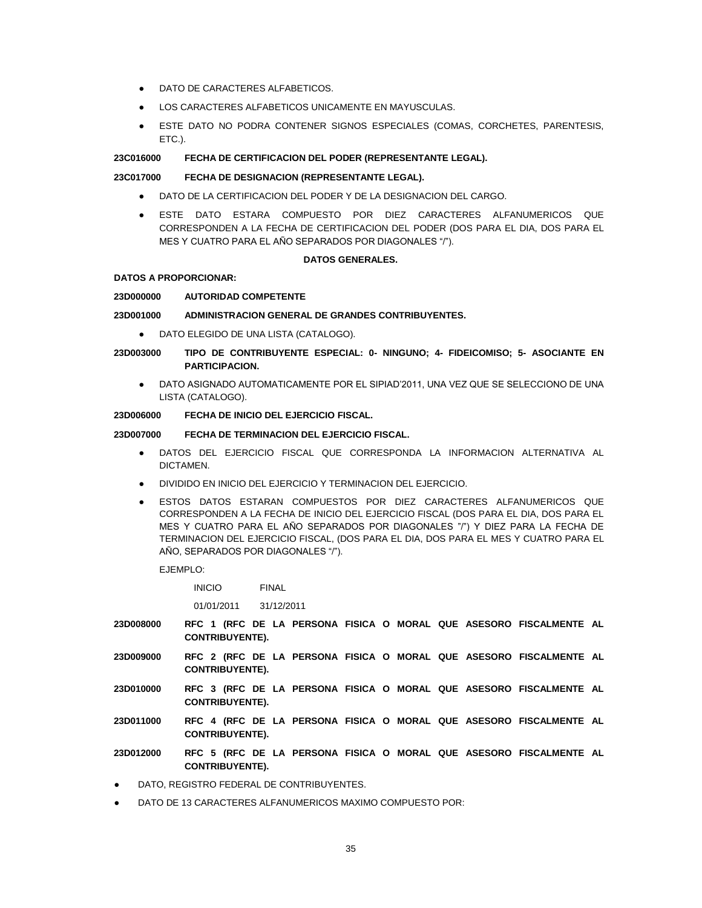- DATO DE CARACTERES ALFABETICOS.
- LOS CARACTERES ALFABETICOS UNICAMENTE EN MAYUSCULAS.
- ESTE DATO NO PODRA CONTENER SIGNOS ESPECIALES (COMAS, CORCHETES, PARENTESIS, ETC.).

**23C016000 FECHA DE CERTIFICACION DEL PODER (REPRESENTANTE LEGAL).**

**23C017000 FECHA DE DESIGNACION (REPRESENTANTE LEGAL).**

- DATO DE LA CERTIFICACION DEL PODER Y DE LA DESIGNACION DEL CARGO.
- ESTE DATO ESTARA COMPUESTO POR DIEZ CARACTERES ALFANUMERICOS QUE CORRESPONDEN A LA FECHA DE CERTIFICACION DEL PODER (DOS PARA EL DIA, DOS PARA EL MES Y CUATRO PARA EL AÑO SEPARADOS POR DIAGONALES "/").

**DATOS GENERALES.**

**DATOS A PROPORCIONAR:**

**23D000000 AUTORIDAD COMPETENTE**

**23D001000 ADMINISTRACION GENERAL DE GRANDES CONTRIBUYENTES.**

- DATO ELEGIDO DE UNA LISTA (CATALOGO).

**23D003000 TIPO DE CONTRIBUYENTE ESPECIAL: 0- NINGUNO; 4- FIDEICOMISO; 5- ASOCIANTE EN PARTICIPACION.**

- DATO ASIGNADO AUTOMATICAMENTE POR EL SIPIAD'2011, UNA VEZ QUE SE SELECCIONO DE UNA LISTA (CATALOGO).

**23D006000 FECHA DE INICIO DEL EJERCICIO FISCAL.**

**23D007000 FECHA DE TERMINACION DEL EJERCICIO FISCAL.**

- DATOS DEL EJERCICIO FISCAL QUE CORRESPONDA LA INFORMACION ALTERNATIVA AL DICTAMEN.
- DIVIDIDO EN INICIO DEL EJERCICIO Y TERMINACION DEL EJERCICIO.
- ESTOS DATOS ESTARAN COMPUESTOS POR DIEZ CARACTERES ALFANUMERICOS QUE CORRESPONDEN A LA FECHA DE INICIO DEL EJERCICIO FISCAL (DOS PARA EL DIA, DOS PARA EL MES Y CUATRO PARA EL AÑO SEPARADOS POR DIAGONALES "/") Y DIEZ PARA LA FECHA DE TERMINACION DEL EJERCICIO FISCAL, (DOS PARA EL DIA, DOS PARA EL MES Y CUATRO PARA EL AÑO, SEPARADOS POR DIAGONALES "/").

  EJEMPLO:

  | INICIO | FINAL |
  |---|---|
  | 01/01/2011 | 31/12/2011 |

**23D008000 RFC 1 (RFC DE LA PERSONA FISICA O MORAL QUE ASESORO FISCALMENTE AL CONTRIBUYENTE).**

**23D009000 RFC 2 (RFC DE LA PERSONA FISICA O MORAL QUE ASESORO FISCALMENTE AL CONTRIBUYENTE).**

**23D010000 RFC 3 (RFC DE LA PERSONA FISICA O MORAL QUE ASESORO FISCALMENTE AL CONTRIBUYENTE).**

**23D011000 RFC 4 (RFC DE LA PERSONA FISICA O MORAL QUE ASESORO FISCALMENTE AL CONTRIBUYENTE).**

**23D012000 RFC 5 (RFC DE LA PERSONA FISICA O MORAL QUE ASESORO FISCALMENTE AL CONTRIBUYENTE).**

- DATO, REGISTRO FEDERAL DE CONTRIBUYENTES.
- DATO DE 13 CARACTERES ALFANUMERICOS MAXIMO COMPUESTO POR: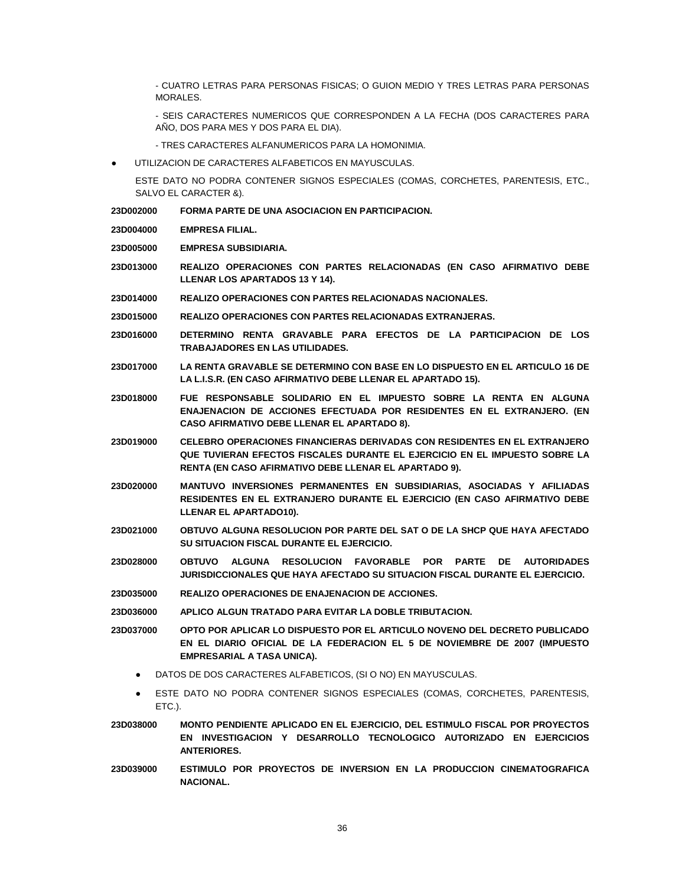- CUATRO LETRAS PARA PERSONAS FISICAS; O GUION MEDIO Y TRES LETRAS PARA PERSONAS MORALES.

- SEIS CARACTERES NUMERICOS QUE CORRESPONDEN A LA FECHA (DOS CARACTERES PARA AÑO, DOS PARA MES Y DOS PARA EL DIA).

- TRES CARACTERES ALFANUMERICOS PARA LA HOMONIMIA.

- UTILIZACION DE CARACTERES ALFABETICOS EN MAYUSCULAS.

  ESTE DATO NO PODRA CONTENER SIGNOS ESPECIALES (COMAS, CORCHETES, PARENTESIS, ETC., SALVO EL CARACTER &).

**23D002000** **FORMA PARTE DE UNA ASOCIACION EN PARTICIPACION.**

**23D004000** **EMPRESA FILIAL.**

**23D005000** **EMPRESA SUBSIDIARIA.**

**23D013000** **REALIZO OPERACIONES CON PARTES RELACIONADAS (EN CASO AFIRMATIVO DEBE LLENAR LOS APARTADOS 13 Y 14).**

**23D014000** **REALIZO OPERACIONES CON PARTES RELACIONADAS NACIONALES.**

**23D015000** **REALIZO OPERACIONES CON PARTES RELACIONADAS EXTRANJERAS.**

**23D016000** **DETERMINO RENTA GRAVABLE PARA EFECTOS DE LA PARTICIPACION DE LOS TRABAJADORES EN LAS UTILIDADES.**

**23D017000** **LA RENTA GRAVABLE SE DETERMINO CON BASE EN LO DISPUESTO EN EL ARTICULO 16 DE LA L.I.S.R. (EN CASO AFIRMATIVO DEBE LLENAR EL APARTADO 15).**

**23D018000** **FUE RESPONSABLE SOLIDARIO EN EL IMPUESTO SOBRE LA RENTA EN ALGUNA ENAJENACION DE ACCIONES EFECTUADA POR RESIDENTES EN EL EXTRANJERO. (EN CASO AFIRMATIVO DEBE LLENAR EL APARTADO 8).**

**23D019000** **CELEBRO OPERACIONES FINANCIERAS DERIVADAS CON RESIDENTES EN EL EXTRANJERO QUE TUVIERAN EFECTOS FISCALES DURANTE EL EJERCICIO EN EL IMPUESTO SOBRE LA RENTA (EN CASO AFIRMATIVO DEBE LLENAR EL APARTADO 9).**

**23D020000** **MANTUVO INVERSIONES PERMANENTES EN SUBSIDIARIAS, ASOCIADAS Y AFILIADAS RESIDENTES EN EL EXTRANJERO DURANTE EL EJERCICIO (EN CASO AFIRMATIVO DEBE LLENAR EL APARTADO10).**

**23D021000** **OBTUVO ALGUNA RESOLUCION POR PARTE DEL SAT O DE LA SHCP QUE HAYA AFECTADO SU SITUACION FISCAL DURANTE EL EJERCICIO.**

**23D028000** **OBTUVO ALGUNA RESOLUCION FAVORABLE POR PARTE DE AUTORIDADES JURISDICCIONALES QUE HAYA AFECTADO SU SITUACION FISCAL DURANTE EL EJERCICIO.**

**23D035000** **REALIZO OPERACIONES DE ENAJENACION DE ACCIONES.**

**23D036000** **APLICO ALGUN TRATADO PARA EVITAR LA DOBLE TRIBUTACION.**

**23D037000** **OPTO POR APLICAR LO DISPUESTO POR EL ARTICULO NOVENO DEL DECRETO PUBLICADO EN EL DIARIO OFICIAL DE LA FEDERACION EL 5 DE NOVIEMBRE DE 2007 (IMPUESTO EMPRESARIAL A TASA UNICA).**

- DATOS DE DOS CARACTERES ALFABETICOS, (SI O NO) EN MAYUSCULAS.
- ESTE DATO NO PODRA CONTENER SIGNOS ESPECIALES (COMAS, CORCHETES, PARENTESIS, ETC.).

**23D038000** **MONTO PENDIENTE APLICADO EN EL EJERCICIO, DEL ESTIMULO FISCAL POR PROYECTOS EN INVESTIGACION Y DESARROLLO TECNOLOGICO AUTORIZADO EN EJERCICIOS ANTERIORES.**

**23D039000** **ESTIMULO POR PROYECTOS DE INVERSION EN LA PRODUCCION CINEMATOGRAFICA NACIONAL.**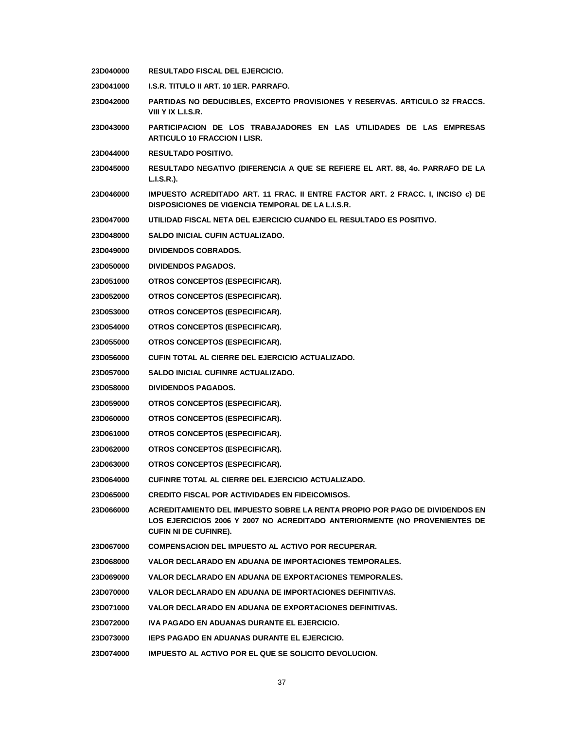| | |
|---|---|
| **23D040000** | **RESULTADO FISCAL DEL EJERCICIO.** |
| **23D041000** | **I.S.R. TITULO II ART. 10 1ER. PARRAFO.** |
| **23D042000** | **PARTIDAS NO DEDUCIBLES, EXCEPTO PROVISIONES Y RESERVAS. ARTICULO 32 FRACCS. VIII Y IX L.I.S.R.** |
| **23D043000** | **PARTICIPACION DE LOS TRABAJADORES EN LAS UTILIDADES DE LAS EMPRESAS ARTICULO 10 FRACCION I LISR.** |
| **23D044000** | **RESULTADO POSITIVO.** |
| **23D045000** | **RESULTADO NEGATIVO (DIFERENCIA A QUE SE REFIERE EL ART. 88, 4o. PARRAFO DE LA L.I.S.R.).** |
| **23D046000** | **IMPUESTO ACREDITADO ART. 11 FRAC. II ENTRE FACTOR ART. 2 FRACC. I, INCISO c) DE DISPOSICIONES DE VIGENCIA TEMPORAL DE LA L.I.S.R.** |
| **23D047000** | **UTILIDAD FISCAL NETA DEL EJERCICIO CUANDO EL RESULTADO ES POSITIVO.** |
| **23D048000** | **SALDO INICIAL CUFIN ACTUALIZADO.** |
| **23D049000** | **DIVIDENDOS COBRADOS.** |
| **23D050000** | **DIVIDENDOS PAGADOS.** |
| **23D051000** | **OTROS CONCEPTOS (ESPECIFICAR).** |
| **23D052000** | **OTROS CONCEPTOS (ESPECIFICAR).** |
| **23D053000** | **OTROS CONCEPTOS (ESPECIFICAR).** |
| **23D054000** | **OTROS CONCEPTOS (ESPECIFICAR).** |
| **23D055000** | **OTROS CONCEPTOS (ESPECIFICAR).** |
| **23D056000** | **CUFIN TOTAL AL CIERRE DEL EJERCICIO ACTUALIZADO.** |
| **23D057000** | **SALDO INICIAL CUFINRE ACTUALIZADO.** |
| **23D058000** | **DIVIDENDOS PAGADOS.** |
| **23D059000** | **OTROS CONCEPTOS (ESPECIFICAR).** |
| **23D060000** | **OTROS CONCEPTOS (ESPECIFICAR).** |
| **23D061000** | **OTROS CONCEPTOS (ESPECIFICAR).** |
| **23D062000** | **OTROS CONCEPTOS (ESPECIFICAR).** |
| **23D063000** | **OTROS CONCEPTOS (ESPECIFICAR).** |
| **23D064000** | **CUFINRE TOTAL AL CIERRE DEL EJERCICIO ACTUALIZADO.** |
| **23D065000** | **CREDITO FISCAL POR ACTIVIDADES EN FIDEICOMISOS.** |
| **23D066000** | **ACREDITAMIENTO DEL IMPUESTO SOBRE LA RENTA PROPIO POR PAGO DE DIVIDENDOS EN LOS EJERCICIOS 2006 Y 2007 NO ACREDITADO ANTERIORMENTE (NO PROVENIENTES DE CUFIN NI DE CUFINRE).** |
| **23D067000** | **COMPENSACION DEL IMPUESTO AL ACTIVO POR RECUPERAR.** |
| **23D068000** | **VALOR DECLARADO EN ADUANA DE IMPORTACIONES TEMPORALES.** |
| **23D069000** | **VALOR DECLARADO EN ADUANA DE EXPORTACIONES TEMPORALES.** |
| **23D070000** | **VALOR DECLARADO EN ADUANA DE IMPORTACIONES DEFINITIVAS.** |
| **23D071000** | **VALOR DECLARADO EN ADUANA DE EXPORTACIONES DEFINITIVAS.** |
| **23D072000** | **IVA PAGADO EN ADUANAS DURANTE EL EJERCICIO.** |
| **23D073000** | **IEPS PAGADO EN ADUANAS DURANTE EL EJERCICIO.** |
| **23D074000** | **IMPUESTO AL ACTIVO POR EL QUE SE SOLICITO DEVOLUCION.** |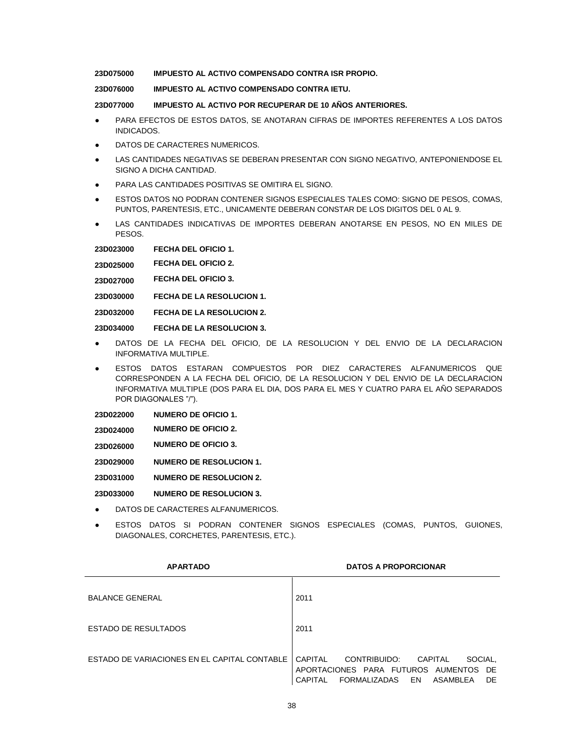**23D075000 IMPUESTO AL ACTIVO COMPENSADO CONTRA ISR PROPIO.**

**23D076000 IMPUESTO AL ACTIVO COMPENSADO CONTRA IETU.**

**23D077000 IMPUESTO AL ACTIVO POR RECUPERAR DE 10 AÑOS ANTERIORES.**

- PARA EFECTOS DE ESTOS DATOS, SE ANOTARAN CIFRAS DE IMPORTES REFERENTES A LOS DATOS INDICADOS.
- DATOS DE CARACTERES NUMERICOS.
- LAS CANTIDADES NEGATIVAS SE DEBERAN PRESENTAR CON SIGNO NEGATIVO, ANTEPONIENDOSE EL SIGNO A DICHA CANTIDAD.
- PARA LAS CANTIDADES POSITIVAS SE OMITIRA EL SIGNO.
- ESTOS DATOS NO PODRAN CONTENER SIGNOS ESPECIALES TALES COMO: SIGNO DE PESOS, COMAS, PUNTOS, PARENTESIS, ETC., UNICAMENTE DEBERAN CONSTAR DE LOS DIGITOS DEL 0 AL 9.
- LAS CANTIDADES INDICATIVAS DE IMPORTES DEBERAN ANOTARSE EN PESOS, NO EN MILES DE PESOS.

**23D023000 FECHA DEL OFICIO 1.**

**23D025000 FECHA DEL OFICIO 2.**

**23D027000 FECHA DEL OFICIO 3.**

**23D030000 FECHA DE LA RESOLUCION 1.**

**23D032000 FECHA DE LA RESOLUCION 2.**

**23D034000 FECHA DE LA RESOLUCION 3.**

- DATOS DE LA FECHA DEL OFICIO, DE LA RESOLUCION Y DEL ENVIO DE LA DECLARACION INFORMATIVA MULTIPLE.
- ESTOS DATOS ESTARAN COMPUESTOS POR DIEZ CARACTERES ALFANUMERICOS QUE CORRESPONDEN A LA FECHA DEL OFICIO, DE LA RESOLUCION Y DEL ENVIO DE LA DECLARACION INFORMATIVA MULTIPLE (DOS PARA EL DIA, DOS PARA EL MES Y CUATRO PARA EL AÑO SEPARADOS POR DIAGONALES "/").

**23D022000 NUMERO DE OFICIO 1.**

**23D024000 NUMERO DE OFICIO 2.**

**23D026000 NUMERO DE OFICIO 3.**

**23D029000 NUMERO DE RESOLUCION 1.**

**23D031000 NUMERO DE RESOLUCION 2.**

**23D033000 NUMERO DE RESOLUCION 3.**

- DATOS DE CARACTERES ALFANUMERICOS.
- ESTOS DATOS SI PODRAN CONTENER SIGNOS ESPECIALES (COMAS, PUNTOS, GUIONES, DIAGONALES, CORCHETES, PARENTESIS, ETC.).

| APARTADO | DATOS A PROPORCIONAR |
|---|---|
| BALANCE GENERAL | 2011 |
| ESTADO DE RESULTADOS | 2011 |
| ESTADO DE VARIACIONES EN EL CAPITAL CONTABLE | CAPITAL CONTRIBUIDO: CAPITAL SOCIAL, APORTACIONES PARA FUTUROS AUMENTOS DE CAPITAL FORMALIZADAS EN ASAMBLEA DE |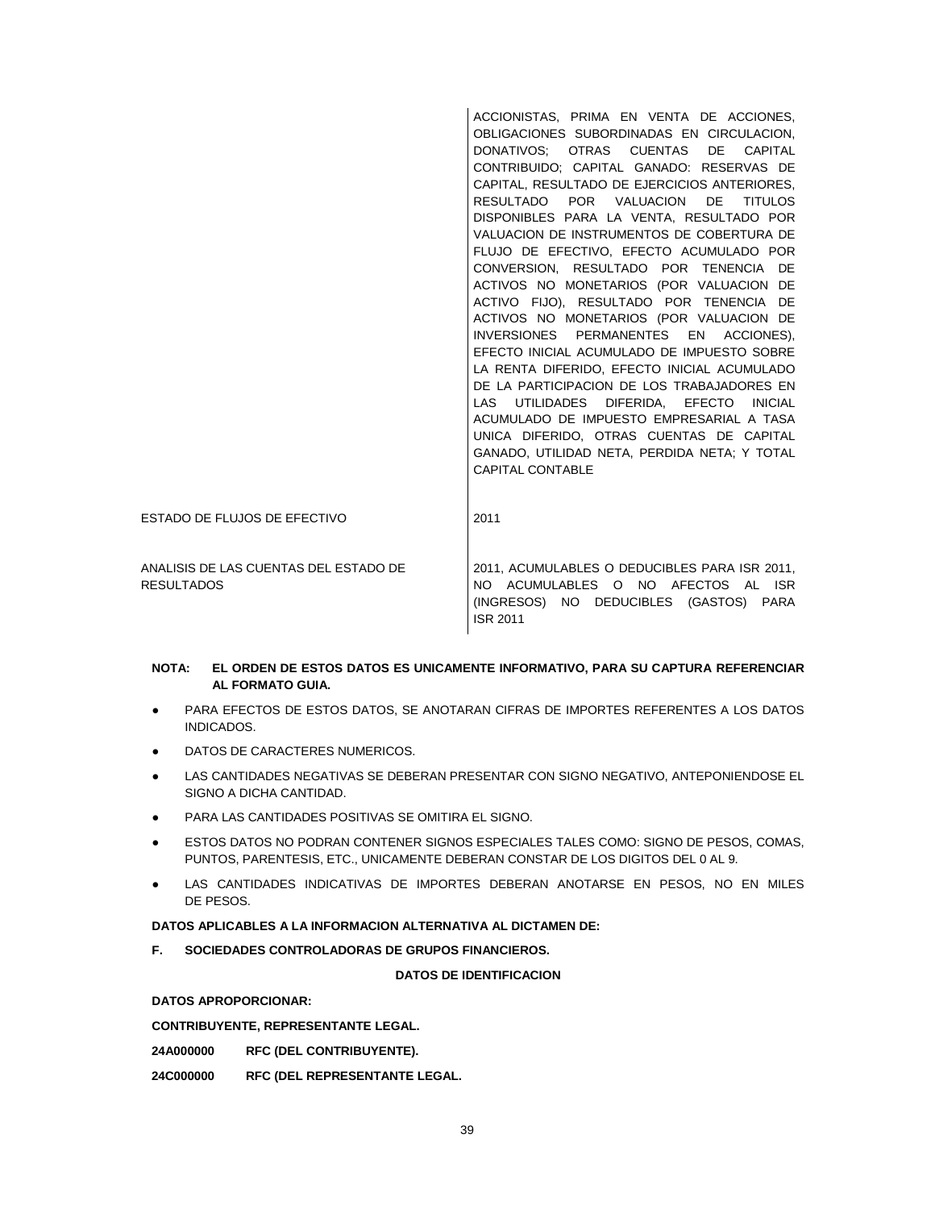| | |
|---|---|
| | ACCIONISTAS, PRIMA EN VENTA DE ACCIONES, OBLIGACIONES SUBORDINADAS EN CIRCULACION, DONATIVOS; OTRAS CUENTAS DE CAPITAL CONTRIBUIDO; CAPITAL GANADO: RESERVAS DE CAPITAL, RESULTADO DE EJERCICIOS ANTERIORES, RESULTADO POR VALUACION DE TITULOS DISPONIBLES PARA LA VENTA, RESULTADO POR VALUACION DE INSTRUMENTOS DE COBERTURA DE FLUJO DE EFECTIVO, EFECTO ACUMULADO POR CONVERSION, RESULTADO POR TENENCIA DE ACTIVOS NO MONETARIOS (POR VALUACION DE ACTIVO FIJO), RESULTADO POR TENENCIA DE ACTIVOS NO MONETARIOS (POR VALUACION DE INVERSIONES PERMANENTES EN ACCIONES), EFECTO INICIAL ACUMULADO DE IMPUESTO SOBRE LA RENTA DIFERIDO, EFECTO INICIAL ACUMULADO DE LA PARTICIPACION DE LOS TRABAJADORES EN LAS UTILIDADES DIFERIDA, EFECTO INICIAL ACUMULADO DE IMPUESTO EMPRESARIAL A TASA UNICA DIFERIDO, OTRAS CUENTAS DE CAPITAL GANADO, UTILIDAD NETA, PERDIDA NETA; Y TOTAL CAPITAL CONTABLE |
| ESTADO DE FLUJOS DE EFECTIVO | 2011 |
| ANALISIS DE LAS CUENTAS DEL ESTADO DE RESULTADOS | 2011, ACUMULABLES O DEDUCIBLES PARA ISR 2011, NO ACUMULABLES O NO AFECTOS AL ISR (INGRESOS) NO DEDUCIBLES (GASTOS) PARA ISR 2011 |

**NOTA: EL ORDEN DE ESTOS DATOS ES UNICAMENTE INFORMATIVO, PARA SU CAPTURA REFERENCIAR AL FORMATO GUIA.**

- PARA EFECTOS DE ESTOS DATOS, SE ANOTARAN CIFRAS DE IMPORTES REFERENTES A LOS DATOS INDICADOS.
- DATOS DE CARACTERES NUMERICOS.
- LAS CANTIDADES NEGATIVAS SE DEBERAN PRESENTAR CON SIGNO NEGATIVO, ANTEPONIENDOSE EL SIGNO A DICHA CANTIDAD.
- PARA LAS CANTIDADES POSITIVAS SE OMITIRA EL SIGNO.
- ESTOS DATOS NO PODRAN CONTENER SIGNOS ESPECIALES TALES COMO: SIGNO DE PESOS, COMAS, PUNTOS, PARENTESIS, ETC., UNICAMENTE DEBERAN CONSTAR DE LOS DIGITOS DEL 0 AL 9.
- LAS CANTIDADES INDICATIVAS DE IMPORTES DEBERAN ANOTARSE EN PESOS, NO EN MILES DE PESOS.

**DATOS APLICABLES A LA INFORMACION ALTERNATIVA AL DICTAMEN DE:**

**F. SOCIEDADES CONTROLADORAS DE GRUPOS FINANCIEROS.**

**DATOS DE IDENTIFICACION**

**DATOS APROPORCIONAR:**

**CONTRIBUYENTE, REPRESENTANTE LEGAL.**

**24A000000 RFC (DEL CONTRIBUYENTE).**

**24C000000 RFC (DEL REPRESENTANTE LEGAL.**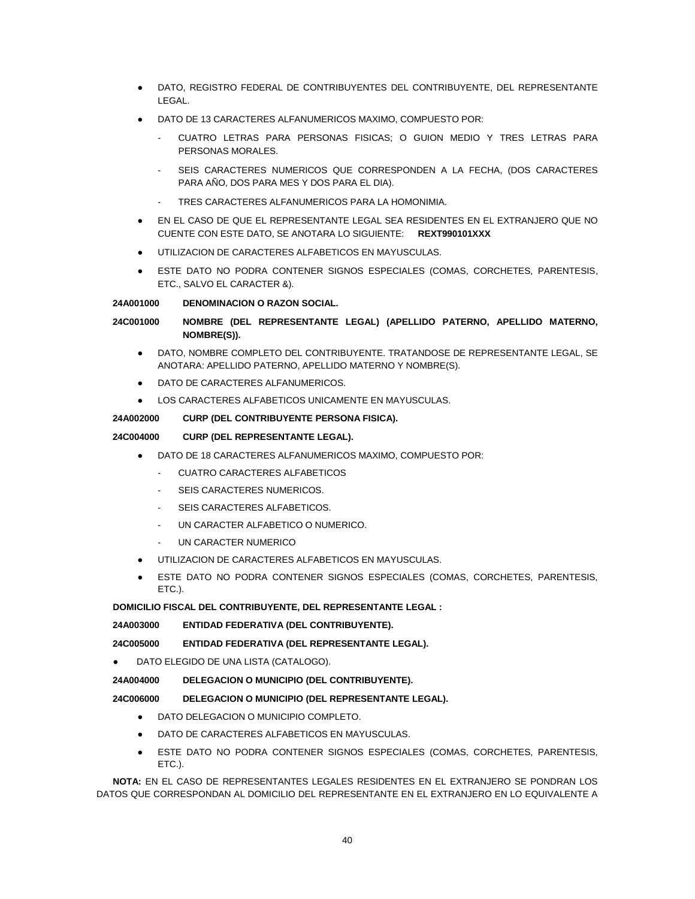- DATO, REGISTRO FEDERAL DE CONTRIBUYENTES DEL CONTRIBUYENTE, DEL REPRESENTANTE LEGAL.
- DATO DE 13 CARACTERES ALFANUMERICOS MAXIMO, COMPUESTO POR:
  - CUATRO LETRAS PARA PERSONAS FISICAS; O GUION MEDIO Y TRES LETRAS PARA PERSONAS MORALES.
  - SEIS CARACTERES NUMERICOS QUE CORRESPONDEN A LA FECHA, (DOS CARACTERES PARA AÑO, DOS PARA MES Y DOS PARA EL DIA).
  - TRES CARACTERES ALFANUMERICOS PARA LA HOMONIMIA.
- EN EL CASO DE QUE EL REPRESENTANTE LEGAL SEA RESIDENTES EN EL EXTRANJERO QUE NO CUENTE CON ESTE DATO, SE ANOTARA LO SIGUIENTE: **REXT990101XXX**
- UTILIZACION DE CARACTERES ALFABETICOS EN MAYUSCULAS.
- ESTE DATO NO PODRA CONTENER SIGNOS ESPECIALES (COMAS, CORCHETES, PARENTESIS, ETC., SALVO EL CARACTER &).

**24A001000 DENOMINACION O RAZON SOCIAL.**

**24C001000 NOMBRE (DEL REPRESENTANTE LEGAL) (APELLIDO PATERNO, APELLIDO MATERNO, NOMBRE(S)).**

- DATO, NOMBRE COMPLETO DEL CONTRIBUYENTE. TRATANDOSE DE REPRESENTANTE LEGAL, SE ANOTARA: APELLIDO PATERNO, APELLIDO MATERNO Y NOMBRE(S).
- DATO DE CARACTERES ALFANUMERICOS.
- LOS CARACTERES ALFABETICOS UNICAMENTE EN MAYUSCULAS.

**24A002000 CURP (DEL CONTRIBUYENTE PERSONA FISICA).**

**24C004000 CURP (DEL REPRESENTANTE LEGAL).**

- DATO DE 18 CARACTERES ALFANUMERICOS MAXIMO, COMPUESTO POR:
  - CUATRO CARACTERES ALFABETICOS
  - SEIS CARACTERES NUMERICOS.
  - SEIS CARACTERES ALFABETICOS.
  - UN CARACTER ALFABETICO O NUMERICO.
  - UN CARACTER NUMERICO
- UTILIZACION DE CARACTERES ALFABETICOS EN MAYUSCULAS.
- ESTE DATO NO PODRA CONTENER SIGNOS ESPECIALES (COMAS, CORCHETES, PARENTESIS, ETC.).

**DOMICILIO FISCAL DEL CONTRIBUYENTE, DEL REPRESENTANTE LEGAL :**

**24A003000 ENTIDAD FEDERATIVA (DEL CONTRIBUYENTE).**

**24C005000 ENTIDAD FEDERATIVA (DEL REPRESENTANTE LEGAL).**

- DATO ELEGIDO DE UNA LISTA (CATALOGO).

**24A004000 DELEGACION O MUNICIPIO (DEL CONTRIBUYENTE).**

**24C006000 DELEGACION O MUNICIPIO (DEL REPRESENTANTE LEGAL).**

- DATO DELEGACION O MUNICIPIO COMPLETO.
- DATO DE CARACTERES ALFABETICOS EN MAYUSCULAS.
- ESTE DATO NO PODRA CONTENER SIGNOS ESPECIALES (COMAS, CORCHETES, PARENTESIS, ETC.).

**NOTA:** EN EL CASO DE REPRESENTANTES LEGALES RESIDENTES EN EL EXTRANJERO SE PONDRAN LOS DATOS QUE CORRESPONDAN AL DOMICILIO DEL REPRESENTANTE EN EL EXTRANJERO EN LO EQUIVALENTE A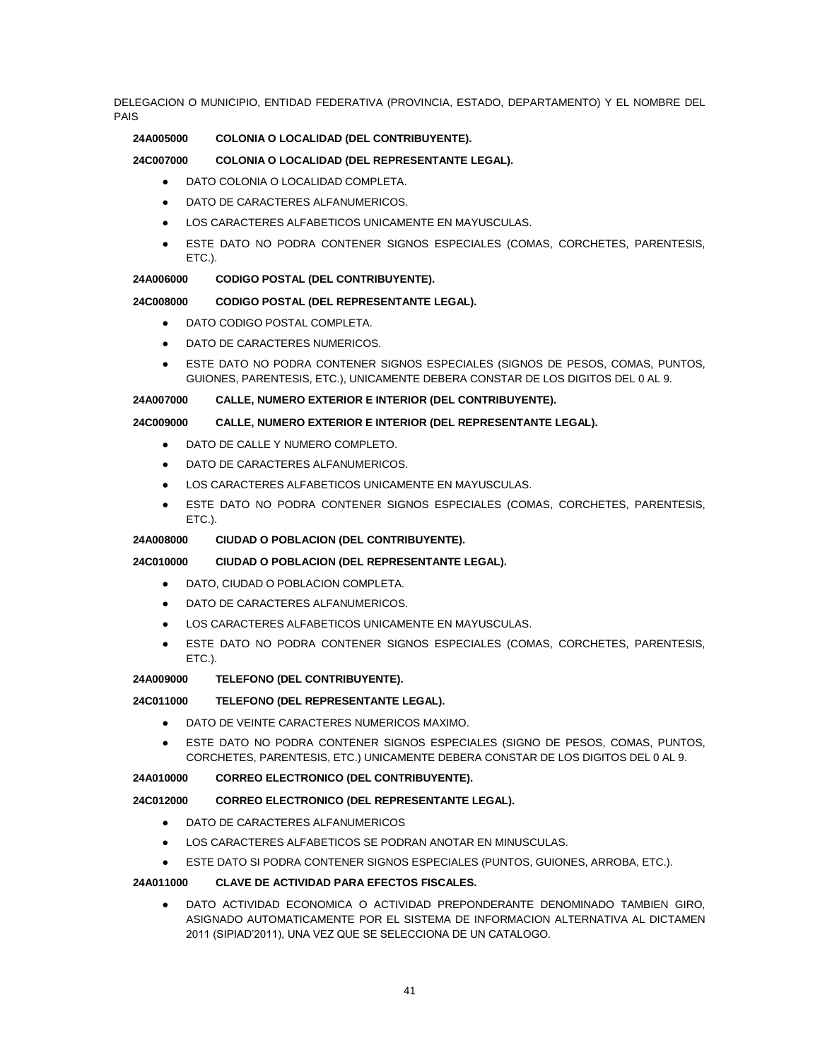DELEGACION O MUNICIPIO, ENTIDAD FEDERATIVA (PROVINCIA, ESTADO, DEPARTAMENTO) Y EL NOMBRE DEL PAIS

**24A005000 COLONIA O LOCALIDAD (DEL CONTRIBUYENTE).**

**24C007000 COLONIA O LOCALIDAD (DEL REPRESENTANTE LEGAL).**

- DATO COLONIA O LOCALIDAD COMPLETA.
- DATO DE CARACTERES ALFANUMERICOS.
- LOS CARACTERES ALFABETICOS UNICAMENTE EN MAYUSCULAS.
- ESTE DATO NO PODRA CONTENER SIGNOS ESPECIALES (COMAS, CORCHETES, PARENTESIS, ETC.).

**24A006000 CODIGO POSTAL (DEL CONTRIBUYENTE).**

**24C008000 CODIGO POSTAL (DEL REPRESENTANTE LEGAL).**

- DATO CODIGO POSTAL COMPLETA.
- DATO DE CARACTERES NUMERICOS.
- ESTE DATO NO PODRA CONTENER SIGNOS ESPECIALES (SIGNOS DE PESOS, COMAS, PUNTOS, GUIONES, PARENTESIS, ETC.), UNICAMENTE DEBERA CONSTAR DE LOS DIGITOS DEL 0 AL 9.

**24A007000 CALLE, NUMERO EXTERIOR E INTERIOR (DEL CONTRIBUYENTE).**

**24C009000 CALLE, NUMERO EXTERIOR E INTERIOR (DEL REPRESENTANTE LEGAL).**

- DATO DE CALLE Y NUMERO COMPLETO.
- DATO DE CARACTERES ALFANUMERICOS.
- LOS CARACTERES ALFABETICOS UNICAMENTE EN MAYUSCULAS.
- ESTE DATO NO PODRA CONTENER SIGNOS ESPECIALES (COMAS, CORCHETES, PARENTESIS, ETC.).

**24A008000 CIUDAD O POBLACION (DEL CONTRIBUYENTE).**

**24C010000 CIUDAD O POBLACION (DEL REPRESENTANTE LEGAL).**

- DATO, CIUDAD O POBLACION COMPLETA.
- DATO DE CARACTERES ALFANUMERICOS.
- LOS CARACTERES ALFABETICOS UNICAMENTE EN MAYUSCULAS.
- ESTE DATO NO PODRA CONTENER SIGNOS ESPECIALES (COMAS, CORCHETES, PARENTESIS, ETC.).

**24A009000 TELEFONO (DEL CONTRIBUYENTE).**

**24C011000 TELEFONO (DEL REPRESENTANTE LEGAL).**

- DATO DE VEINTE CARACTERES NUMERICOS MAXIMO.
- ESTE DATO NO PODRA CONTENER SIGNOS ESPECIALES (SIGNO DE PESOS, COMAS, PUNTOS, CORCHETES, PARENTESIS, ETC.) UNICAMENTE DEBERA CONSTAR DE LOS DIGITOS DEL 0 AL 9.

**24A010000 CORREO ELECTRONICO (DEL CONTRIBUYENTE).**

**24C012000 CORREO ELECTRONICO (DEL REPRESENTANTE LEGAL).**

- DATO DE CARACTERES ALFANUMERICOS
- LOS CARACTERES ALFABETICOS SE PODRAN ANOTAR EN MINUSCULAS.
- ESTE DATO SI PODRA CONTENER SIGNOS ESPECIALES (PUNTOS, GUIONES, ARROBA, ETC.).

**24A011000 CLAVE DE ACTIVIDAD PARA EFECTOS FISCALES.**

- DATO ACTIVIDAD ECONOMICA O ACTIVIDAD PREPONDERANTE DENOMINADO TAMBIEN GIRO, ASIGNADO AUTOMATICAMENTE POR EL SISTEMA DE INFORMACION ALTERNATIVA AL DICTAMEN 2011 (SIPIAD'2011), UNA VEZ QUE SE SELECCIONA DE UN CATALOGO.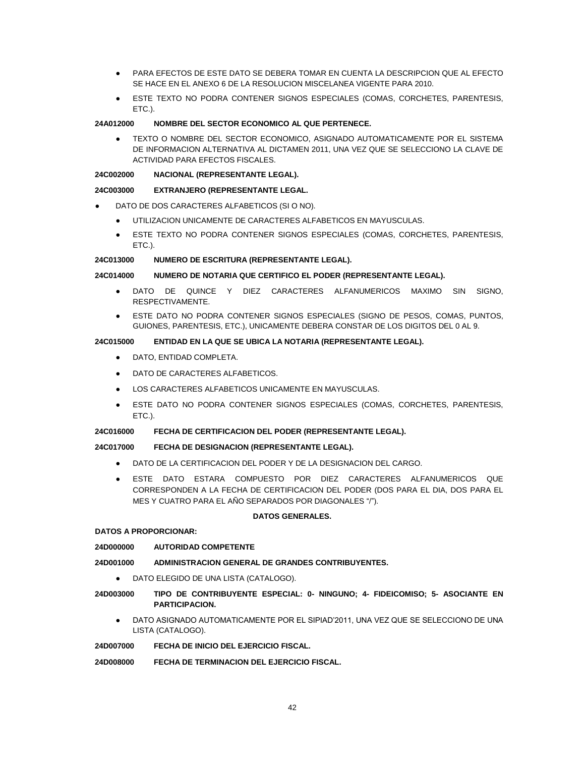- PARA EFECTOS DE ESTE DATO SE DEBERA TOMAR EN CUENTA LA DESCRIPCION QUE AL EFECTO SE HACE EN EL ANEXO 6 DE LA RESOLUCION MISCELANEA VIGENTE PARA 2010.
- ESTE TEXTO NO PODRA CONTENER SIGNOS ESPECIALES (COMAS, CORCHETES, PARENTESIS, ETC.).

**24A012000 NOMBRE DEL SECTOR ECONOMICO AL QUE PERTENECE.**

- TEXTO O NOMBRE DEL SECTOR ECONOMICO, ASIGNADO AUTOMATICAMENTE POR EL SISTEMA DE INFORMACION ALTERNATIVA AL DICTAMEN 2011, UNA VEZ QUE SE SELECCIONO LA CLAVE DE ACTIVIDAD PARA EFECTOS FISCALES.

**24C002000 NACIONAL (REPRESENTANTE LEGAL).**

**24C003000 EXTRANJERO (REPRESENTANTE LEGAL.**

- DATO DE DOS CARACTERES ALFABETICOS (SI O NO).
  - UTILIZACION UNICAMENTE DE CARACTERES ALFABETICOS EN MAYUSCULAS.
  - ESTE TEXTO NO PODRA CONTENER SIGNOS ESPECIALES (COMAS, CORCHETES, PARENTESIS, ETC.).

**24C013000 NUMERO DE ESCRITURA (REPRESENTANTE LEGAL).**

**24C014000 NUMERO DE NOTARIA QUE CERTIFICO EL PODER (REPRESENTANTE LEGAL).**

- DATO DE QUINCE Y DIEZ CARACTERES ALFANUMERICOS MAXIMO SIN SIGNO, RESPECTIVAMENTE.
- ESTE DATO NO PODRA CONTENER SIGNOS ESPECIALES (SIGNO DE PESOS, COMAS, PUNTOS, GUIONES, PARENTESIS, ETC.), UNICAMENTE DEBERA CONSTAR DE LOS DIGITOS DEL 0 AL 9.

**24C015000 ENTIDAD EN LA QUE SE UBICA LA NOTARIA (REPRESENTANTE LEGAL).**

- DATO, ENTIDAD COMPLETA.
- DATO DE CARACTERES ALFABETICOS.
- LOS CARACTERES ALFABETICOS UNICAMENTE EN MAYUSCULAS.
- ESTE DATO NO PODRA CONTENER SIGNOS ESPECIALES (COMAS, CORCHETES, PARENTESIS, ETC.).

**24C016000 FECHA DE CERTIFICACION DEL PODER (REPRESENTANTE LEGAL).**

**24C017000 FECHA DE DESIGNACION (REPRESENTANTE LEGAL).**

- DATO DE LA CERTIFICACION DEL PODER Y DE LA DESIGNACION DEL CARGO.
- ESTE DATO ESTARA COMPUESTO POR DIEZ CARACTERES ALFANUMERICOS QUE CORRESPONDEN A LA FECHA DE CERTIFICACION DEL PODER (DOS PARA EL DIA, DOS PARA EL MES Y CUATRO PARA EL AÑO SEPARADOS POR DIAGONALES "/").

**DATOS GENERALES.**

**DATOS A PROPORCIONAR:**

**24D000000 AUTORIDAD COMPETENTE**

**24D001000 ADMINISTRACION GENERAL DE GRANDES CONTRIBUYENTES.**

- DATO ELEGIDO DE UNA LISTA (CATALOGO).

**24D003000 TIPO DE CONTRIBUYENTE ESPECIAL: 0- NINGUNO; 4- FIDEICOMISO; 5- ASOCIANTE EN PARTICIPACION.**

- DATO ASIGNADO AUTOMATICAMENTE POR EL SIPIAD'2011, UNA VEZ QUE SE SELECCIONO DE UNA LISTA (CATALOGO).

**24D007000 FECHA DE INICIO DEL EJERCICIO FISCAL.**

**24D008000 FECHA DE TERMINACION DEL EJERCICIO FISCAL.**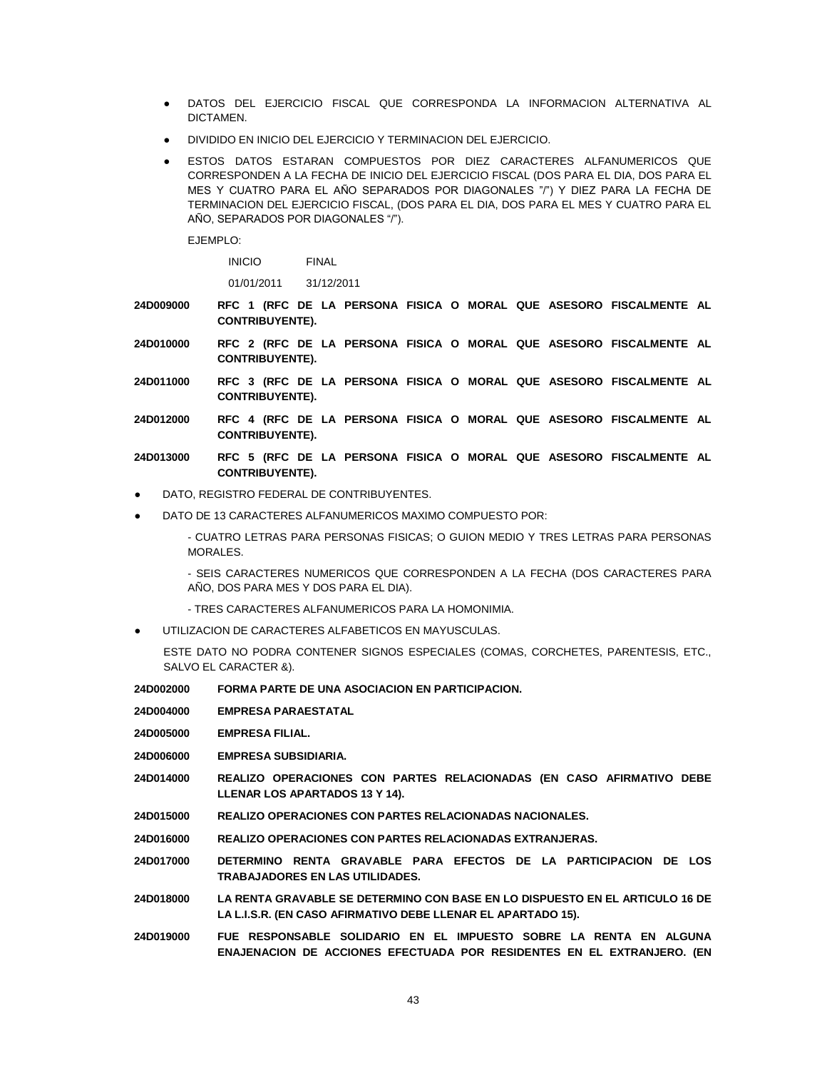- DATOS DEL EJERCICIO FISCAL QUE CORRESPONDA LA INFORMACION ALTERNATIVA AL DICTAMEN.
- DIVIDIDO EN INICIO DEL EJERCICIO Y TERMINACION DEL EJERCICIO.
- ESTOS DATOS ESTARAN COMPUESTOS POR DIEZ CARACTERES ALFANUMERICOS QUE CORRESPONDEN A LA FECHA DE INICIO DEL EJERCICIO FISCAL (DOS PARA EL DIA, DOS PARA EL MES Y CUATRO PARA EL AÑO SEPARADOS POR DIAGONALES "/") Y DIEZ PARA LA FECHA DE TERMINACION DEL EJERCICIO FISCAL, (DOS PARA EL DIA, DOS PARA EL MES Y CUATRO PARA EL AÑO, SEPARADOS POR DIAGONALES "/").

  EJEMPLO:

  | INICIO | FINAL |
  |---|---|
  | 01/01/2011 | 31/12/2011 |

**24D009000 RFC 1 (RFC DE LA PERSONA FISICA O MORAL QUE ASESORO FISCALMENTE AL CONTRIBUYENTE).**

**24D010000 RFC 2 (RFC DE LA PERSONA FISICA O MORAL QUE ASESORO FISCALMENTE AL CONTRIBUYENTE).**

**24D011000 RFC 3 (RFC DE LA PERSONA FISICA O MORAL QUE ASESORO FISCALMENTE AL CONTRIBUYENTE).**

**24D012000 RFC 4 (RFC DE LA PERSONA FISICA O MORAL QUE ASESORO FISCALMENTE AL CONTRIBUYENTE).**

**24D013000 RFC 5 (RFC DE LA PERSONA FISICA O MORAL QUE ASESORO FISCALMENTE AL CONTRIBUYENTE).**

- DATO, REGISTRO FEDERAL DE CONTRIBUYENTES.
- DATO DE 13 CARACTERES ALFANUMERICOS MAXIMO COMPUESTO POR:

  - CUATRO LETRAS PARA PERSONAS FISICAS; O GUION MEDIO Y TRES LETRAS PARA PERSONAS MORALES.

  - SEIS CARACTERES NUMERICOS QUE CORRESPONDEN A LA FECHA (DOS CARACTERES PARA AÑO, DOS PARA MES Y DOS PARA EL DIA).

  - TRES CARACTERES ALFANUMERICOS PARA LA HOMONIMIA.
- UTILIZACION DE CARACTERES ALFABETICOS EN MAYUSCULAS.

  ESTE DATO NO PODRA CONTENER SIGNOS ESPECIALES (COMAS, CORCHETES, PARENTESIS, ETC., SALVO EL CARACTER &).

**24D002000 FORMA PARTE DE UNA ASOCIACION EN PARTICIPACION.**

**24D004000 EMPRESA PARAESTATAL**

**24D005000 EMPRESA FILIAL.**

**24D006000 EMPRESA SUBSIDIARIA.**

**24D014000 REALIZO OPERACIONES CON PARTES RELACIONADAS (EN CASO AFIRMATIVO DEBE LLENAR LOS APARTADOS 13 Y 14).**

**24D015000 REALIZO OPERACIONES CON PARTES RELACIONADAS NACIONALES.**

**24D016000 REALIZO OPERACIONES CON PARTES RELACIONADAS EXTRANJERAS.**

**24D017000 DETERMINO RENTA GRAVABLE PARA EFECTOS DE LA PARTICIPACION DE LOS TRABAJADORES EN LAS UTILIDADES.**

**24D018000 LA RENTA GRAVABLE SE DETERMINO CON BASE EN LO DISPUESTO EN EL ARTICULO 16 DE LA L.I.S.R. (EN CASO AFIRMATIVO DEBE LLENAR EL APARTADO 15).**

**24D019000 FUE RESPONSABLE SOLIDARIO EN EL IMPUESTO SOBRE LA RENTA EN ALGUNA ENAJENACION DE ACCIONES EFECTUADA POR RESIDENTES EN EL EXTRANJERO. (EN**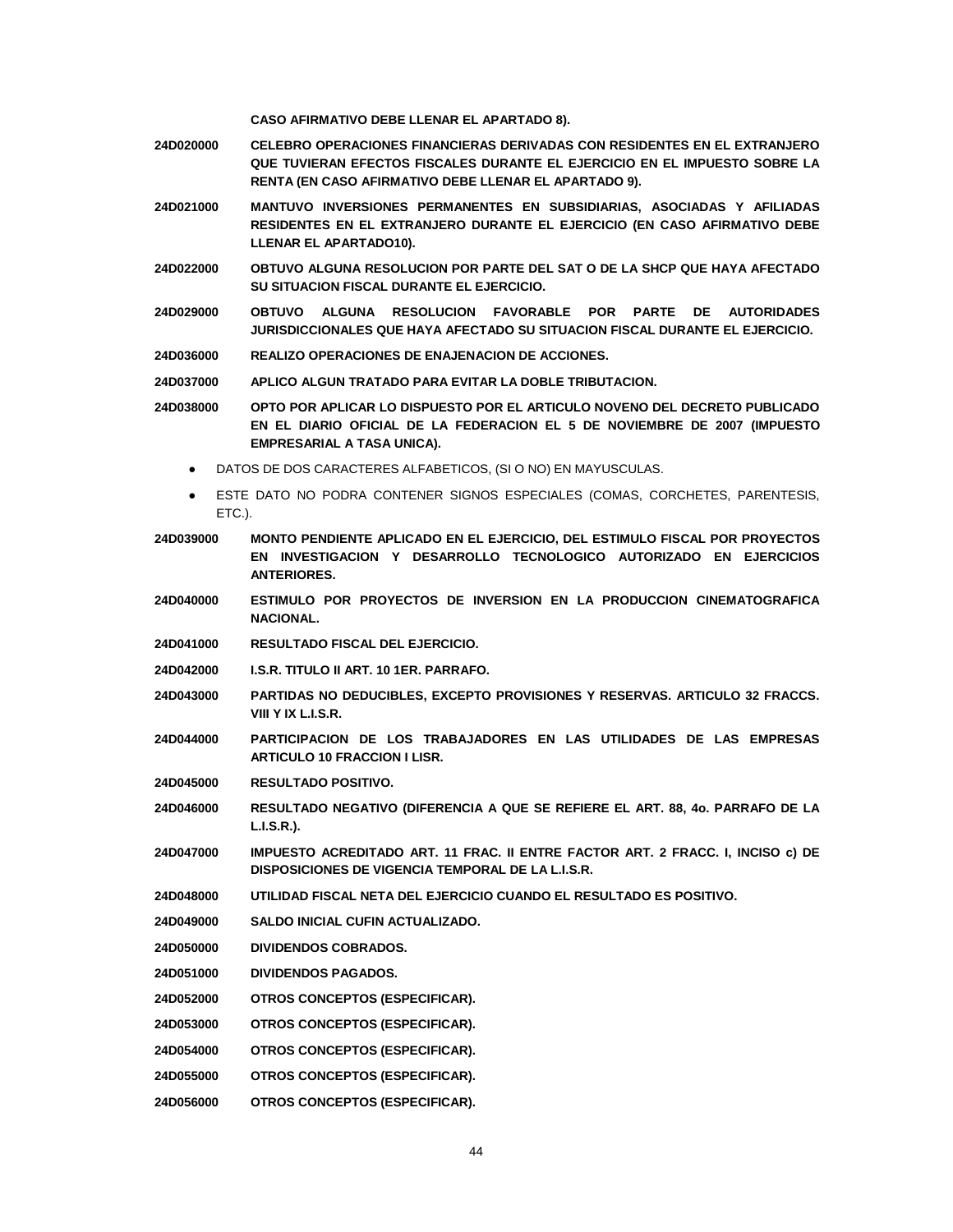**CASO AFIRMATIVO DEBE LLENAR EL APARTADO 8).**

**24D020000** **CELEBRO OPERACIONES FINANCIERAS DERIVADAS CON RESIDENTES EN EL EXTRANJERO QUE TUVIERAN EFECTOS FISCALES DURANTE EL EJERCICIO EN EL IMPUESTO SOBRE LA RENTA (EN CASO AFIRMATIVO DEBE LLENAR EL APARTADO 9).**

**24D021000** **MANTUVO INVERSIONES PERMANENTES EN SUBSIDIARIAS, ASOCIADAS Y AFILIADAS RESIDENTES EN EL EXTRANJERO DURANTE EL EJERCICIO (EN CASO AFIRMATIVO DEBE LLENAR EL APARTADO10).**

**24D022000** **OBTUVO ALGUNA RESOLUCION POR PARTE DEL SAT O DE LA SHCP QUE HAYA AFECTADO SU SITUACION FISCAL DURANTE EL EJERCICIO.**

**24D029000** **OBTUVO ALGUNA RESOLUCION FAVORABLE POR PARTE DE AUTORIDADES JURISDICCIONALES QUE HAYA AFECTADO SU SITUACION FISCAL DURANTE EL EJERCICIO.**

**24D036000** **REALIZO OPERACIONES DE ENAJENACION DE ACCIONES.**

**24D037000** **APLICO ALGUN TRATADO PARA EVITAR LA DOBLE TRIBUTACION.**

**24D038000** **OPTO POR APLICAR LO DISPUESTO POR EL ARTICULO NOVENO DEL DECRETO PUBLICADO EN EL DIARIO OFICIAL DE LA FEDERACION EL 5 DE NOVIEMBRE DE 2007 (IMPUESTO EMPRESARIAL A TASA UNICA).**

- DATOS DE DOS CARACTERES ALFABETICOS, (SI O NO) EN MAYUSCULAS.
- ESTE DATO NO PODRA CONTENER SIGNOS ESPECIALES (COMAS, CORCHETES, PARENTESIS, ETC.).

**24D039000** **MONTO PENDIENTE APLICADO EN EL EJERCICIO, DEL ESTIMULO FISCAL POR PROYECTOS EN INVESTIGACION Y DESARROLLO TECNOLOGICO AUTORIZADO EN EJERCICIOS ANTERIORES.**

**24D040000** **ESTIMULO POR PROYECTOS DE INVERSION EN LA PRODUCCION CINEMATOGRAFICA NACIONAL.**

**24D041000** **RESULTADO FISCAL DEL EJERCICIO.**

**24D042000** **I.S.R. TITULO II ART. 10 1ER. PARRAFO.**

**24D043000** **PARTIDAS NO DEDUCIBLES, EXCEPTO PROVISIONES Y RESERVAS. ARTICULO 32 FRACCS. VIII Y IX L.I.S.R.**

**24D044000** **PARTICIPACION DE LOS TRABAJADORES EN LAS UTILIDADES DE LAS EMPRESAS ARTICULO 10 FRACCION I LISR.**

**24D045000** **RESULTADO POSITIVO.**

**24D046000** **RESULTADO NEGATIVO (DIFERENCIA A QUE SE REFIERE EL ART. 88, 4o. PARRAFO DE LA L.I.S.R.).**

**24D047000** **IMPUESTO ACREDITADO ART. 11 FRAC. II ENTRE FACTOR ART. 2 FRACC. I, INCISO c) DE DISPOSICIONES DE VIGENCIA TEMPORAL DE LA L.I.S.R.**

**24D048000** **UTILIDAD FISCAL NETA DEL EJERCICIO CUANDO EL RESULTADO ES POSITIVO.**

**24D049000** **SALDO INICIAL CUFIN ACTUALIZADO.**

**24D050000** **DIVIDENDOS COBRADOS.**

**24D051000** **DIVIDENDOS PAGADOS.**

**24D052000** **OTROS CONCEPTOS (ESPECIFICAR).**

**24D053000** **OTROS CONCEPTOS (ESPECIFICAR).**

**24D054000** **OTROS CONCEPTOS (ESPECIFICAR).**

**24D055000** **OTROS CONCEPTOS (ESPECIFICAR).**

**24D056000** **OTROS CONCEPTOS (ESPECIFICAR).**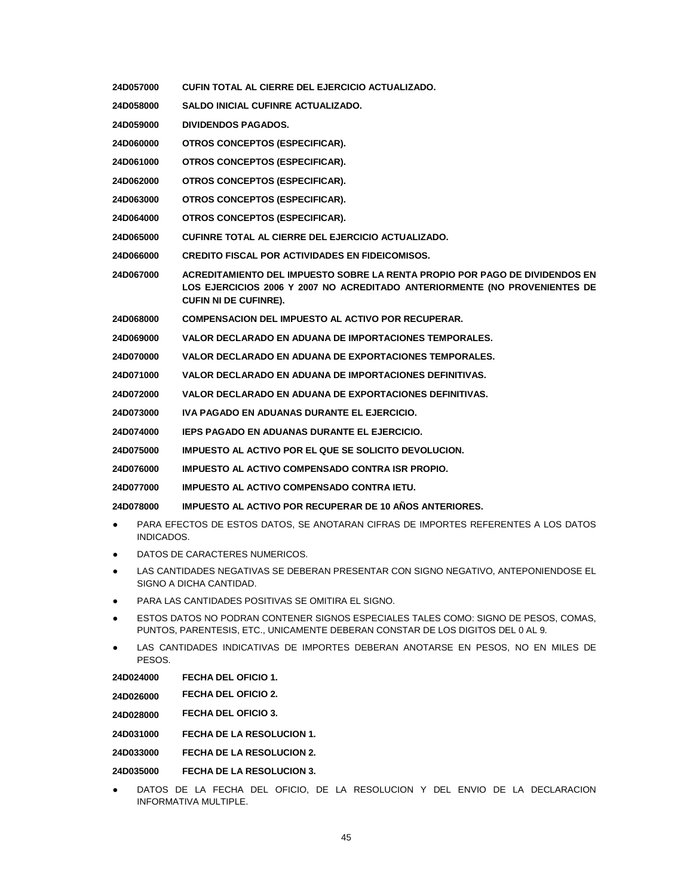**24D057000** **CUFIN TOTAL AL CIERRE DEL EJERCICIO ACTUALIZADO.**

**24D058000** **SALDO INICIAL CUFINRE ACTUALIZADO.**

**24D059000** **DIVIDENDOS PAGADOS.**

**24D060000** **OTROS CONCEPTOS (ESPECIFICAR).**

**24D061000** **OTROS CONCEPTOS (ESPECIFICAR).**

**24D062000** **OTROS CONCEPTOS (ESPECIFICAR).**

**24D063000** **OTROS CONCEPTOS (ESPECIFICAR).**

**24D064000** **OTROS CONCEPTOS (ESPECIFICAR).**

**24D065000** **CUFINRE TOTAL AL CIERRE DEL EJERCICIO ACTUALIZADO.**

**24D066000** **CREDITO FISCAL POR ACTIVIDADES EN FIDEICOMISOS.**

**24D067000** **ACREDITAMIENTO DEL IMPUESTO SOBRE LA RENTA PROPIO POR PAGO DE DIVIDENDOS EN LOS EJERCICIOS 2006 Y 2007 NO ACREDITADO ANTERIORMENTE (NO PROVENIENTES DE CUFIN NI DE CUFINRE).**

**24D068000** **COMPENSACION DEL IMPUESTO AL ACTIVO POR RECUPERAR.**

**24D069000** **VALOR DECLARADO EN ADUANA DE IMPORTACIONES TEMPORALES.**

**24D070000** **VALOR DECLARADO EN ADUANA DE EXPORTACIONES TEMPORALES.**

**24D071000** **VALOR DECLARADO EN ADUANA DE IMPORTACIONES DEFINITIVAS.**

**24D072000** **VALOR DECLARADO EN ADUANA DE EXPORTACIONES DEFINITIVAS.**

**24D073000** **IVA PAGADO EN ADUANAS DURANTE EL EJERCICIO.**

**24D074000** **IEPS PAGADO EN ADUANAS DURANTE EL EJERCICIO.**

**24D075000** **IMPUESTO AL ACTIVO POR EL QUE SE SOLICITO DEVOLUCION.**

**24D076000** **IMPUESTO AL ACTIVO COMPENSADO CONTRA ISR PROPIO.**

**24D077000** **IMPUESTO AL ACTIVO COMPENSADO CONTRA IETU.**

**24D078000** **IMPUESTO AL ACTIVO POR RECUPERAR DE 10 AÑOS ANTERIORES.**

- PARA EFECTOS DE ESTOS DATOS, SE ANOTARAN CIFRAS DE IMPORTES REFERENTES A LOS DATOS INDICADOS.
- DATOS DE CARACTERES NUMERICOS.
- LAS CANTIDADES NEGATIVAS SE DEBERAN PRESENTAR CON SIGNO NEGATIVO, ANTEPONIENDOSE EL SIGNO A DICHA CANTIDAD.
- PARA LAS CANTIDADES POSITIVAS SE OMITIRA EL SIGNO.
- ESTOS DATOS NO PODRAN CONTENER SIGNOS ESPECIALES TALES COMO: SIGNO DE PESOS, COMAS, PUNTOS, PARENTESIS, ETC., UNICAMENTE DEBERAN CONSTAR DE LOS DIGITOS DEL 0 AL 9.
- LAS CANTIDADES INDICATIVAS DE IMPORTES DEBERAN ANOTARSE EN PESOS, NO EN MILES DE PESOS.

**24D024000** **FECHA DEL OFICIO 1.**

**24D026000** **FECHA DEL OFICIO 2.**

**24D028000** **FECHA DEL OFICIO 3.**

**24D031000** **FECHA DE LA RESOLUCION 1.**

**24D033000** **FECHA DE LA RESOLUCION 2.**

**24D035000** **FECHA DE LA RESOLUCION 3.**

- DATOS DE LA FECHA DEL OFICIO, DE LA RESOLUCION Y DEL ENVIO DE LA DECLARACION INFORMATIVA MULTIPLE.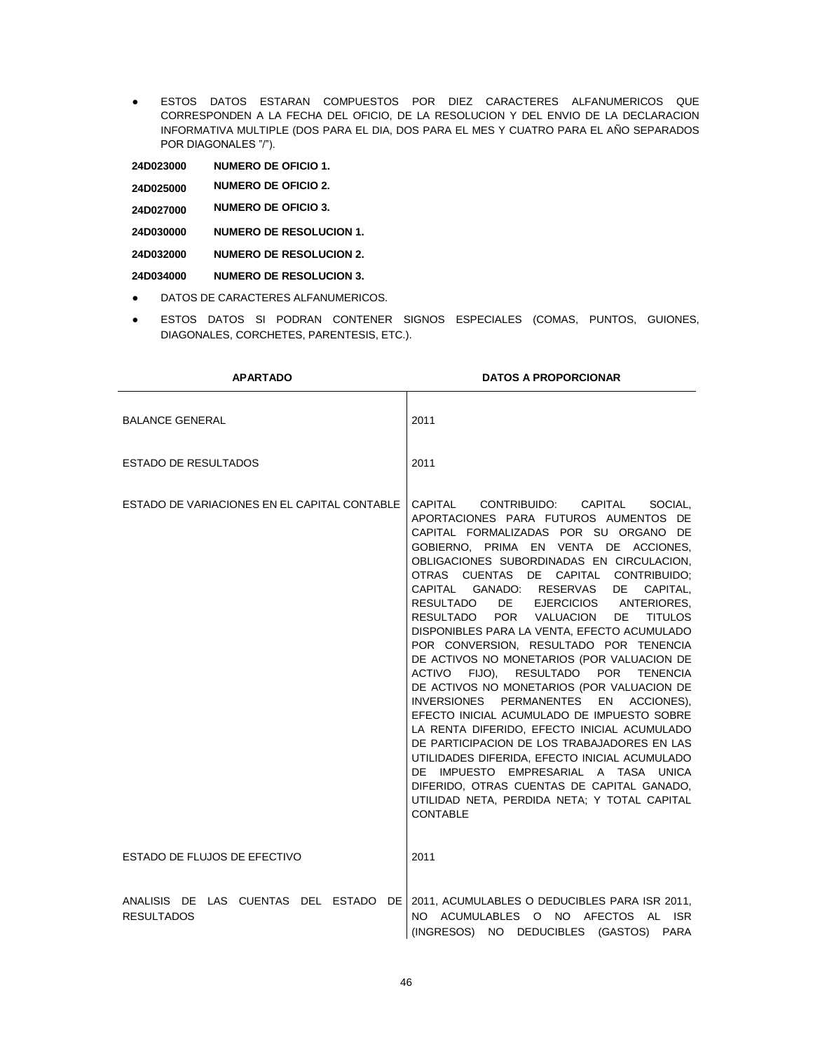- ESTOS DATOS ESTARAN COMPUESTOS POR DIEZ CARACTERES ALFANUMERICOS QUE CORRESPONDEN A LA FECHA DEL OFICIO, DE LA RESOLUCION Y DEL ENVIO DE LA DECLARACION INFORMATIVA MULTIPLE (DOS PARA EL DIA, DOS PARA EL MES Y CUATRO PARA EL AÑO SEPARADOS POR DIAGONALES "/").

**24D023000** **NUMERO DE OFICIO 1.**

**24D025000** **NUMERO DE OFICIO 2.**

**24D027000** **NUMERO DE OFICIO 3.**

**24D030000** **NUMERO DE RESOLUCION 1.**

**24D032000** **NUMERO DE RESOLUCION 2.**

**24D034000** **NUMERO DE RESOLUCION 3.**

- DATOS DE CARACTERES ALFANUMERICOS.
- ESTOS DATOS SI PODRAN CONTENER SIGNOS ESPECIALES (COMAS, PUNTOS, GUIONES, DIAGONALES, CORCHETES, PARENTESIS, ETC.).

| APARTADO | DATOS A PROPORCIONAR |
|---|---|
| BALANCE GENERAL | 2011 |
| ESTADO DE RESULTADOS | 2011 |
| ESTADO DE VARIACIONES EN EL CAPITAL CONTABLE | CAPITAL CONTRIBUIDO: CAPITAL SOCIAL, APORTACIONES PARA FUTUROS AUMENTOS DE CAPITAL FORMALIZADAS POR SU ORGANO DE GOBIERNO, PRIMA EN VENTA DE ACCIONES, OBLIGACIONES SUBORDINADAS EN CIRCULACION, OTRAS CUENTAS DE CAPITAL CONTRIBUIDO; CAPITAL GANADO: RESERVAS DE CAPITAL, RESULTADO DE EJERCICIOS ANTERIORES, RESULTADO POR VALUACION DE TITULOS DISPONIBLES PARA LA VENTA, EFECTO ACUMULADO POR CONVERSION, RESULTADO POR TENENCIA DE ACTIVOS NO MONETARIOS (POR VALUACION DE ACTIVO FIJO), RESULTADO POR TENENCIA DE ACTIVOS NO MONETARIOS (POR VALUACION DE INVERSIONES PERMANENTES EN ACCIONES), EFECTO INICIAL ACUMULADO DE IMPUESTO SOBRE LA RENTA DIFERIDO, EFECTO INICIAL ACUMULADO DE PARTICIPACION DE LOS TRABAJADORES EN LAS UTILIDADES DIFERIDA, EFECTO INICIAL ACUMULADO DE IMPUESTO EMPRESARIAL A TASA UNICA DIFERIDO, OTRAS CUENTAS DE CAPITAL GANADO, UTILIDAD NETA, PERDIDA NETA; Y TOTAL CAPITAL CONTABLE |
| ESTADO DE FLUJOS DE EFECTIVO | 2011 |
| ANALISIS DE LAS CUENTAS DEL ESTADO DE RESULTADOS | 2011, ACUMULABLES O DEDUCIBLES PARA ISR 2011, NO ACUMULABLES O NO AFECTOS AL ISR (INGRESOS) NO DEDUCIBLES (GASTOS) PARA |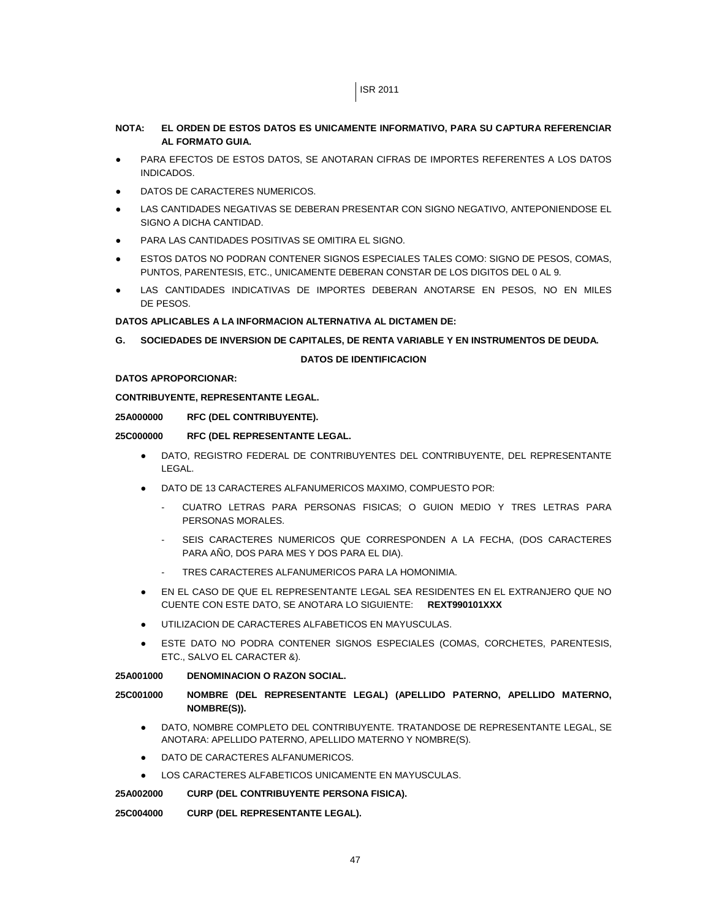**NOTA: EL ORDEN DE ESTOS DATOS ES UNICAMENTE INFORMATIVO, PARA SU CAPTURA REFERENCIAR AL FORMATO GUIA.**

- PARA EFECTOS DE ESTOS DATOS, SE ANOTARAN CIFRAS DE IMPORTES REFERENTES A LOS DATOS INDICADOS.
- DATOS DE CARACTERES NUMERICOS.
- LAS CANTIDADES NEGATIVAS SE DEBERAN PRESENTAR CON SIGNO NEGATIVO, ANTEPONIENDOSE EL SIGNO A DICHA CANTIDAD.
- PARA LAS CANTIDADES POSITIVAS SE OMITIRA EL SIGNO.
- ESTOS DATOS NO PODRAN CONTENER SIGNOS ESPECIALES TALES COMO: SIGNO DE PESOS, COMAS, PUNTOS, PARENTESIS, ETC., UNICAMENTE DEBERAN CONSTAR DE LOS DIGITOS DEL 0 AL 9.
- LAS CANTIDADES INDICATIVAS DE IMPORTES DEBERAN ANOTARSE EN PESOS, NO EN MILES DE PESOS.

**DATOS APLICABLES A LA INFORMACION ALTERNATIVA AL DICTAMEN DE:**

**G. SOCIEDADES DE INVERSION DE CAPITALES, DE RENTA VARIABLE Y EN INSTRUMENTOS DE DEUDA.**

**DATOS DE IDENTIFICACION**

**DATOS APROPORCIONAR:**

**CONTRIBUYENTE, REPRESENTANTE LEGAL.**

**25A000000 RFC (DEL CONTRIBUYENTE).**

**25C000000 RFC (DEL REPRESENTANTE LEGAL.**

- DATO, REGISTRO FEDERAL DE CONTRIBUYENTES DEL CONTRIBUYENTE, DEL REPRESENTANTE LEGAL.
- DATO DE 13 CARACTERES ALFANUMERICOS MAXIMO, COMPUESTO POR:
  - CUATRO LETRAS PARA PERSONAS FISICAS; O GUION MEDIO Y TRES LETRAS PARA PERSONAS MORALES.
  - SEIS CARACTERES NUMERICOS QUE CORRESPONDEN A LA FECHA, (DOS CARACTERES PARA AÑO, DOS PARA MES Y DOS PARA EL DIA).
  - TRES CARACTERES ALFANUMERICOS PARA LA HOMONIMIA.
- EN EL CASO DE QUE EL REPRESENTANTE LEGAL SEA RESIDENTES EN EL EXTRANJERO QUE NO CUENTE CON ESTE DATO, SE ANOTARA LO SIGUIENTE: **REXT990101XXX**
- UTILIZACION DE CARACTERES ALFABETICOS EN MAYUSCULAS.
- ESTE DATO NO PODRA CONTENER SIGNOS ESPECIALES (COMAS, CORCHETES, PARENTESIS, ETC., SALVO EL CARACTER &).

**25A001000 DENOMINACION O RAZON SOCIAL.**

**25C001000 NOMBRE (DEL REPRESENTANTE LEGAL) (APELLIDO PATERNO, APELLIDO MATERNO, NOMBRE(S)).**

- DATO, NOMBRE COMPLETO DEL CONTRIBUYENTE. TRATANDOSE DE REPRESENTANTE LEGAL, SE ANOTARA: APELLIDO PATERNO, APELLIDO MATERNO Y NOMBRE(S).
- DATO DE CARACTERES ALFANUMERICOS.
- LOS CARACTERES ALFABETICOS UNICAMENTE EN MAYUSCULAS.

**25A002000 CURP (DEL CONTRIBUYENTE PERSONA FISICA).**

**25C004000 CURP (DEL REPRESENTANTE LEGAL).**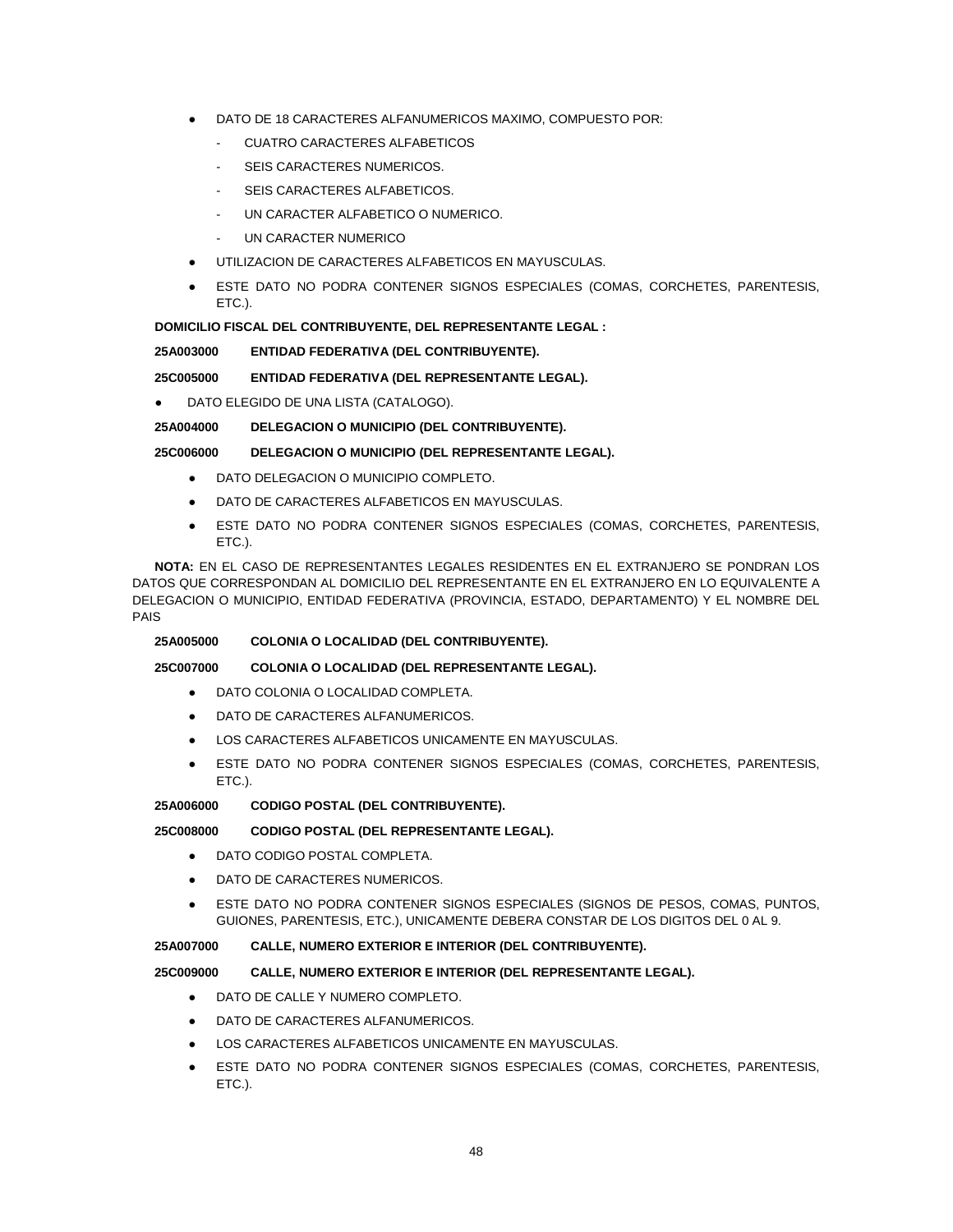- DATO DE 18 CARACTERES ALFANUMERICOS MAXIMO, COMPUESTO POR:
  - CUATRO CARACTERES ALFABETICOS
  - SEIS CARACTERES NUMERICOS.
  - SEIS CARACTERES ALFABETICOS.
  - UN CARACTER ALFABETICO O NUMERICO.
  - UN CARACTER NUMERICO
- UTILIZACION DE CARACTERES ALFABETICOS EN MAYUSCULAS.
- ESTE DATO NO PODRA CONTENER SIGNOS ESPECIALES (COMAS, CORCHETES, PARENTESIS, ETC.).

**DOMICILIO FISCAL DEL CONTRIBUYENTE, DEL REPRESENTANTE LEGAL :**

**25A003000 ENTIDAD FEDERATIVA (DEL CONTRIBUYENTE).**

**25C005000 ENTIDAD FEDERATIVA (DEL REPRESENTANTE LEGAL).**

- DATO ELEGIDO DE UNA LISTA (CATALOGO).

**25A004000 DELEGACION O MUNICIPIO (DEL CONTRIBUYENTE).**

**25C006000 DELEGACION O MUNICIPIO (DEL REPRESENTANTE LEGAL).**

- DATO DELEGACION O MUNICIPIO COMPLETO.
- DATO DE CARACTERES ALFABETICOS EN MAYUSCULAS.
- ESTE DATO NO PODRA CONTENER SIGNOS ESPECIALES (COMAS, CORCHETES, PARENTESIS, ETC.).

**NOTA:** EN EL CASO DE REPRESENTANTES LEGALES RESIDENTES EN EL EXTRANJERO SE PONDRAN LOS DATOS QUE CORRESPONDAN AL DOMICILIO DEL REPRESENTANTE EN EL EXTRANJERO EN LO EQUIVALENTE A DELEGACION O MUNICIPIO, ENTIDAD FEDERATIVA (PROVINCIA, ESTADO, DEPARTAMENTO) Y EL NOMBRE DEL PAIS

**25A005000 COLONIA O LOCALIDAD (DEL CONTRIBUYENTE).**

**25C007000 COLONIA O LOCALIDAD (DEL REPRESENTANTE LEGAL).**

- DATO COLONIA O LOCALIDAD COMPLETA.
- DATO DE CARACTERES ALFANUMERICOS.
- LOS CARACTERES ALFABETICOS UNICAMENTE EN MAYUSCULAS.
- ESTE DATO NO PODRA CONTENER SIGNOS ESPECIALES (COMAS, CORCHETES, PARENTESIS, ETC.).

**25A006000 CODIGO POSTAL (DEL CONTRIBUYENTE).**

**25C008000 CODIGO POSTAL (DEL REPRESENTANTE LEGAL).**

- DATO CODIGO POSTAL COMPLETA.
- DATO DE CARACTERES NUMERICOS.
- ESTE DATO NO PODRA CONTENER SIGNOS ESPECIALES (SIGNOS DE PESOS, COMAS, PUNTOS, GUIONES, PARENTESIS, ETC.), UNICAMENTE DEBERA CONSTAR DE LOS DIGITOS DEL 0 AL 9.

**25A007000 CALLE, NUMERO EXTERIOR E INTERIOR (DEL CONTRIBUYENTE).**

**25C009000 CALLE, NUMERO EXTERIOR E INTERIOR (DEL REPRESENTANTE LEGAL).**

- DATO DE CALLE Y NUMERO COMPLETO.
- DATO DE CARACTERES ALFANUMERICOS.
- LOS CARACTERES ALFABETICOS UNICAMENTE EN MAYUSCULAS.
- ESTE DATO NO PODRA CONTENER SIGNOS ESPECIALES (COMAS, CORCHETES, PARENTESIS, ETC.).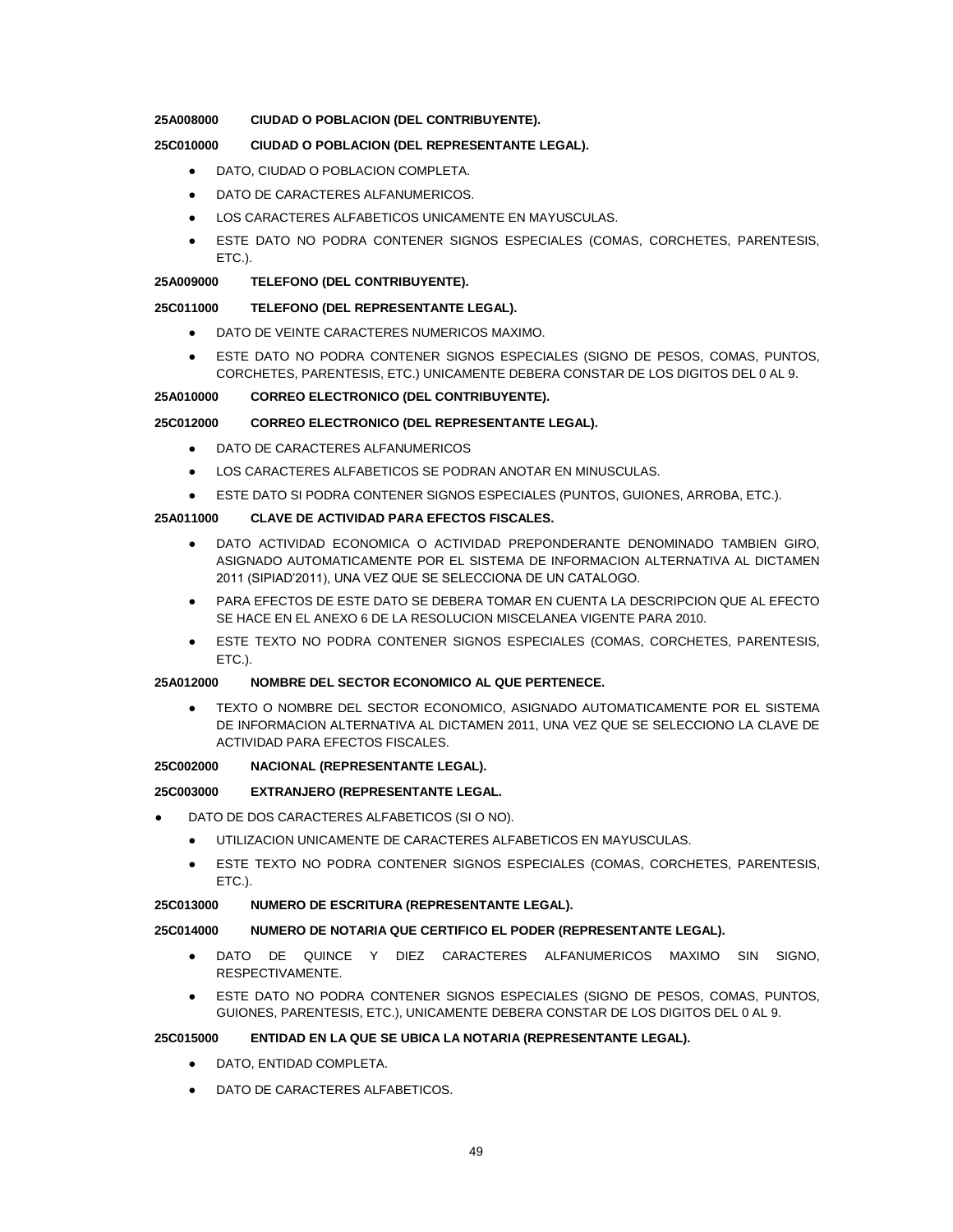**25A008000 CIUDAD O POBLACION (DEL CONTRIBUYENTE).**

**25C010000 CIUDAD O POBLACION (DEL REPRESENTANTE LEGAL).**

- DATO, CIUDAD O POBLACION COMPLETA.
- DATO DE CARACTERES ALFANUMERICOS.
- LOS CARACTERES ALFABETICOS UNICAMENTE EN MAYUSCULAS.
- ESTE DATO NO PODRA CONTENER SIGNOS ESPECIALES (COMAS, CORCHETES, PARENTESIS, ETC.).

**25A009000 TELEFONO (DEL CONTRIBUYENTE).**

**25C011000 TELEFONO (DEL REPRESENTANTE LEGAL).**

- DATO DE VEINTE CARACTERES NUMERICOS MAXIMO.
- ESTE DATO NO PODRA CONTENER SIGNOS ESPECIALES (SIGNO DE PESOS, COMAS, PUNTOS, CORCHETES, PARENTESIS, ETC.) UNICAMENTE DEBERA CONSTAR DE LOS DIGITOS DEL 0 AL 9.

**25A010000 CORREO ELECTRONICO (DEL CONTRIBUYENTE).**

**25C012000 CORREO ELECTRONICO (DEL REPRESENTANTE LEGAL).**

- DATO DE CARACTERES ALFANUMERICOS
- LOS CARACTERES ALFABETICOS SE PODRAN ANOTAR EN MINUSCULAS.
- ESTE DATO SI PODRA CONTENER SIGNOS ESPECIALES (PUNTOS, GUIONES, ARROBA, ETC.).

**25A011000 CLAVE DE ACTIVIDAD PARA EFECTOS FISCALES.**

- DATO ACTIVIDAD ECONOMICA O ACTIVIDAD PREPONDERANTE DENOMINADO TAMBIEN GIRO, ASIGNADO AUTOMATICAMENTE POR EL SISTEMA DE INFORMACION ALTERNATIVA AL DICTAMEN 2011 (SIPIAD'2011), UNA VEZ QUE SE SELECCIONA DE UN CATALOGO.
- PARA EFECTOS DE ESTE DATO SE DEBERA TOMAR EN CUENTA LA DESCRIPCION QUE AL EFECTO SE HACE EN EL ANEXO 6 DE LA RESOLUCION MISCELANEA VIGENTE PARA 2010.
- ESTE TEXTO NO PODRA CONTENER SIGNOS ESPECIALES (COMAS, CORCHETES, PARENTESIS, ETC.).

**25A012000 NOMBRE DEL SECTOR ECONOMICO AL QUE PERTENECE.**

- TEXTO O NOMBRE DEL SECTOR ECONOMICO, ASIGNADO AUTOMATICAMENTE POR EL SISTEMA DE INFORMACION ALTERNATIVA AL DICTAMEN 2011, UNA VEZ QUE SE SELECCIONO LA CLAVE DE ACTIVIDAD PARA EFECTOS FISCALES.

**25C002000 NACIONAL (REPRESENTANTE LEGAL).**

**25C003000 EXTRANJERO (REPRESENTANTE LEGAL.**

- DATO DE DOS CARACTERES ALFABETICOS (SI O NO).
  - UTILIZACION UNICAMENTE DE CARACTERES ALFABETICOS EN MAYUSCULAS.
  - ESTE TEXTO NO PODRA CONTENER SIGNOS ESPECIALES (COMAS, CORCHETES, PARENTESIS, ETC.).

**25C013000 NUMERO DE ESCRITURA (REPRESENTANTE LEGAL).**

**25C014000 NUMERO DE NOTARIA QUE CERTIFICO EL PODER (REPRESENTANTE LEGAL).**

- DATO DE QUINCE Y DIEZ CARACTERES ALFANUMERICOS MAXIMO SIN SIGNO, RESPECTIVAMENTE.
- ESTE DATO NO PODRA CONTENER SIGNOS ESPECIALES (SIGNO DE PESOS, COMAS, PUNTOS, GUIONES, PARENTESIS, ETC.), UNICAMENTE DEBERA CONSTAR DE LOS DIGITOS DEL 0 AL 9.

**25C015000 ENTIDAD EN LA QUE SE UBICA LA NOTARIA (REPRESENTANTE LEGAL).**

- DATO, ENTIDAD COMPLETA.
- DATO DE CARACTERES ALFABETICOS.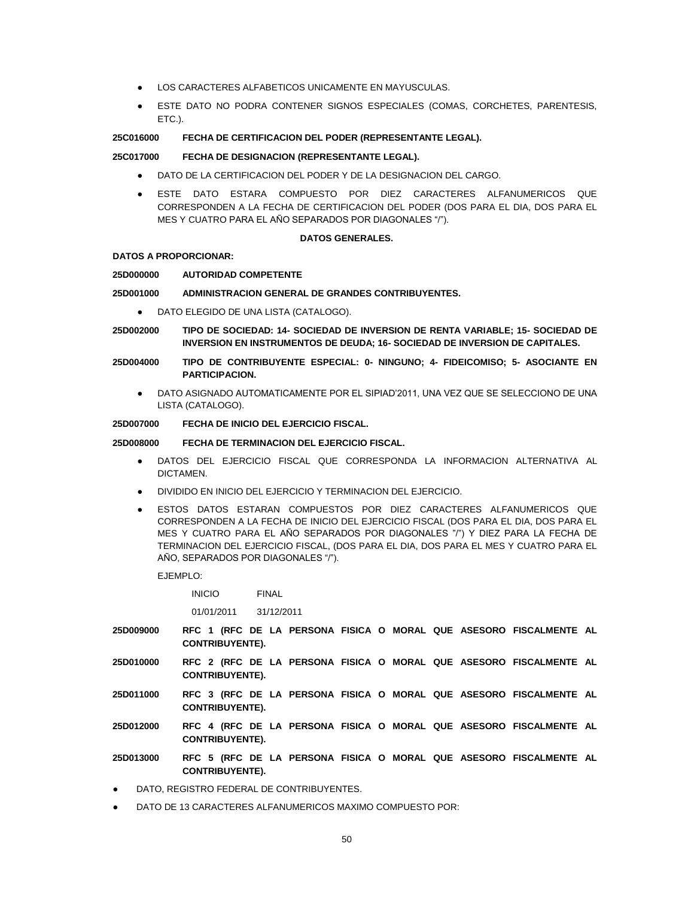- LOS CARACTERES ALFABETICOS UNICAMENTE EN MAYUSCULAS.
- ESTE DATO NO PODRA CONTENER SIGNOS ESPECIALES (COMAS, CORCHETES, PARENTESIS, ETC.).

**25C016000 FECHA DE CERTIFICACION DEL PODER (REPRESENTANTE LEGAL).**

**25C017000 FECHA DE DESIGNACION (REPRESENTANTE LEGAL).**

- DATO DE LA CERTIFICACION DEL PODER Y DE LA DESIGNACION DEL CARGO.
- ESTE DATO ESTARA COMPUESTO POR DIEZ CARACTERES ALFANUMERICOS QUE CORRESPONDEN A LA FECHA DE CERTIFICACION DEL PODER (DOS PARA EL DIA, DOS PARA EL MES Y CUATRO PARA EL AÑO SEPARADOS POR DIAGONALES "/").

**DATOS GENERALES.**

**DATOS A PROPORCIONAR:**

**25D000000 AUTORIDAD COMPETENTE**

**25D001000 ADMINISTRACION GENERAL DE GRANDES CONTRIBUYENTES.**

- DATO ELEGIDO DE UNA LISTA (CATALOGO).

**25D002000 TIPO DE SOCIEDAD: 14- SOCIEDAD DE INVERSION DE RENTA VARIABLE; 15- SOCIEDAD DE INVERSION EN INSTRUMENTOS DE DEUDA; 16- SOCIEDAD DE INVERSION DE CAPITALES.**

**25D004000 TIPO DE CONTRIBUYENTE ESPECIAL: 0- NINGUNO; 4- FIDEICOMISO; 5- ASOCIANTE EN PARTICIPACION.**

- DATO ASIGNADO AUTOMATICAMENTE POR EL SIPIAD'2011, UNA VEZ QUE SE SELECCIONO DE UNA LISTA (CATALOGO).

**25D007000 FECHA DE INICIO DEL EJERCICIO FISCAL.**

**25D008000 FECHA DE TERMINACION DEL EJERCICIO FISCAL.**

- DATOS DEL EJERCICIO FISCAL QUE CORRESPONDA LA INFORMACION ALTERNATIVA AL DICTAMEN.
- DIVIDIDO EN INICIO DEL EJERCICIO Y TERMINACION DEL EJERCICIO.
- ESTOS DATOS ESTARAN COMPUESTOS POR DIEZ CARACTERES ALFANUMERICOS QUE CORRESPONDEN A LA FECHA DE INICIO DEL EJERCICIO FISCAL (DOS PARA EL DIA, DOS PARA EL MES Y CUATRO PARA EL AÑO SEPARADOS POR DIAGONALES "/") Y DIEZ PARA LA FECHA DE TERMINACION DEL EJERCICIO FISCAL, (DOS PARA EL DIA, DOS PARA EL MES Y CUATRO PARA EL AÑO, SEPARADOS POR DIAGONALES "/").

  EJEMPLO:

  | INICIO | FINAL |
  |---|---|
  | 01/01/2011 | 31/12/2011 |

**25D009000 RFC 1 (RFC DE LA PERSONA FISICA O MORAL QUE ASESORO FISCALMENTE AL CONTRIBUYENTE).**

**25D010000 RFC 2 (RFC DE LA PERSONA FISICA O MORAL QUE ASESORO FISCALMENTE AL CONTRIBUYENTE).**

**25D011000 RFC 3 (RFC DE LA PERSONA FISICA O MORAL QUE ASESORO FISCALMENTE AL CONTRIBUYENTE).**

**25D012000 RFC 4 (RFC DE LA PERSONA FISICA O MORAL QUE ASESORO FISCALMENTE AL CONTRIBUYENTE).**

**25D013000 RFC 5 (RFC DE LA PERSONA FISICA O MORAL QUE ASESORO FISCALMENTE AL CONTRIBUYENTE).**

- DATO, REGISTRO FEDERAL DE CONTRIBUYENTES.
- DATO DE 13 CARACTERES ALFANUMERICOS MAXIMO COMPUESTO POR: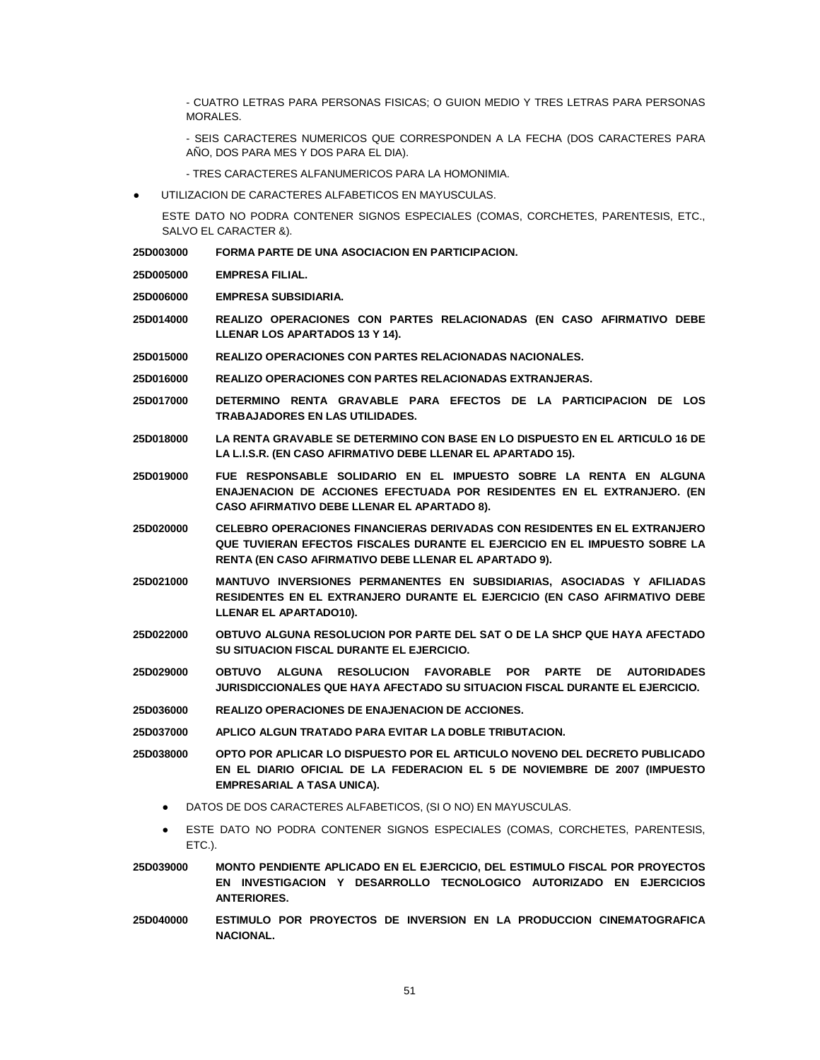- CUATRO LETRAS PARA PERSONAS FISICAS; O GUION MEDIO Y TRES LETRAS PARA PERSONAS MORALES.

- SEIS CARACTERES NUMERICOS QUE CORRESPONDEN A LA FECHA (DOS CARACTERES PARA AÑO, DOS PARA MES Y DOS PARA EL DIA).

- TRES CARACTERES ALFANUMERICOS PARA LA HOMONIMIA.

- UTILIZACION DE CARACTERES ALFABETICOS EN MAYUSCULAS.

  ESTE DATO NO PODRA CONTENER SIGNOS ESPECIALES (COMAS, CORCHETES, PARENTESIS, ETC., SALVO EL CARACTER &).

**25D003000 FORMA PARTE DE UNA ASOCIACION EN PARTICIPACION.**

**25D005000 EMPRESA FILIAL.**

**25D006000 EMPRESA SUBSIDIARIA.**

**25D014000 REALIZO OPERACIONES CON PARTES RELACIONADAS (EN CASO AFIRMATIVO DEBE LLENAR LOS APARTADOS 13 Y 14).**

**25D015000 REALIZO OPERACIONES CON PARTES RELACIONADAS NACIONALES.**

**25D016000 REALIZO OPERACIONES CON PARTES RELACIONADAS EXTRANJERAS.**

**25D017000 DETERMINO RENTA GRAVABLE PARA EFECTOS DE LA PARTICIPACION DE LOS TRABAJADORES EN LAS UTILIDADES.**

**25D018000 LA RENTA GRAVABLE SE DETERMINO CON BASE EN LO DISPUESTO EN EL ARTICULO 16 DE LA L.I.S.R. (EN CASO AFIRMATIVO DEBE LLENAR EL APARTADO 15).**

**25D019000 FUE RESPONSABLE SOLIDARIO EN EL IMPUESTO SOBRE LA RENTA EN ALGUNA ENAJENACION DE ACCIONES EFECTUADA POR RESIDENTES EN EL EXTRANJERO. (EN CASO AFIRMATIVO DEBE LLENAR EL APARTADO 8).**

**25D020000 CELEBRO OPERACIONES FINANCIERAS DERIVADAS CON RESIDENTES EN EL EXTRANJERO QUE TUVIERAN EFECTOS FISCALES DURANTE EL EJERCICIO EN EL IMPUESTO SOBRE LA RENTA (EN CASO AFIRMATIVO DEBE LLENAR EL APARTADO 9).**

**25D021000 MANTUVO INVERSIONES PERMANENTES EN SUBSIDIARIAS, ASOCIADAS Y AFILIADAS RESIDENTES EN EL EXTRANJERO DURANTE EL EJERCICIO (EN CASO AFIRMATIVO DEBE LLENAR EL APARTADO10).**

**25D022000 OBTUVO ALGUNA RESOLUCION POR PARTE DEL SAT O DE LA SHCP QUE HAYA AFECTADO SU SITUACION FISCAL DURANTE EL EJERCICIO.**

**25D029000 OBTUVO ALGUNA RESOLUCION FAVORABLE POR PARTE DE AUTORIDADES JURISDICCIONALES QUE HAYA AFECTADO SU SITUACION FISCAL DURANTE EL EJERCICIO.**

**25D036000 REALIZO OPERACIONES DE ENAJENACION DE ACCIONES.**

**25D037000 APLICO ALGUN TRATADO PARA EVITAR LA DOBLE TRIBUTACION.**

**25D038000 OPTO POR APLICAR LO DISPUESTO POR EL ARTICULO NOVENO DEL DECRETO PUBLICADO EN EL DIARIO OFICIAL DE LA FEDERACION EL 5 DE NOVIEMBRE DE 2007 (IMPUESTO EMPRESARIAL A TASA UNICA).**

- DATOS DE DOS CARACTERES ALFABETICOS, (SI O NO) EN MAYUSCULAS.
- ESTE DATO NO PODRA CONTENER SIGNOS ESPECIALES (COMAS, CORCHETES, PARENTESIS, ETC.).

**25D039000 MONTO PENDIENTE APLICADO EN EL EJERCICIO, DEL ESTIMULO FISCAL POR PROYECTOS EN INVESTIGACION Y DESARROLLO TECNOLOGICO AUTORIZADO EN EJERCICIOS ANTERIORES.**

**25D040000 ESTIMULO POR PROYECTOS DE INVERSION EN LA PRODUCCION CINEMATOGRAFICA NACIONAL.**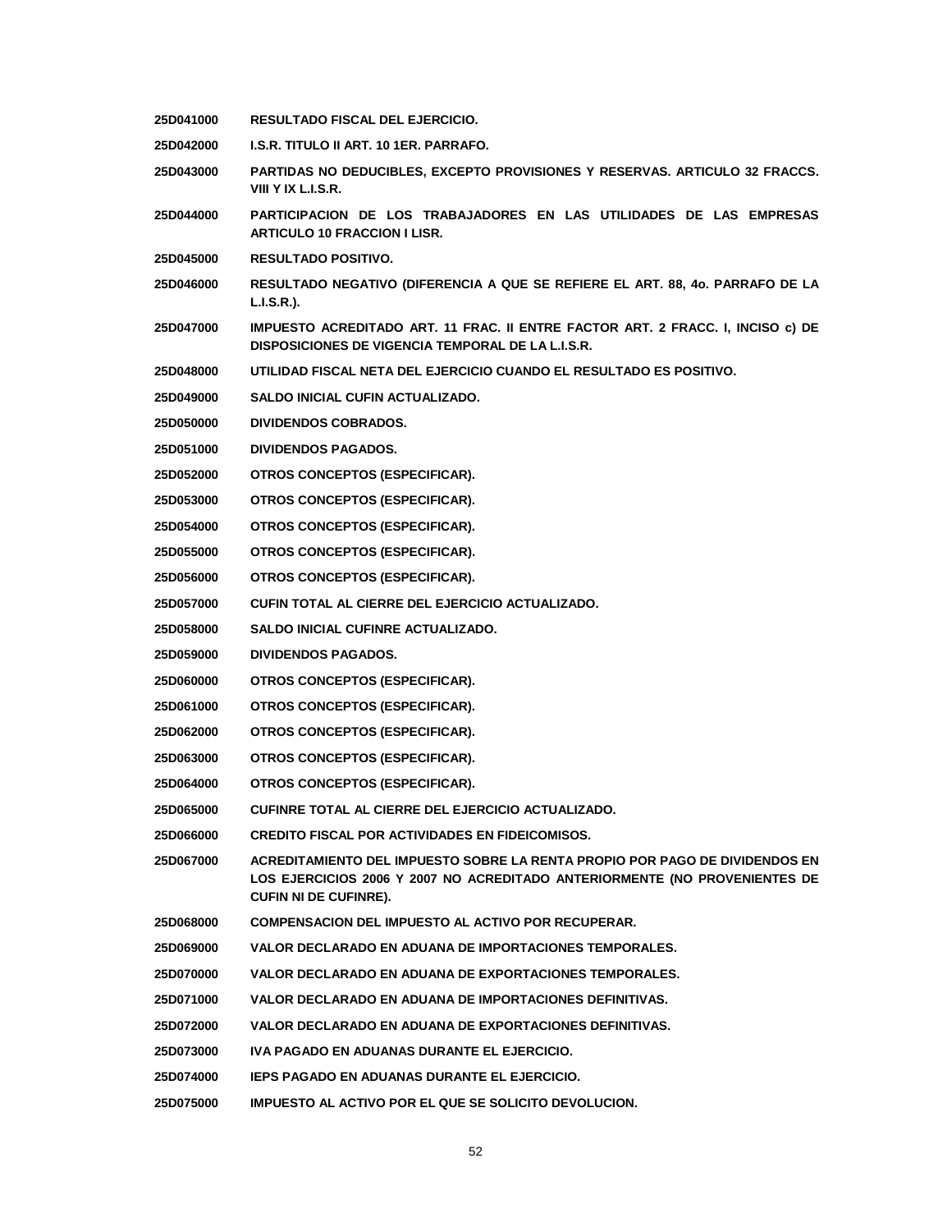**25D041000** **RESULTADO FISCAL DEL EJERCICIO.**

**25D042000** **I.S.R. TITULO II ART. 10 1ER. PARRAFO.**

**25D043000** **PARTIDAS NO DEDUCIBLES, EXCEPTO PROVISIONES Y RESERVAS. ARTICULO 32 FRACCS. VIII Y IX L.I.S.R.**

**25D044000** **PARTICIPACION DE LOS TRABAJADORES EN LAS UTILIDADES DE LAS EMPRESAS ARTICULO 10 FRACCION I LISR.**

**25D045000** **RESULTADO POSITIVO.**

**25D046000** **RESULTADO NEGATIVO (DIFERENCIA A QUE SE REFIERE EL ART. 88, 4o. PARRAFO DE LA L.I.S.R.).**

**25D047000** **IMPUESTO ACREDITADO ART. 11 FRAC. II ENTRE FACTOR ART. 2 FRACC. I, INCISO c) DE DISPOSICIONES DE VIGENCIA TEMPORAL DE LA L.I.S.R.**

**25D048000** **UTILIDAD FISCAL NETA DEL EJERCICIO CUANDO EL RESULTADO ES POSITIVO.**

**25D049000** **SALDO INICIAL CUFIN ACTUALIZADO.**

**25D050000** **DIVIDENDOS COBRADOS.**

**25D051000** **DIVIDENDOS PAGADOS.**

**25D052000** **OTROS CONCEPTOS (ESPECIFICAR).**

**25D053000** **OTROS CONCEPTOS (ESPECIFICAR).**

**25D054000** **OTROS CONCEPTOS (ESPECIFICAR).**

**25D055000** **OTROS CONCEPTOS (ESPECIFICAR).**

**25D056000** **OTROS CONCEPTOS (ESPECIFICAR).**

**25D057000** **CUFIN TOTAL AL CIERRE DEL EJERCICIO ACTUALIZADO.**

**25D058000** **SALDO INICIAL CUFINRE ACTUALIZADO.**

**25D059000** **DIVIDENDOS PAGADOS.**

**25D060000** **OTROS CONCEPTOS (ESPECIFICAR).**

**25D061000** **OTROS CONCEPTOS (ESPECIFICAR).**

**25D062000** **OTROS CONCEPTOS (ESPECIFICAR).**

**25D063000** **OTROS CONCEPTOS (ESPECIFICAR).**

**25D064000** **OTROS CONCEPTOS (ESPECIFICAR).**

**25D065000** **CUFINRE TOTAL AL CIERRE DEL EJERCICIO ACTUALIZADO.**

**25D066000** **CREDITO FISCAL POR ACTIVIDADES EN FIDEICOMISOS.**

**25D067000** **ACREDITAMIENTO DEL IMPUESTO SOBRE LA RENTA PROPIO POR PAGO DE DIVIDENDOS EN LOS EJERCICIOS 2006 Y 2007 NO ACREDITADO ANTERIORMENTE (NO PROVENIENTES DE CUFIN NI DE CUFINRE).**

**25D068000** **COMPENSACION DEL IMPUESTO AL ACTIVO POR RECUPERAR.**

**25D069000** **VALOR DECLARADO EN ADUANA DE IMPORTACIONES TEMPORALES.**

**25D070000** **VALOR DECLARADO EN ADUANA DE EXPORTACIONES TEMPORALES.**

**25D071000** **VALOR DECLARADO EN ADUANA DE IMPORTACIONES DEFINITIVAS.**

**25D072000** **VALOR DECLARADO EN ADUANA DE EXPORTACIONES DEFINITIVAS.**

**25D073000** **IVA PAGADO EN ADUANAS DURANTE EL EJERCICIO.**

**25D074000** **IEPS PAGADO EN ADUANAS DURANTE EL EJERCICIO.**

**25D075000** **IMPUESTO AL ACTIVO POR EL QUE SE SOLICITO DEVOLUCION.**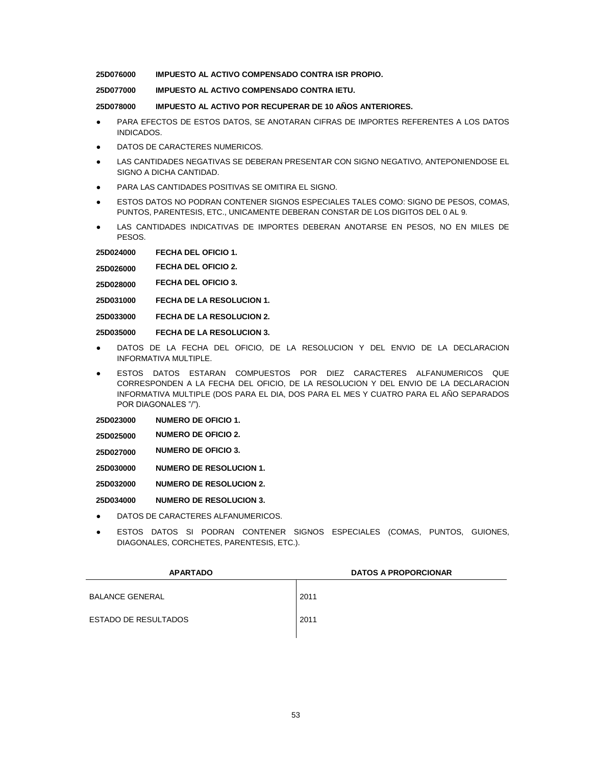**25D076000 IMPUESTO AL ACTIVO COMPENSADO CONTRA ISR PROPIO.**

**25D077000 IMPUESTO AL ACTIVO COMPENSADO CONTRA IETU.**

**25D078000 IMPUESTO AL ACTIVO POR RECUPERAR DE 10 AÑOS ANTERIORES.**

- PARA EFECTOS DE ESTOS DATOS, SE ANOTARAN CIFRAS DE IMPORTES REFERENTES A LOS DATOS INDICADOS.
- DATOS DE CARACTERES NUMERICOS.
- LAS CANTIDADES NEGATIVAS SE DEBERAN PRESENTAR CON SIGNO NEGATIVO, ANTEPONIENDOSE EL SIGNO A DICHA CANTIDAD.
- PARA LAS CANTIDADES POSITIVAS SE OMITIRA EL SIGNO.
- ESTOS DATOS NO PODRAN CONTENER SIGNOS ESPECIALES TALES COMO: SIGNO DE PESOS, COMAS, PUNTOS, PARENTESIS, ETC., UNICAMENTE DEBERAN CONSTAR DE LOS DIGITOS DEL 0 AL 9.
- LAS CANTIDADES INDICATIVAS DE IMPORTES DEBERAN ANOTARSE EN PESOS, NO EN MILES DE PESOS.

**25D024000 FECHA DEL OFICIO 1.**

**25D026000 FECHA DEL OFICIO 2.**

**25D028000 FECHA DEL OFICIO 3.**

**25D031000 FECHA DE LA RESOLUCION 1.**

**25D033000 FECHA DE LA RESOLUCION 2.**

**25D035000 FECHA DE LA RESOLUCION 3.**

- DATOS DE LA FECHA DEL OFICIO, DE LA RESOLUCION Y DEL ENVIO DE LA DECLARACION INFORMATIVA MULTIPLE.
- ESTOS DATOS ESTARAN COMPUESTOS POR DIEZ CARACTERES ALFANUMERICOS QUE CORRESPONDEN A LA FECHA DEL OFICIO, DE LA RESOLUCION Y DEL ENVIO DE LA DECLARACION INFORMATIVA MULTIPLE (DOS PARA EL DIA, DOS PARA EL MES Y CUATRO PARA EL AÑO SEPARADOS POR DIAGONALES "/").

**25D023000 NUMERO DE OFICIO 1.**

**25D025000 NUMERO DE OFICIO 2.**

**25D027000 NUMERO DE OFICIO 3.**

**25D030000 NUMERO DE RESOLUCION 1.**

**25D032000 NUMERO DE RESOLUCION 2.**

**25D034000 NUMERO DE RESOLUCION 3.**

- DATOS DE CARACTERES ALFANUMERICOS.
- ESTOS DATOS SI PODRAN CONTENER SIGNOS ESPECIALES (COMAS, PUNTOS, GUIONES, DIAGONALES, CORCHETES, PARENTESIS, ETC.).

| APARTADO | DATOS A PROPORCIONAR |
|---|---|
| BALANCE GENERAL | 2011 |
| ESTADO DE RESULTADOS | 2011 |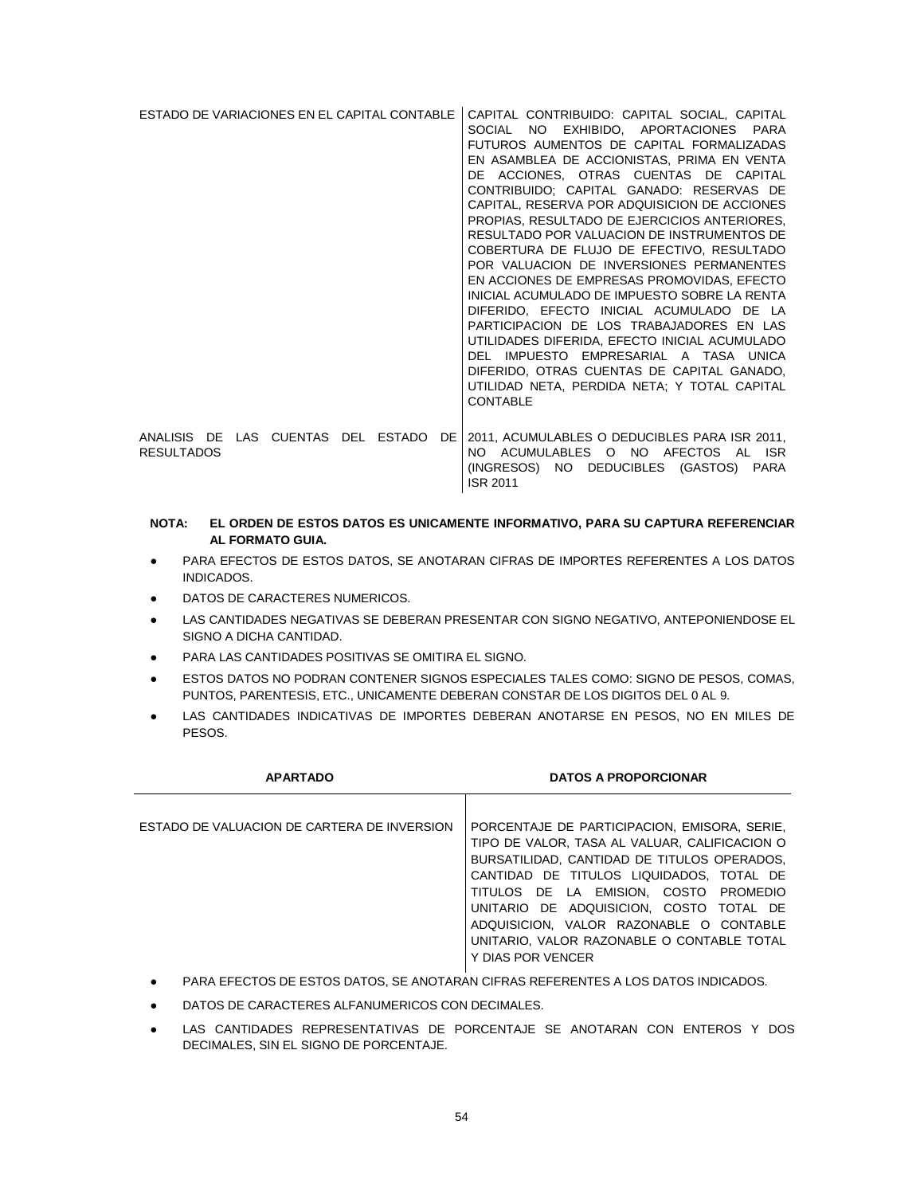| | |
|---|---|
| ESTADO DE VARIACIONES EN EL CAPITAL CONTABLE | CAPITAL CONTRIBUIDO: CAPITAL SOCIAL, CAPITAL SOCIAL NO EXHIBIDO, APORTACIONES PARA FUTUROS AUMENTOS DE CAPITAL FORMALIZADAS EN ASAMBLEA DE ACCIONISTAS, PRIMA EN VENTA DE ACCIONES, OTRAS CUENTAS DE CAPITAL CONTRIBUIDO; CAPITAL GANADO: RESERVAS DE CAPITAL, RESERVA POR ADQUISICION DE ACCIONES PROPIAS, RESULTADO DE EJERCICIOS ANTERIORES, RESULTADO POR VALUACION DE INSTRUMENTOS DE COBERTURA DE FLUJO DE EFECTIVO, RESULTADO POR VALUACION DE INVERSIONES PERMANENTES EN ACCIONES DE EMPRESAS PROMOVIDAS, EFECTO INICIAL ACUMULADO DE IMPUESTO SOBRE LA RENTA DIFERIDO, EFECTO INICIAL ACUMULADO DE LA PARTICIPACION DE LOS TRABAJADORES EN LAS UTILIDADES DIFERIDA, EFECTO INICIAL ACUMULADO DEL IMPUESTO EMPRESARIAL A TASA UNICA DIFERIDO, OTRAS CUENTAS DE CAPITAL GANADO, UTILIDAD NETA, PERDIDA NETA; Y TOTAL CAPITAL CONTABLE |
| ANALISIS DE LAS CUENTAS DEL ESTADO DE RESULTADOS | 2011, ACUMULABLES O DEDUCIBLES PARA ISR 2011, NO ACUMULABLES O NO AFECTOS AL ISR (INGRESOS) NO DEDUCIBLES (GASTOS) PARA ISR 2011 |

**NOTA: EL ORDEN DE ESTOS DATOS ES UNICAMENTE INFORMATIVO, PARA SU CAPTURA REFERENCIAR AL FORMATO GUIA.**

- PARA EFECTOS DE ESTOS DATOS, SE ANOTARAN CIFRAS DE IMPORTES REFERENTES A LOS DATOS INDICADOS.
- DATOS DE CARACTERES NUMERICOS.
- LAS CANTIDADES NEGATIVAS SE DEBERAN PRESENTAR CON SIGNO NEGATIVO, ANTEPONIENDOSE EL SIGNO A DICHA CANTIDAD.
- PARA LAS CANTIDADES POSITIVAS SE OMITIRA EL SIGNO.
- ESTOS DATOS NO PODRAN CONTENER SIGNOS ESPECIALES TALES COMO: SIGNO DE PESOS, COMAS, PUNTOS, PARENTESIS, ETC., UNICAMENTE DEBERAN CONSTAR DE LOS DIGITOS DEL 0 AL 9.
- LAS CANTIDADES INDICATIVAS DE IMPORTES DEBERAN ANOTARSE EN PESOS, NO EN MILES DE PESOS.

| APARTADO | DATOS A PROPORCIONAR |
|---|---|
| ESTADO DE VALUACION DE CARTERA DE INVERSION | PORCENTAJE DE PARTICIPACION, EMISORA, SERIE, TIPO DE VALOR, TASA AL VALUAR, CALIFICACION O BURSATILIDAD, CANTIDAD DE TITULOS OPERADOS, CANTIDAD DE TITULOS LIQUIDADOS, TOTAL DE TITULOS DE LA EMISION, COSTO PROMEDIO UNITARIO DE ADQUISICION, COSTO TOTAL DE ADQUISICION, VALOR RAZONABLE O CONTABLE UNITARIO, VALOR RAZONABLE O CONTABLE TOTAL Y DIAS POR VENCER |

- PARA EFECTOS DE ESTOS DATOS, SE ANOTARAN CIFRAS REFERENTES A LOS DATOS INDICADOS.
- DATOS DE CARACTERES ALFANUMERICOS CON DECIMALES.
- LAS CANTIDADES REPRESENTATIVAS DE PORCENTAJE SE ANOTARAN CON ENTEROS Y DOS DECIMALES, SIN EL SIGNO DE PORCENTAJE.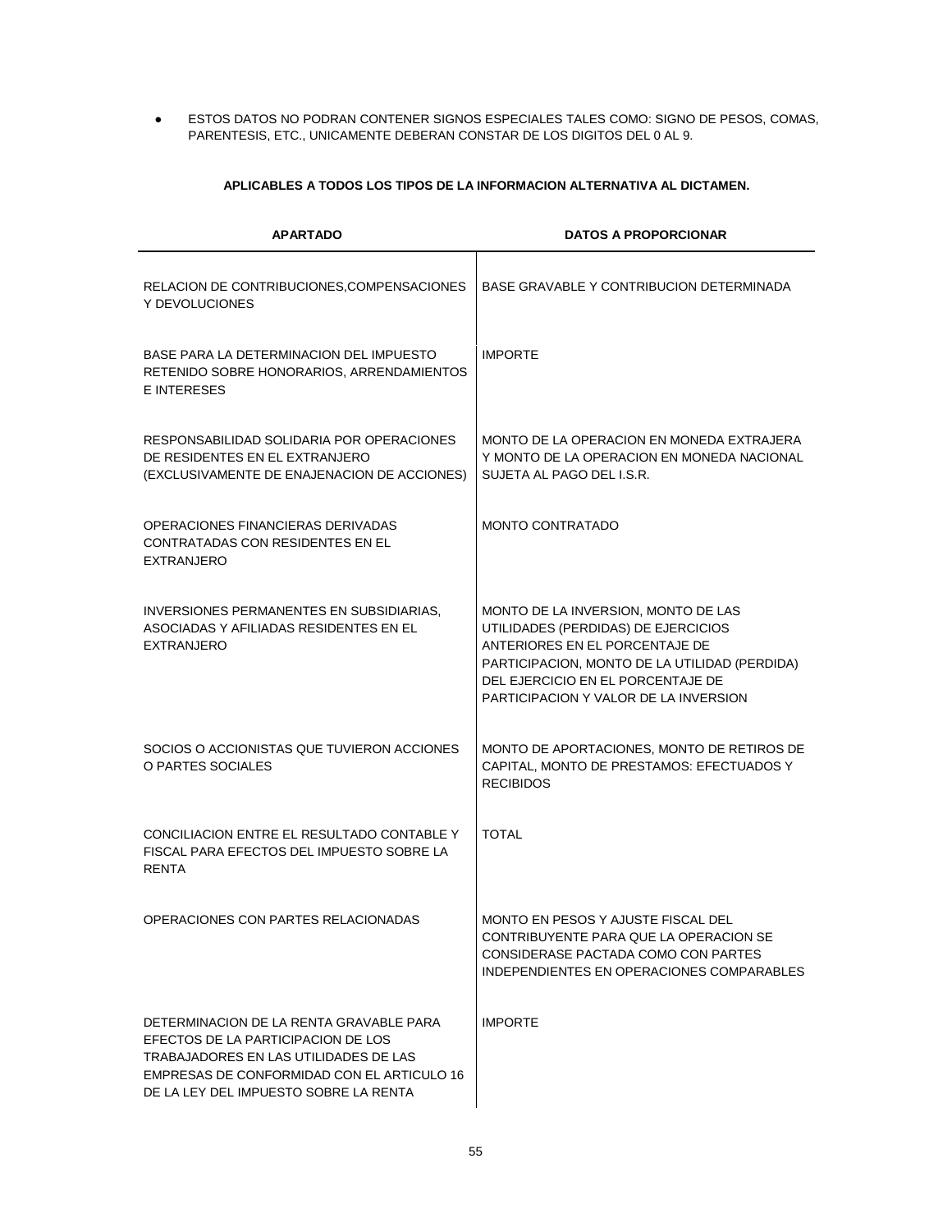- ESTOS DATOS NO PODRAN CONTENER SIGNOS ESPECIALES TALES COMO: SIGNO DE PESOS, COMAS, PARENTESIS, ETC., UNICAMENTE DEBERAN CONSTAR DE LOS DIGITOS DEL 0 AL 9.

**APLICABLES A TODOS LOS TIPOS DE LA INFORMACION ALTERNATIVA AL DICTAMEN.**

| APARTADO | DATOS A PROPORCIONAR |
|---|---|
| RELACION DE CONTRIBUCIONES,COMPENSACIONES Y DEVOLUCIONES | BASE GRAVABLE Y CONTRIBUCION DETERMINADA |
| BASE PARA LA DETERMINACION DEL IMPUESTO RETENIDO SOBRE HONORARIOS, ARRENDAMIENTOS E INTERESES | IMPORTE |
| RESPONSABILIDAD SOLIDARIA POR OPERACIONES DE RESIDENTES EN EL EXTRANJERO (EXCLUSIVAMENTE DE ENAJENACION DE ACCIONES) | MONTO DE LA OPERACION EN MONEDA EXTRAJERA Y MONTO DE LA OPERACION EN MONEDA NACIONAL SUJETA AL PAGO DEL I.S.R. |
| OPERACIONES FINANCIERAS DERIVADAS CONTRATADAS CON RESIDENTES EN EL EXTRANJERO | MONTO CONTRATADO |
| INVERSIONES PERMANENTES EN SUBSIDIARIAS, ASOCIADAS Y AFILIADAS RESIDENTES EN EL EXTRANJERO | MONTO DE LA INVERSION, MONTO DE LAS UTILIDADES (PERDIDAS) DE EJERCICIOS ANTERIORES EN EL PORCENTAJE DE PARTICIPACION, MONTO DE LA UTILIDAD (PERDIDA) DEL EJERCICIO EN EL PORCENTAJE DE PARTICIPACION Y VALOR DE LA INVERSION |
| SOCIOS O ACCIONISTAS QUE TUVIERON ACCIONES O PARTES SOCIALES | MONTO DE APORTACIONES, MONTO DE RETIROS DE CAPITAL, MONTO DE PRESTAMOS: EFECTUADOS Y RECIBIDOS |
| CONCILIACION ENTRE EL RESULTADO CONTABLE Y FISCAL PARA EFECTOS DEL IMPUESTO SOBRE LA RENTA | TOTAL |
| OPERACIONES CON PARTES RELACIONADAS | MONTO EN PESOS Y AJUSTE FISCAL DEL CONTRIBUYENTE PARA QUE LA OPERACION SE CONSIDERASE PACTADA COMO CON PARTES INDEPENDIENTES EN OPERACIONES COMPARABLES |
| DETERMINACION DE LA RENTA GRAVABLE PARA EFECTOS DE LA PARTICIPACION DE LOS TRABAJADORES EN LAS UTILIDADES DE LAS EMPRESAS DE CONFORMIDAD CON EL ARTICULO 16 DE LA LEY DEL IMPUESTO SOBRE LA RENTA | IMPORTE |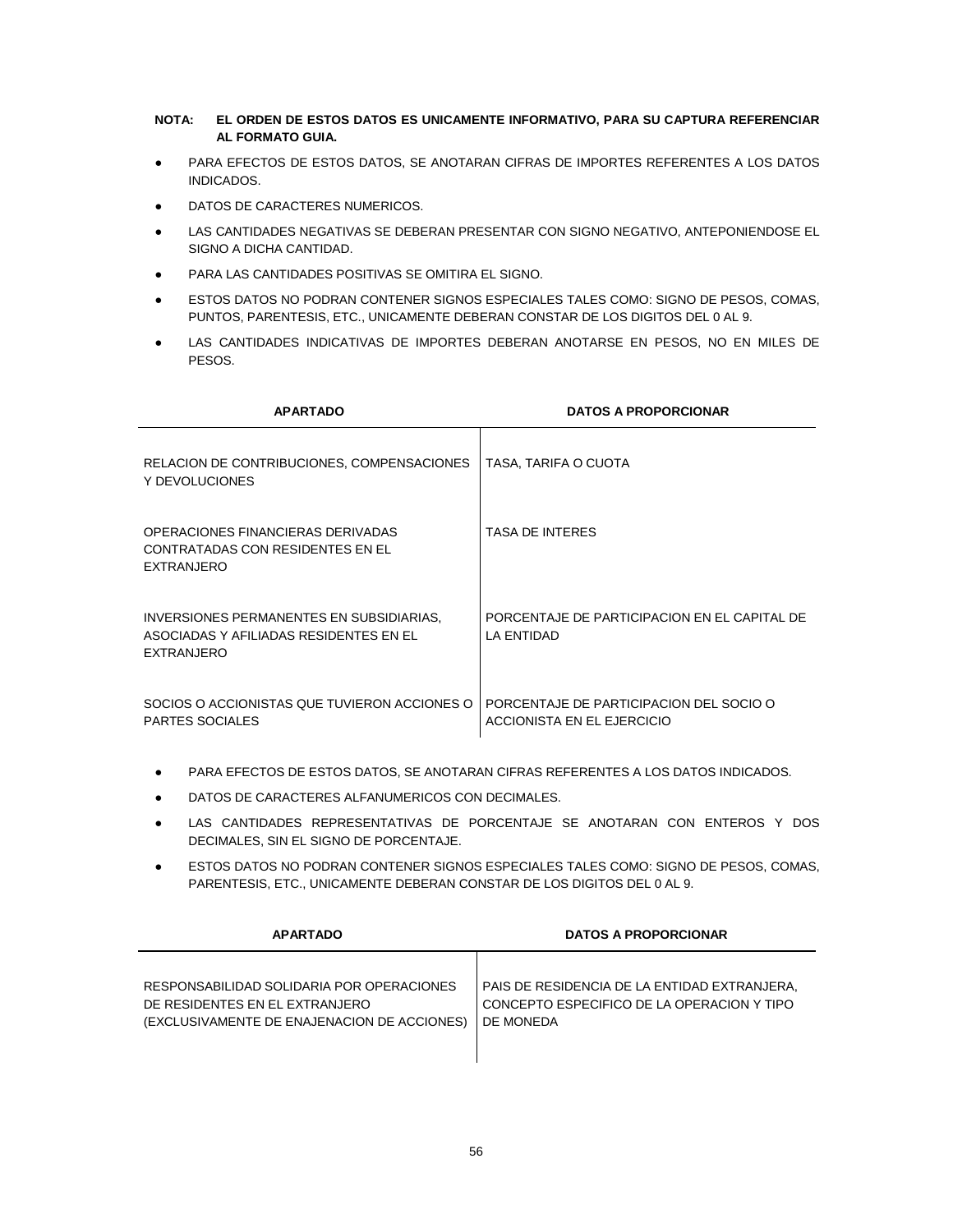**NOTA: EL ORDEN DE ESTOS DATOS ES UNICAMENTE INFORMATIVO, PARA SU CAPTURA REFERENCIAR AL FORMATO GUIA.**

- PARA EFECTOS DE ESTOS DATOS, SE ANOTARAN CIFRAS DE IMPORTES REFERENTES A LOS DATOS INDICADOS.
- DATOS DE CARACTERES NUMERICOS.
- LAS CANTIDADES NEGATIVAS SE DEBERAN PRESENTAR CON SIGNO NEGATIVO, ANTEPONIENDOSE EL SIGNO A DICHA CANTIDAD.
- PARA LAS CANTIDADES POSITIVAS SE OMITIRA EL SIGNO.
- ESTOS DATOS NO PODRAN CONTENER SIGNOS ESPECIALES TALES COMO: SIGNO DE PESOS, COMAS, PUNTOS, PARENTESIS, ETC., UNICAMENTE DEBERAN CONSTAR DE LOS DIGITOS DEL 0 AL 9.
- LAS CANTIDADES INDICATIVAS DE IMPORTES DEBERAN ANOTARSE EN PESOS, NO EN MILES DE PESOS.

| APARTADO | DATOS A PROPORCIONAR |
|---|---|
| RELACION DE CONTRIBUCIONES, COMPENSACIONES Y DEVOLUCIONES | TASA, TARIFA O CUOTA |
| OPERACIONES FINANCIERAS DERIVADAS CONTRATADAS CON RESIDENTES EN EL EXTRANJERO | TASA DE INTERES |
| INVERSIONES PERMANENTES EN SUBSIDIARIAS, ASOCIADAS Y AFILIADAS RESIDENTES EN EL EXTRANJERO | PORCENTAJE DE PARTICIPACION EN EL CAPITAL DE LA ENTIDAD |
| SOCIOS O ACCIONISTAS QUE TUVIERON ACCIONES O PARTES SOCIALES | PORCENTAJE DE PARTICIPACION DEL SOCIO O ACCIONISTA EN EL EJERCICIO |

- PARA EFECTOS DE ESTOS DATOS, SE ANOTARAN CIFRAS REFERENTES A LOS DATOS INDICADOS.
- DATOS DE CARACTERES ALFANUMERICOS CON DECIMALES.
- LAS CANTIDADES REPRESENTATIVAS DE PORCENTAJE SE ANOTARAN CON ENTEROS Y DOS DECIMALES, SIN EL SIGNO DE PORCENTAJE.
- ESTOS DATOS NO PODRAN CONTENER SIGNOS ESPECIALES TALES COMO: SIGNO DE PESOS, COMAS, PARENTESIS, ETC., UNICAMENTE DEBERAN CONSTAR DE LOS DIGITOS DEL 0 AL 9.

| APARTADO | DATOS A PROPORCIONAR |
|---|---|
| RESPONSABILIDAD SOLIDARIA POR OPERACIONES DE RESIDENTES EN EL EXTRANJERO (EXCLUSIVAMENTE DE ENAJENACION DE ACCIONES) | PAIS DE RESIDENCIA DE LA ENTIDAD EXTRANJERA, CONCEPTO ESPECIFICO DE LA OPERACION Y TIPO DE MONEDA |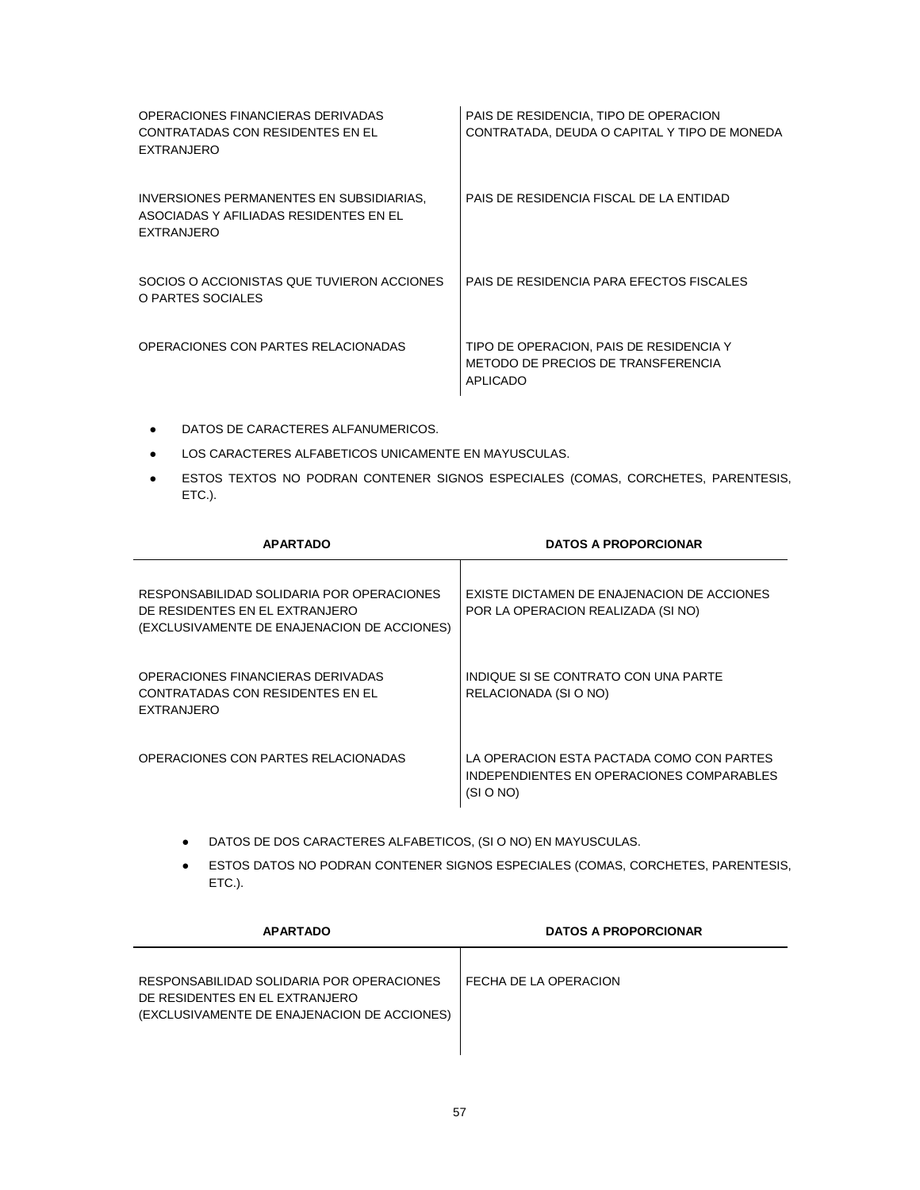| | |
|---|---|
| OPERACIONES FINANCIERAS DERIVADAS CONTRATADAS CON RESIDENTES EN EL EXTRANJERO | PAIS DE RESIDENCIA, TIPO DE OPERACION CONTRATADA, DEUDA O CAPITAL Y TIPO DE MONEDA |
| INVERSIONES PERMANENTES EN SUBSIDIARIAS, ASOCIADAS Y AFILIADAS RESIDENTES EN EL EXTRANJERO | PAIS DE RESIDENCIA FISCAL DE LA ENTIDAD |
| SOCIOS O ACCIONISTAS QUE TUVIERON ACCIONES O PARTES SOCIALES | PAIS DE RESIDENCIA PARA EFECTOS FISCALES |
| OPERACIONES CON PARTES RELACIONADAS | TIPO DE OPERACION, PAIS DE RESIDENCIA Y METODO DE PRECIOS DE TRANSFERENCIA APLICADO |

- DATOS DE CARACTERES ALFANUMERICOS.
- LOS CARACTERES ALFABETICOS UNICAMENTE EN MAYUSCULAS.
- ESTOS TEXTOS NO PODRAN CONTENER SIGNOS ESPECIALES (COMAS, CORCHETES, PARENTESIS, ETC.).

| APARTADO | DATOS A PROPORCIONAR |
|---|---|
| RESPONSABILIDAD SOLIDARIA POR OPERACIONES DE RESIDENTES EN EL EXTRANJERO (EXCLUSIVAMENTE DE ENAJENACION DE ACCIONES) | EXISTE DICTAMEN DE ENAJENACION DE ACCIONES POR LA OPERACION REALIZADA (SI NO) |
| OPERACIONES FINANCIERAS DERIVADAS CONTRATADAS CON RESIDENTES EN EL EXTRANJERO | INDIQUE SI SE CONTRATO CON UNA PARTE RELACIONADA (SI O NO) |
| OPERACIONES CON PARTES RELACIONADAS | LA OPERACION ESTA PACTADA COMO CON PARTES INDEPENDIENTES EN OPERACIONES COMPARABLES (SI O NO) |

- DATOS DE DOS CARACTERES ALFABETICOS, (SI O NO) EN MAYUSCULAS.
- ESTOS DATOS NO PODRAN CONTENER SIGNOS ESPECIALES (COMAS, CORCHETES, PARENTESIS, ETC.).

| APARTADO | DATOS A PROPORCIONAR |
|---|---|
| RESPONSABILIDAD SOLIDARIA POR OPERACIONES DE RESIDENTES EN EL EXTRANJERO (EXCLUSIVAMENTE DE ENAJENACION DE ACCIONES) | FECHA DE LA OPERACION |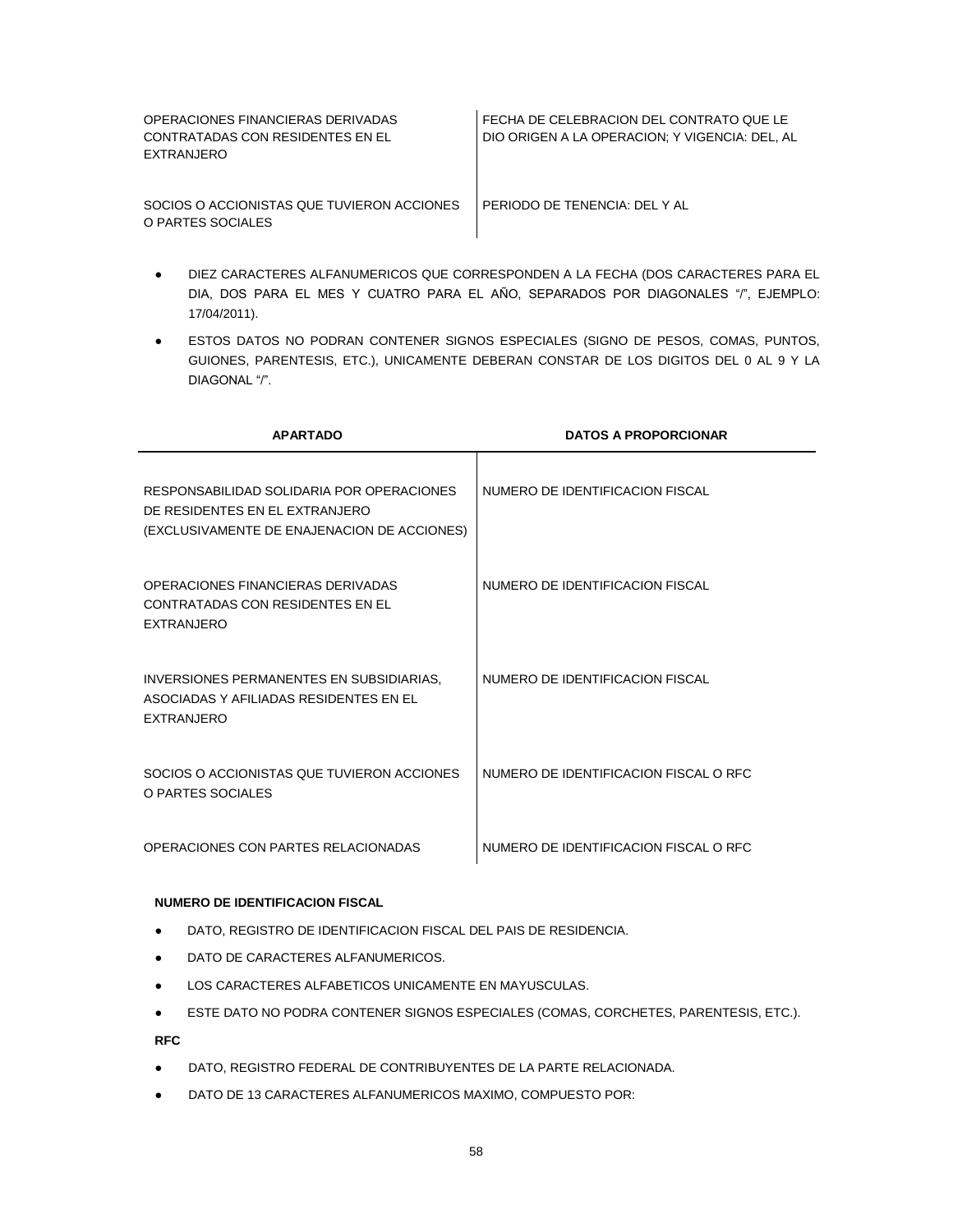| | |
|---|---|
| OPERACIONES FINANCIERAS DERIVADAS CONTRATADAS CON RESIDENTES EN EL EXTRANJERO | FECHA DE CELEBRACION DEL CONTRATO QUE LE DIO ORIGEN A LA OPERACION; Y VIGENCIA: DEL, AL |
| SOCIOS O ACCIONISTAS QUE TUVIERON ACCIONES O PARTES SOCIALES | PERIODO DE TENENCIA: DEL Y AL |

- DIEZ CARACTERES ALFANUMERICOS QUE CORRESPONDEN A LA FECHA (DOS CARACTERES PARA EL DIA, DOS PARA EL MES Y CUATRO PARA EL AÑO, SEPARADOS POR DIAGONALES "/", EJEMPLO: 17/04/2011).
- ESTOS DATOS NO PODRAN CONTENER SIGNOS ESPECIALES (SIGNO DE PESOS, COMAS, PUNTOS, GUIONES, PARENTESIS, ETC.), UNICAMENTE DEBERAN CONSTAR DE LOS DIGITOS DEL 0 AL 9 Y LA DIAGONAL "/".

| APARTADO | DATOS A PROPORCIONAR |
|---|---|
| RESPONSABILIDAD SOLIDARIA POR OPERACIONES DE RESIDENTES EN EL EXTRANJERO (EXCLUSIVAMENTE DE ENAJENACION DE ACCIONES) | NUMERO DE IDENTIFICACION FISCAL |
| OPERACIONES FINANCIERAS DERIVADAS CONTRATADAS CON RESIDENTES EN EL EXTRANJERO | NUMERO DE IDENTIFICACION FISCAL |
| INVERSIONES PERMANENTES EN SUBSIDIARIAS, ASOCIADAS Y AFILIADAS RESIDENTES EN EL EXTRANJERO | NUMERO DE IDENTIFICACION FISCAL |
| SOCIOS O ACCIONISTAS QUE TUVIERON ACCIONES O PARTES SOCIALES | NUMERO DE IDENTIFICACION FISCAL O RFC |
| OPERACIONES CON PARTES RELACIONADAS | NUMERO DE IDENTIFICACION FISCAL O RFC |

**NUMERO DE IDENTIFICACION FISCAL**

- DATO, REGISTRO DE IDENTIFICACION FISCAL DEL PAIS DE RESIDENCIA.
- DATO DE CARACTERES ALFANUMERICOS.
- LOS CARACTERES ALFABETICOS UNICAMENTE EN MAYUSCULAS.
- ESTE DATO NO PODRA CONTENER SIGNOS ESPECIALES (COMAS, CORCHETES, PARENTESIS, ETC.).

**RFC**

- DATO, REGISTRO FEDERAL DE CONTRIBUYENTES DE LA PARTE RELACIONADA.
- DATO DE 13 CARACTERES ALFANUMERICOS MAXIMO, COMPUESTO POR: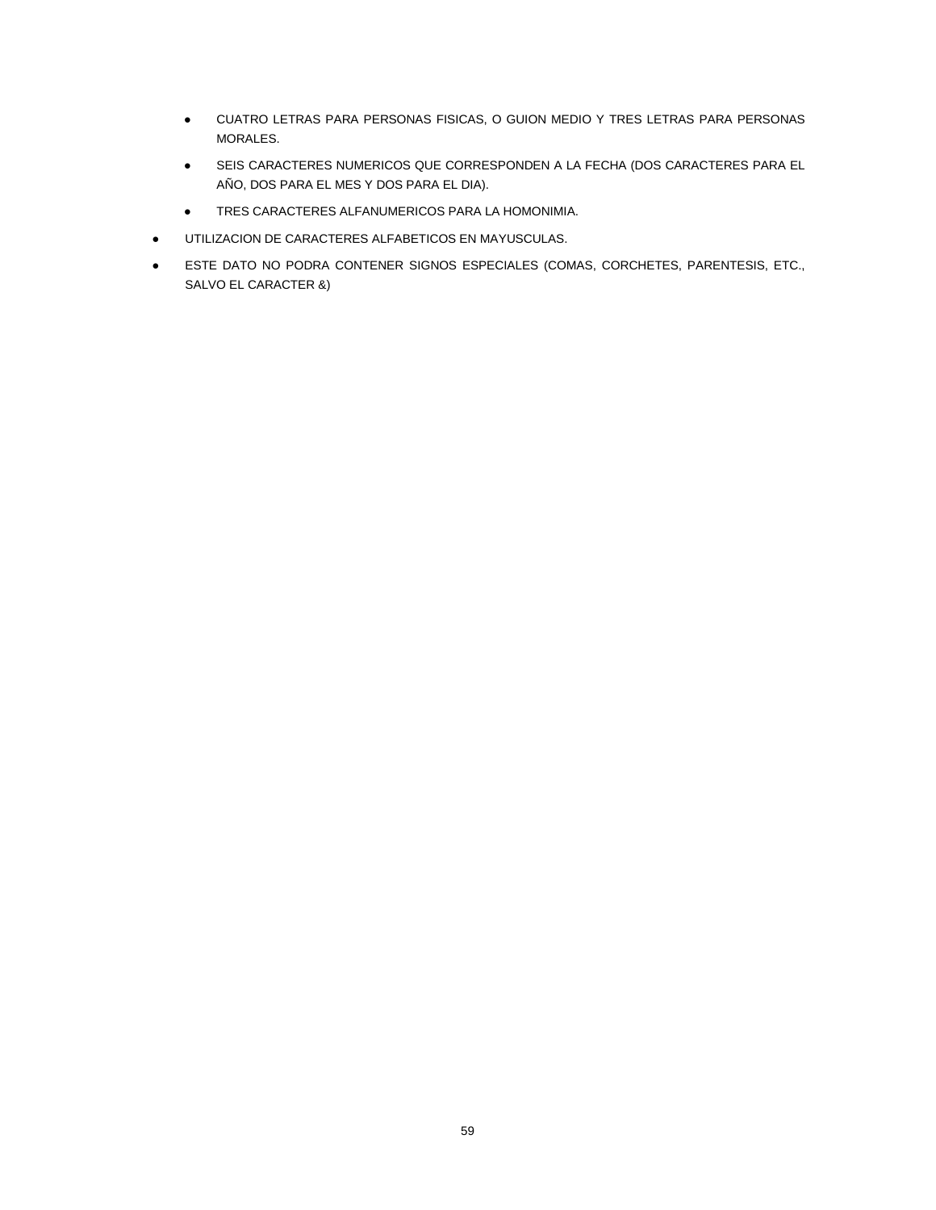- CUATRO LETRAS PARA PERSONAS FISICAS, O GUION MEDIO Y TRES LETRAS PARA PERSONAS MORALES.
  - SEIS CARACTERES NUMERICOS QUE CORRESPONDEN A LA FECHA (DOS CARACTERES PARA EL AÑO, DOS PARA EL MES Y DOS PARA EL DIA).
  - TRES CARACTERES ALFANUMERICOS PARA LA HOMONIMIA.
- UTILIZACION DE CARACTERES ALFABETICOS EN MAYUSCULAS.
- ESTE DATO NO PODRA CONTENER SIGNOS ESPECIALES (COMAS, CORCHETES, PARENTESIS, ETC., SALVO EL CARACTER &)